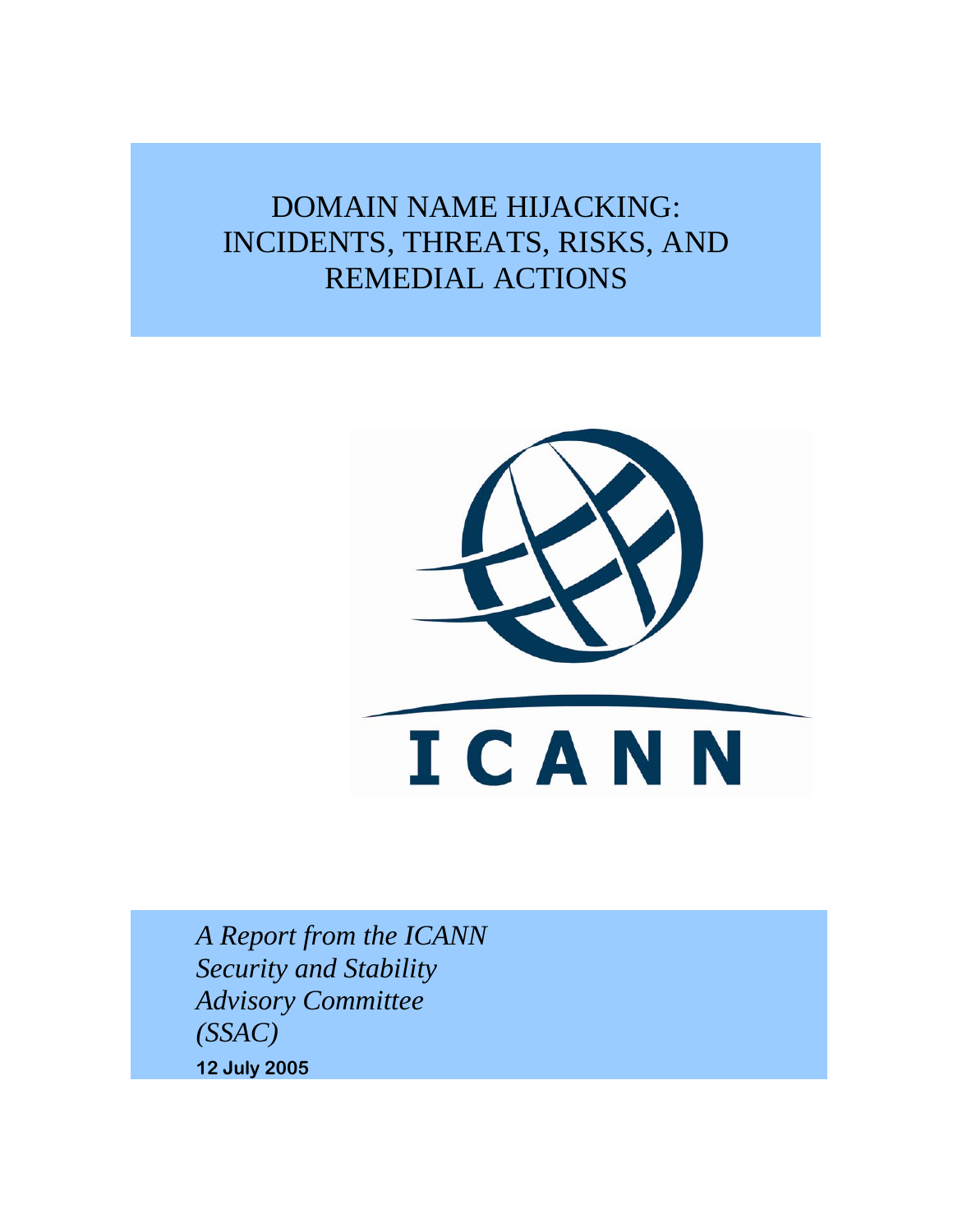# DOMAIN NAME HIJACKING: INCIDENTS, THREATS, RISKS, AND REMEDIAL ACTIONS

ICANN

*A Report from the ICANN Security and Stability Advisory Committee (SSAC)*

**12 July 2005**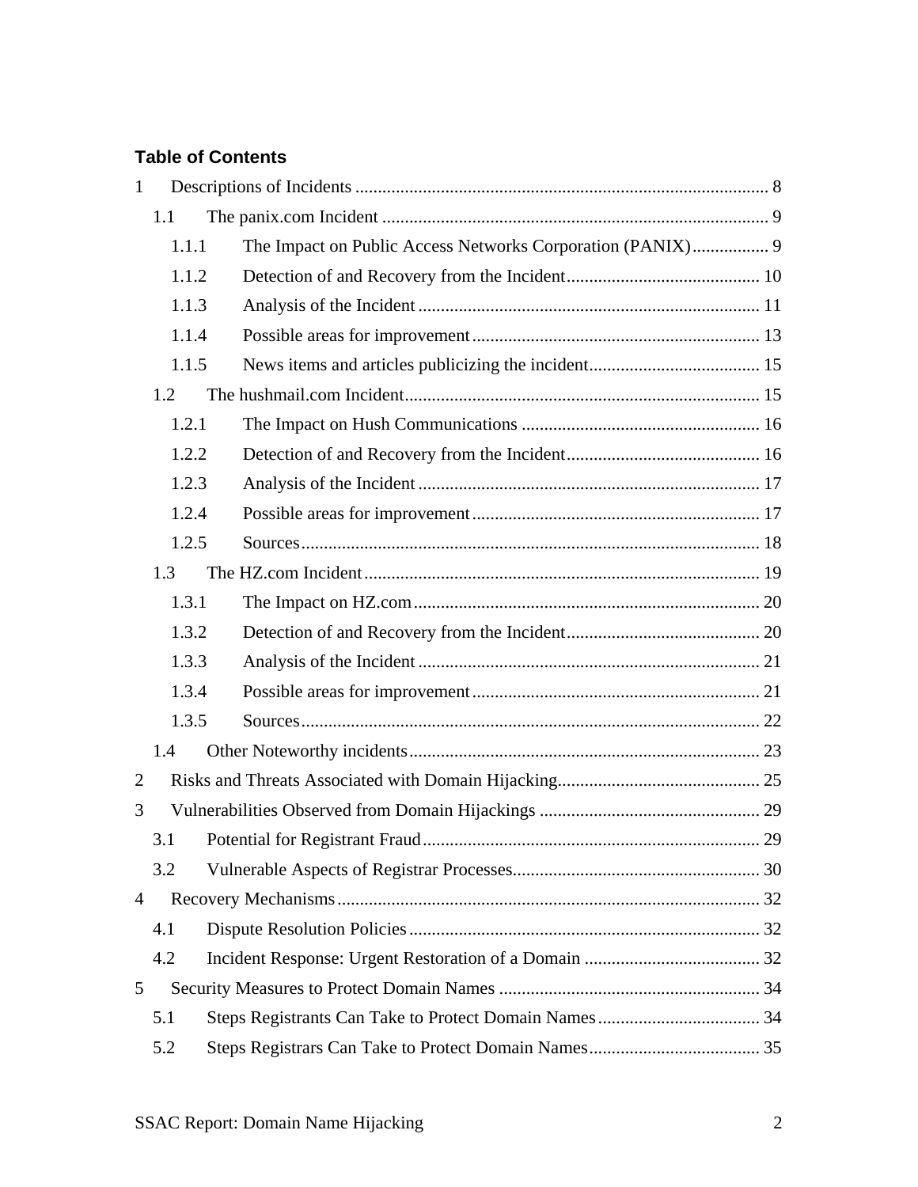**Table of Contents**

1 Descriptions of Incidents ........................................................................................... 8
  1.1 The panix.com Incident ...................................................................................... 9
    1.1.1 The Impact on Public Access Networks Corporation (PANIX) ................. 9
    1.1.2 Detection of and Recovery from the Incident ........................................... 10
    1.1.3 Analysis of the Incident ............................................................................ 11
    1.1.4 Possible areas for improvement ................................................................ 13
    1.1.5 News items and articles publicizing the incident ...................................... 15
  1.2 The hushmail.com Incident ............................................................................... 15
    1.2.1 The Impact on Hush Communications ..................................................... 16
    1.2.2 Detection of and Recovery from the Incident ........................................... 16
    1.2.3 Analysis of the Incident ............................................................................ 17
    1.2.4 Possible areas for improvement ................................................................ 17
    1.2.5 Sources ...................................................................................................... 18
  1.3 The HZ.com Incident ........................................................................................ 19
    1.3.1 The Impact on HZ.com ............................................................................. 20
    1.3.2 Detection of and Recovery from the Incident ........................................... 20
    1.3.3 Analysis of the Incident ............................................................................ 21
    1.3.4 Possible areas for improvement ................................................................ 21
    1.3.5 Sources ...................................................................................................... 22
  1.4 Other Noteworthy incidents .............................................................................. 23
2 Risks and Threats Associated with Domain Hijacking ............................................. 25
3 Vulnerabilities Observed from Domain Hijackings ................................................. 29
  3.1 Potential for Registrant Fraud ........................................................................... 29
  3.2 Vulnerable Aspects of Registrar Processes ....................................................... 30
4 Recovery Mechanisms ............................................................................................. 32
  4.1 Dispute Resolution Policies .............................................................................. 32
  4.2 Incident Response: Urgent Restoration of a Domain ....................................... 32
5 Security Measures to Protect Domain Names .......................................................... 34
  5.1 Steps Registrants Can Take to Protect Domain Names .................................... 34
  5.2 Steps Registrars Can Take to Protect Domain Names ...................................... 35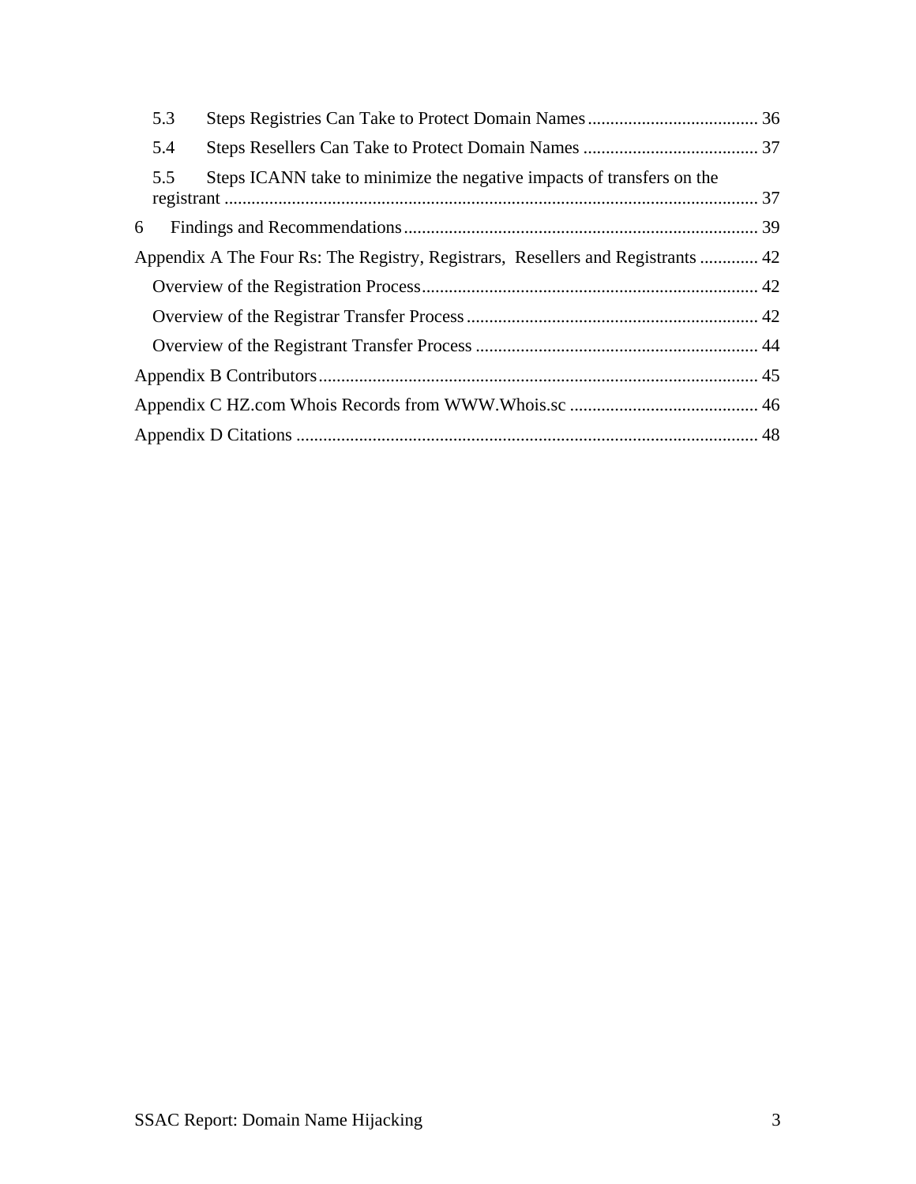5.3 Steps Registries Can Take to Protect Domain Names ...................................... 36

5.4 Steps Resellers Can Take to Protect Domain Names ....................................... 37

5.5 Steps ICANN take to minimize the negative impacts of transfers on the registrant ........................................................................................................................ 37

6 Findings and Recommendations ............................................................................... 39

Appendix A The Four Rs: The Registry, Registrars, Resellers and Registrants ............. 42

Overview of the Registration Process ........................................................................... 42

Overview of the Registrar Transfer Process ................................................................. 42

Overview of the Registrant Transfer Process ............................................................... 44

Appendix B Contributors .................................................................................................. 45

Appendix C HZ.com Whois Records from WWW.Whois.sc .......................................... 46

Appendix D Citations ....................................................................................................... 48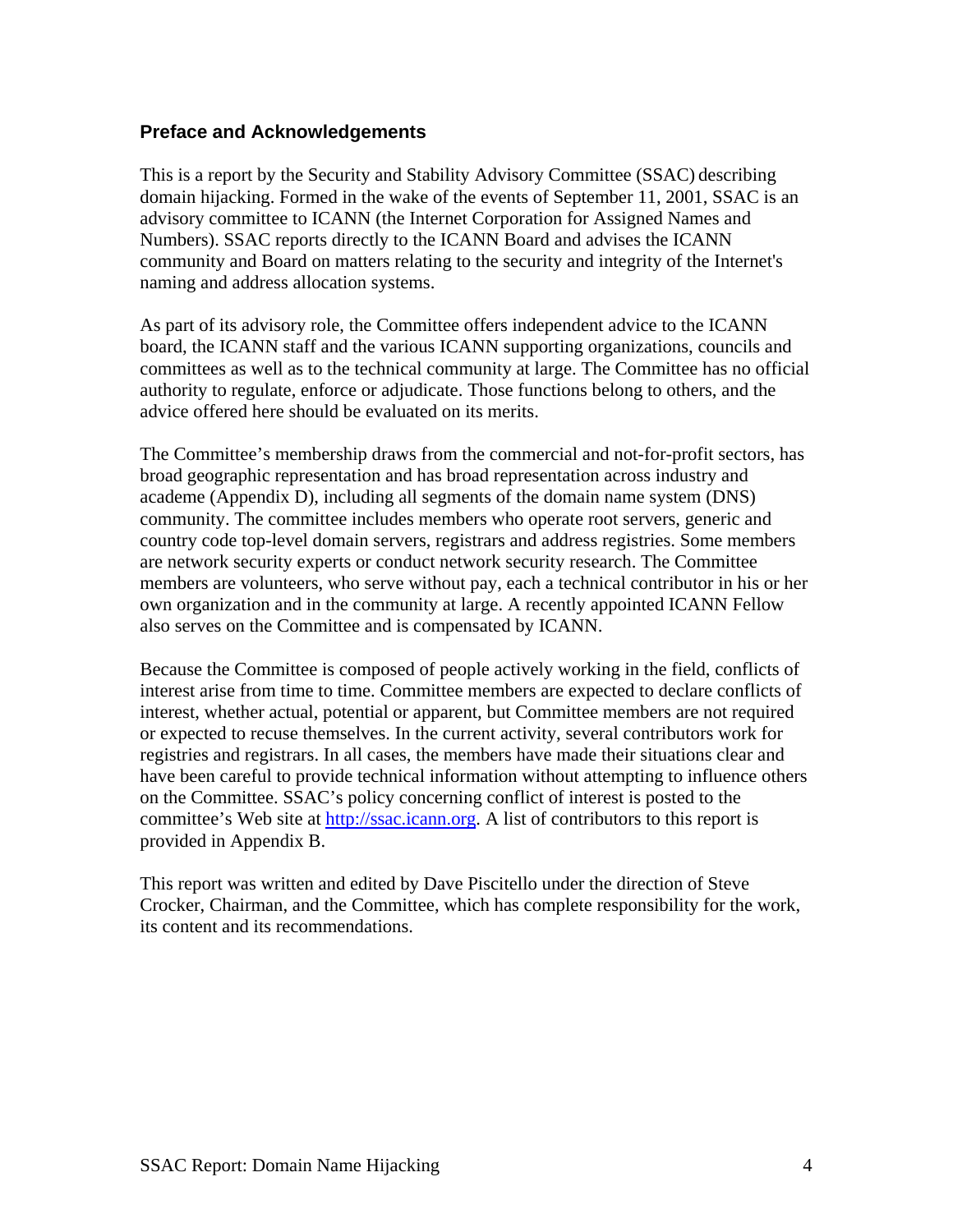## Preface and Acknowledgements

This is a report by the Security and Stability Advisory Committee (SSAC) describing domain hijacking. Formed in the wake of the events of September 11, 2001, SSAC is an advisory committee to ICANN (the Internet Corporation for Assigned Names and Numbers). SSAC reports directly to the ICANN Board and advises the ICANN community and Board on matters relating to the security and integrity of the Internet's naming and address allocation systems.

As part of its advisory role, the Committee offers independent advice to the ICANN board, the ICANN staff and the various ICANN supporting organizations, councils and committees as well as to the technical community at large. The Committee has no official authority to regulate, enforce or adjudicate. Those functions belong to others, and the advice offered here should be evaluated on its merits.

The Committee's membership draws from the commercial and not-for-profit sectors, has broad geographic representation and has broad representation across industry and academe (Appendix D), including all segments of the domain name system (DNS) community. The committee includes members who operate root servers, generic and country code top-level domain servers, registrars and address registries. Some members are network security experts or conduct network security research. The Committee members are volunteers, who serve without pay, each a technical contributor in his or her own organization and in the community at large. A recently appointed ICANN Fellow also serves on the Committee and is compensated by ICANN.

Because the Committee is composed of people actively working in the field, conflicts of interest arise from time to time. Committee members are expected to declare conflicts of interest, whether actual, potential or apparent, but Committee members are not required or expected to recuse themselves. In the current activity, several contributors work for registries and registrars. In all cases, the members have made their situations clear and have been careful to provide technical information without attempting to influence others on the Committee. SSAC's policy concerning conflict of interest is posted to the committee's Web site at [http://ssac.icann.org](http://ssac.icann.org). A list of contributors to this report is provided in Appendix B.

This report was written and edited by Dave Piscitello under the direction of Steve Crocker, Chairman, and the Committee, which has complete responsibility for the work, its content and its recommendations.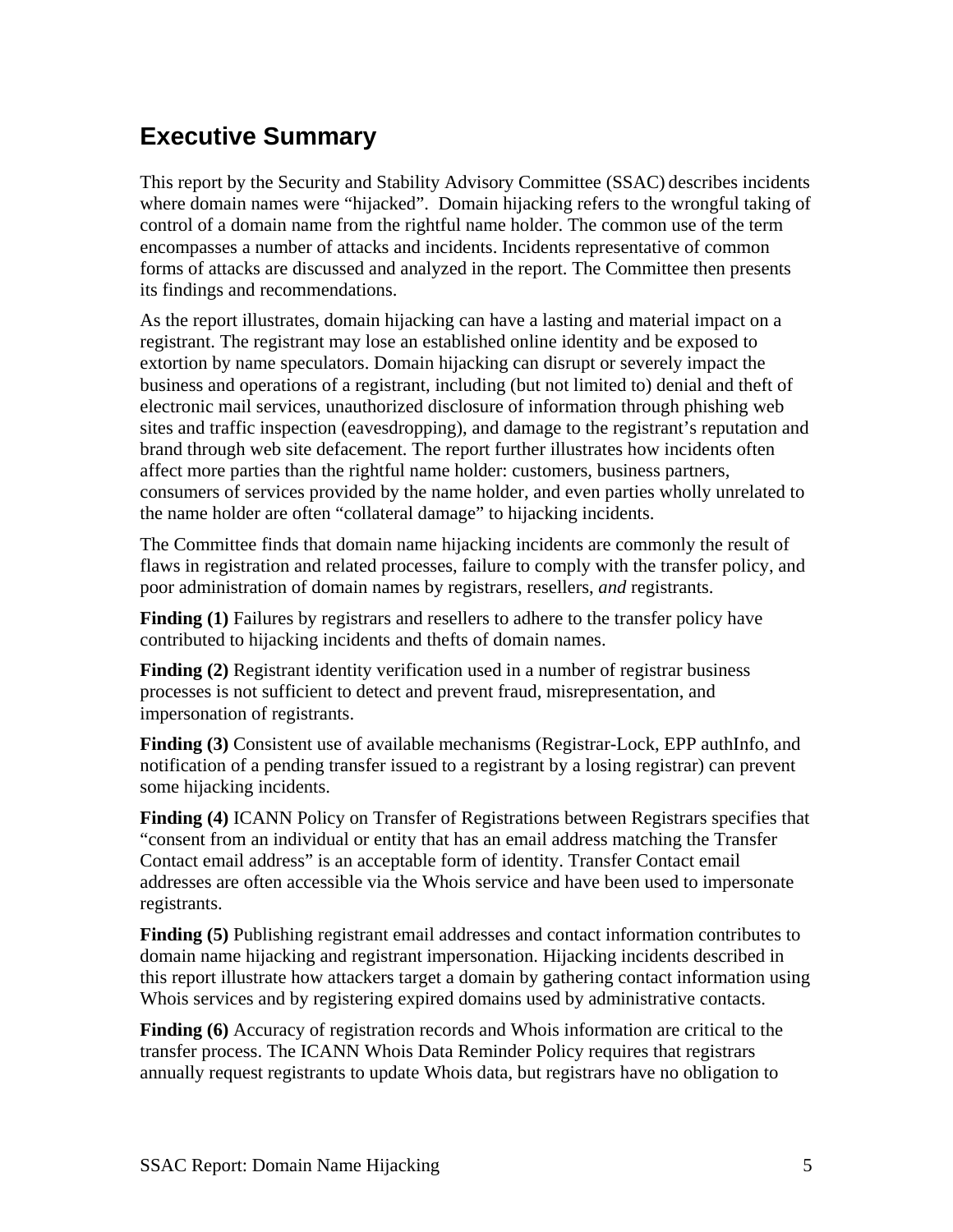## Executive Summary

This report by the Security and Stability Advisory Committee (SSAC) describes incidents where domain names were "hijacked". Domain hijacking refers to the wrongful taking of control of a domain name from the rightful name holder. The common use of the term encompasses a number of attacks and incidents. Incidents representative of common forms of attacks are discussed and analyzed in the report. The Committee then presents its findings and recommendations.

As the report illustrates, domain hijacking can have a lasting and material impact on a registrant. The registrant may lose an established online identity and be exposed to extortion by name speculators. Domain hijacking can disrupt or severely impact the business and operations of a registrant, including (but not limited to) denial and theft of electronic mail services, unauthorized disclosure of information through phishing web sites and traffic inspection (eavesdropping), and damage to the registrant's reputation and brand through web site defacement. The report further illustrates how incidents often affect more parties than the rightful name holder: customers, business partners, consumers of services provided by the name holder, and even parties wholly unrelated to the name holder are often "collateral damage" to hijacking incidents.

The Committee finds that domain name hijacking incidents are commonly the result of flaws in registration and related processes, failure to comply with the transfer policy, and poor administration of domain names by registrars, resellers, *and* registrants.

**Finding (1)** Failures by registrars and resellers to adhere to the transfer policy have contributed to hijacking incidents and thefts of domain names.

**Finding (2)** Registrant identity verification used in a number of registrar business processes is not sufficient to detect and prevent fraud, misrepresentation, and impersonation of registrants.

**Finding (3)** Consistent use of available mechanisms (Registrar-Lock, EPP authInfo, and notification of a pending transfer issued to a registrant by a losing registrar) can prevent some hijacking incidents.

**Finding (4)** ICANN Policy on Transfer of Registrations between Registrars specifies that "consent from an individual or entity that has an email address matching the Transfer Contact email address" is an acceptable form of identity. Transfer Contact email addresses are often accessible via the Whois service and have been used to impersonate registrants.

**Finding (5)** Publishing registrant email addresses and contact information contributes to domain name hijacking and registrant impersonation. Hijacking incidents described in this report illustrate how attackers target a domain by gathering contact information using Whois services and by registering expired domains used by administrative contacts.

**Finding (6)** Accuracy of registration records and Whois information are critical to the transfer process. The ICANN Whois Data Reminder Policy requires that registrars annually request registrants to update Whois data, but registrars have no obligation to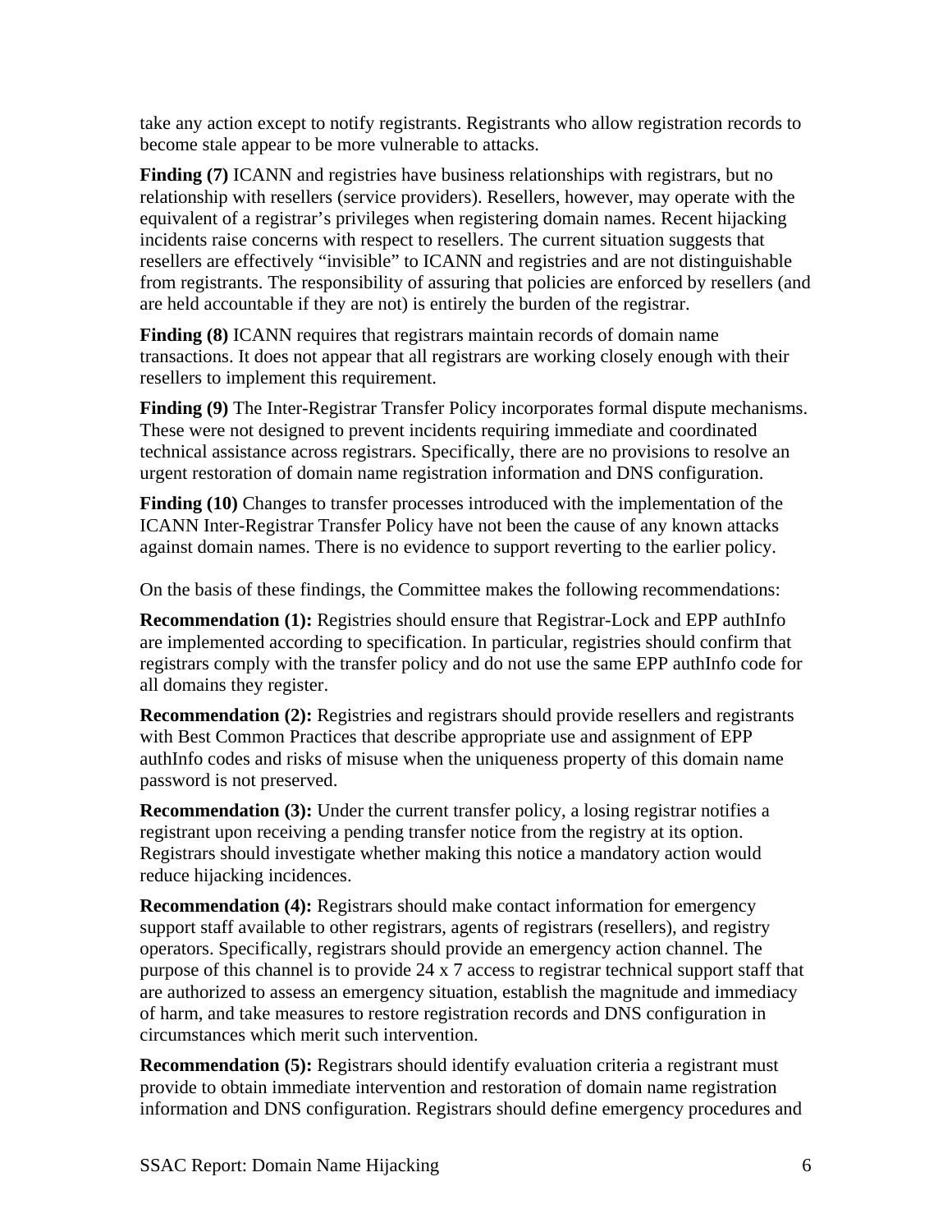take any action except to notify registrants. Registrants who allow registration records to become stale appear to be more vulnerable to attacks.

**Finding (7)** ICANN and registries have business relationships with registrars, but no relationship with resellers (service providers). Resellers, however, may operate with the equivalent of a registrar's privileges when registering domain names. Recent hijacking incidents raise concerns with respect to resellers. The current situation suggests that resellers are effectively "invisible" to ICANN and registries and are not distinguishable from registrants. The responsibility of assuring that policies are enforced by resellers (and are held accountable if they are not) is entirely the burden of the registrar.

**Finding (8)** ICANN requires that registrars maintain records of domain name transactions. It does not appear that all registrars are working closely enough with their resellers to implement this requirement.

**Finding (9)** The Inter-Registrar Transfer Policy incorporates formal dispute mechanisms. These were not designed to prevent incidents requiring immediate and coordinated technical assistance across registrars. Specifically, there are no provisions to resolve an urgent restoration of domain name registration information and DNS configuration.

**Finding (10)** Changes to transfer processes introduced with the implementation of the ICANN Inter-Registrar Transfer Policy have not been the cause of any known attacks against domain names. There is no evidence to support reverting to the earlier policy.

On the basis of these findings, the Committee makes the following recommendations:

**Recommendation (1):** Registries should ensure that Registrar-Lock and EPP authInfo are implemented according to specification. In particular, registries should confirm that registrars comply with the transfer policy and do not use the same EPP authInfo code for all domains they register.

**Recommendation (2):** Registries and registrars should provide resellers and registrants with Best Common Practices that describe appropriate use and assignment of EPP authInfo codes and risks of misuse when the uniqueness property of this domain name password is not preserved.

**Recommendation (3):** Under the current transfer policy, a losing registrar notifies a registrant upon receiving a pending transfer notice from the registry at its option. Registrars should investigate whether making this notice a mandatory action would reduce hijacking incidences.

**Recommendation (4):** Registrars should make contact information for emergency support staff available to other registrars, agents of registrars (resellers), and registry operators. Specifically, registrars should provide an emergency action channel. The purpose of this channel is to provide 24 x 7 access to registrar technical support staff that are authorized to assess an emergency situation, establish the magnitude and immediacy of harm, and take measures to restore registration records and DNS configuration in circumstances which merit such intervention.

**Recommendation (5):** Registrars should identify evaluation criteria a registrant must provide to obtain immediate intervention and restoration of domain name registration information and DNS configuration. Registrars should define emergency procedures and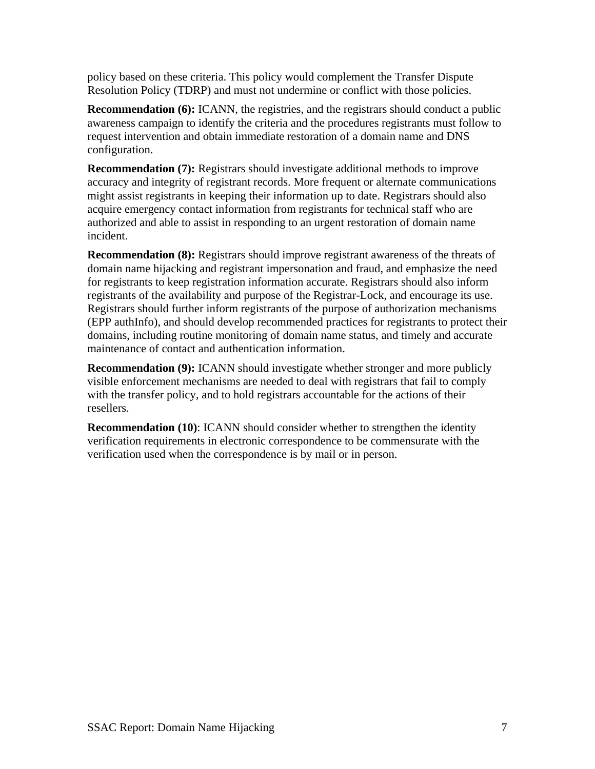policy based on these criteria. This policy would complement the Transfer Dispute Resolution Policy (TDRP) and must not undermine or conflict with those policies.

**Recommendation (6):** ICANN, the registries, and the registrars should conduct a public awareness campaign to identify the criteria and the procedures registrants must follow to request intervention and obtain immediate restoration of a domain name and DNS configuration.

**Recommendation (7):** Registrars should investigate additional methods to improve accuracy and integrity of registrant records. More frequent or alternate communications might assist registrants in keeping their information up to date. Registrars should also acquire emergency contact information from registrants for technical staff who are authorized and able to assist in responding to an urgent restoration of domain name incident.

**Recommendation (8):** Registrars should improve registrant awareness of the threats of domain name hijacking and registrant impersonation and fraud, and emphasize the need for registrants to keep registration information accurate. Registrars should also inform registrants of the availability and purpose of the Registrar-Lock, and encourage its use. Registrars should further inform registrants of the purpose of authorization mechanisms (EPP authInfo), and should develop recommended practices for registrants to protect their domains, including routine monitoring of domain name status, and timely and accurate maintenance of contact and authentication information.

**Recommendation (9):** ICANN should investigate whether stronger and more publicly visible enforcement mechanisms are needed to deal with registrars that fail to comply with the transfer policy, and to hold registrars accountable for the actions of their resellers.

**Recommendation (10)**: ICANN should consider whether to strengthen the identity verification requirements in electronic correspondence to be commensurate with the verification used when the correspondence is by mail or in person.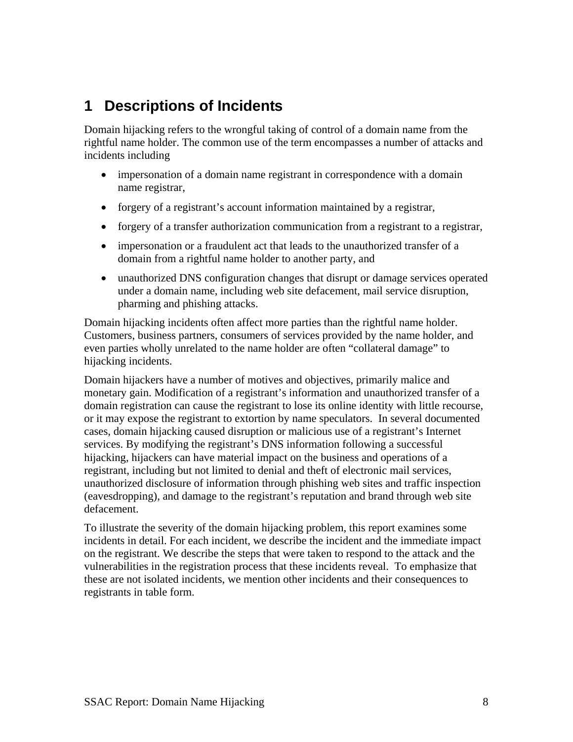# 1 Descriptions of Incidents

Domain hijacking refers to the wrongful taking of control of a domain name from the rightful name holder. The common use of the term encompasses a number of attacks and incidents including

- impersonation of a domain name registrant in correspondence with a domain name registrar,
- forgery of a registrant's account information maintained by a registrar,
- forgery of a transfer authorization communication from a registrant to a registrar,
- impersonation or a fraudulent act that leads to the unauthorized transfer of a domain from a rightful name holder to another party, and
- unauthorized DNS configuration changes that disrupt or damage services operated under a domain name, including web site defacement, mail service disruption, pharming and phishing attacks.

Domain hijacking incidents often affect more parties than the rightful name holder. Customers, business partners, consumers of services provided by the name holder, and even parties wholly unrelated to the name holder are often "collateral damage" to hijacking incidents.

Domain hijackers have a number of motives and objectives, primarily malice and monetary gain. Modification of a registrant's information and unauthorized transfer of a domain registration can cause the registrant to lose its online identity with little recourse, or it may expose the registrant to extortion by name speculators. In several documented cases, domain hijacking caused disruption or malicious use of a registrant's Internet services. By modifying the registrant's DNS information following a successful hijacking, hijackers can have material impact on the business and operations of a registrant, including but not limited to denial and theft of electronic mail services, unauthorized disclosure of information through phishing web sites and traffic inspection (eavesdropping), and damage to the registrant's reputation and brand through web site defacement.

To illustrate the severity of the domain hijacking problem, this report examines some incidents in detail. For each incident, we describe the incident and the immediate impact on the registrant. We describe the steps that were taken to respond to the attack and the vulnerabilities in the registration process that these incidents reveal. To emphasize that these are not isolated incidents, we mention other incidents and their consequences to registrants in table form.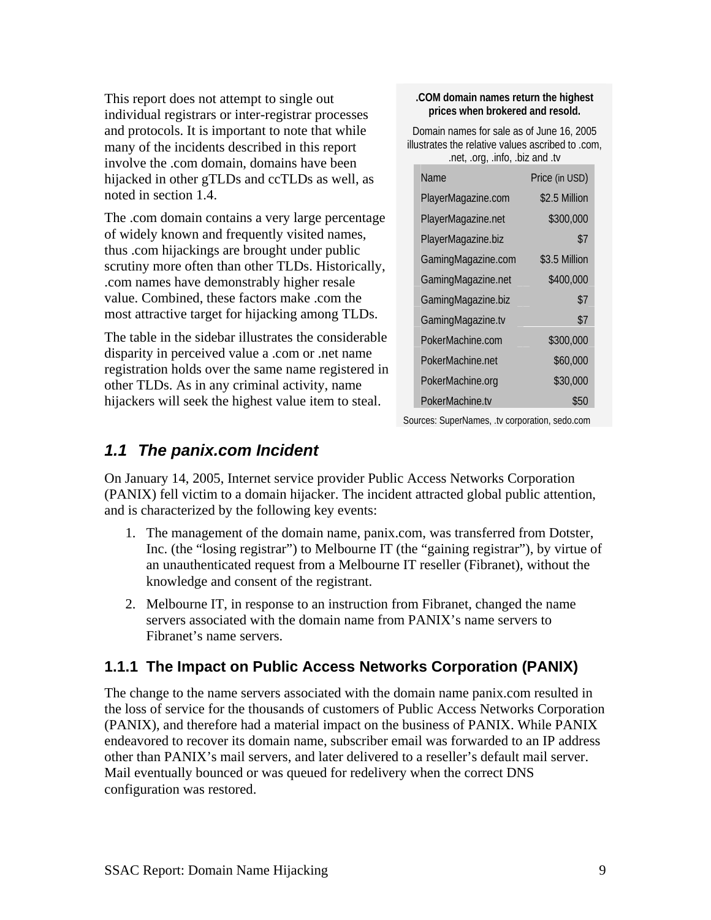This report does not attempt to single out individual registrars or inter-registrar processes and protocols. It is important to note that while many of the incidents described in this report involve the .com domain, domains have been hijacked in other gTLDs and ccTLDs as well, as noted in section 1.4.

The .com domain contains a very large percentage of widely known and frequently visited names, thus .com hijackings are brought under public scrutiny more often than other TLDs. Historically, .com names have demonstrably higher resale value. Combined, these factors make .com the most attractive target for hijacking among TLDs.

The table in the sidebar illustrates the considerable disparity in perceived value a .com or .net name registration holds over the same name registered in other TLDs. As in any criminal activity, name hijackers will seek the highest value item to steal.

**.COM domain names return the highest prices when brokered and resold.**

Domain names for sale as of June 16, 2005 illustrates the relative values ascribed to .com, .net, .org, .info, .biz and .tv

| Name | Price (in USD) |
|---|---|
| PlayerMagazine.com | $2.5 Million |
| PlayerMagazine.net | $300,000 |
| PlayerMagazine.biz | $7 |
| GamingMagazine.com | $3.5 Million |
| GamingMagazine.net | $400,000 |
| GamingMagazine.biz | $7 |
| GamingMagazine.tv | $7 |
| PokerMachine.com | $300,000 |
| PokerMachine.net | $60,000 |
| PokerMachine.org | $30,000 |
| PokerMachine.tv | $50 |

Sources: SuperNames, .tv corporation, sedo.com

## *1.1 The panix.com Incident*

On January 14, 2005, Internet service provider Public Access Networks Corporation (PANIX) fell victim to a domain hijacker. The incident attracted global public attention, and is characterized by the following key events:

1. The management of the domain name, panix.com, was transferred from Dotster, Inc. (the "losing registrar") to Melbourne IT (the "gaining registrar"), by virtue of an unauthenticated request from a Melbourne IT reseller (Fibranet), without the knowledge and consent of the registrant.
2. Melbourne IT, in response to an instruction from Fibranet, changed the name servers associated with the domain name from PANIX's name servers to Fibranet's name servers.

### 1.1.1 The Impact on Public Access Networks Corporation (PANIX)

The change to the name servers associated with the domain name panix.com resulted in the loss of service for the thousands of customers of Public Access Networks Corporation (PANIX), and therefore had a material impact on the business of PANIX. While PANIX endeavored to recover its domain name, subscriber email was forwarded to an IP address other than PANIX's mail servers, and later delivered to a reseller's default mail server. Mail eventually bounced or was queued for redelivery when the correct DNS configuration was restored.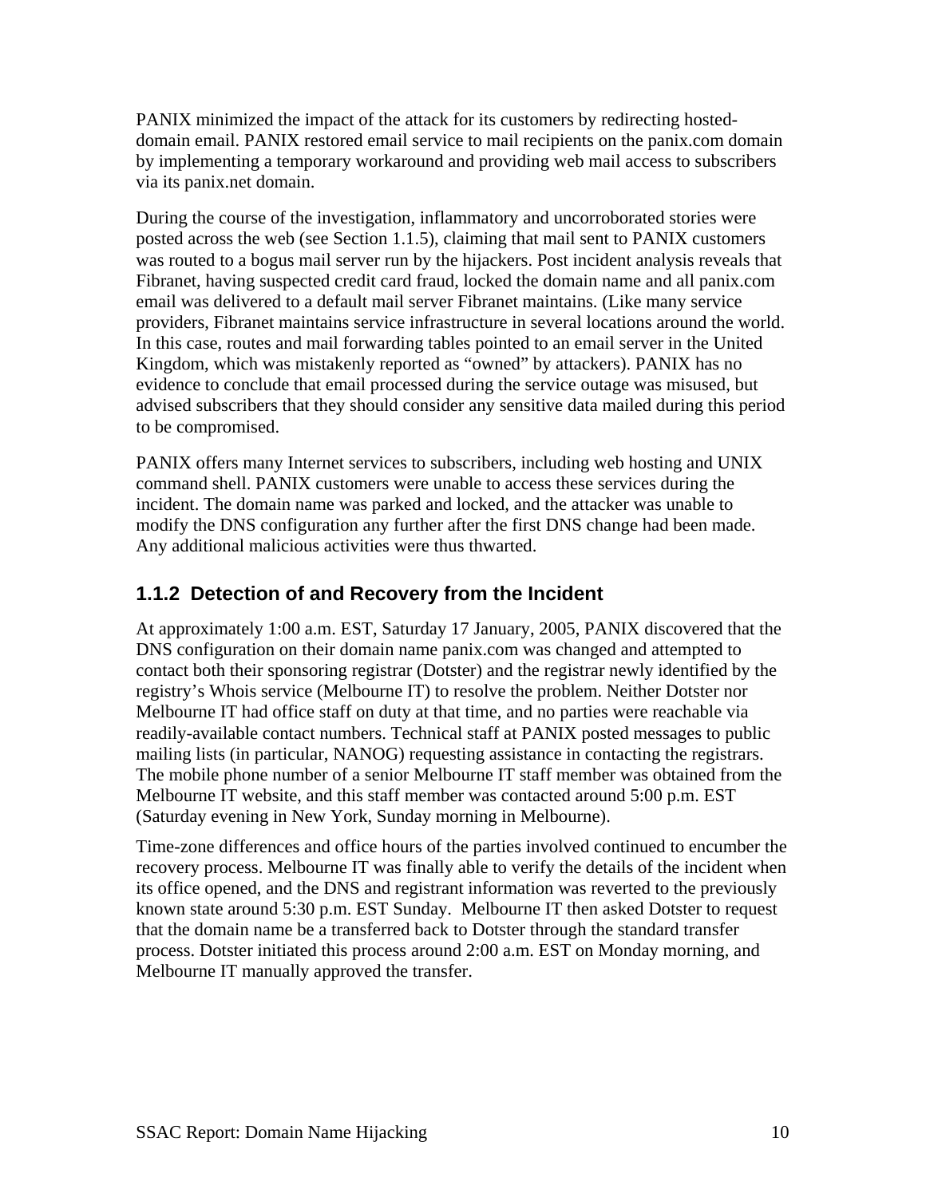PANIX minimized the impact of the attack for its customers by redirecting hosted-domain email. PANIX restored email service to mail recipients on the panix.com domain by implementing a temporary workaround and providing web mail access to subscribers via its panix.net domain.

During the course of the investigation, inflammatory and uncorroborated stories were posted across the web (see Section 1.1.5), claiming that mail sent to PANIX customers was routed to a bogus mail server run by the hijackers. Post incident analysis reveals that Fibranet, having suspected credit card fraud, locked the domain name and all panix.com email was delivered to a default mail server Fibranet maintains. (Like many service providers, Fibranet maintains service infrastructure in several locations around the world. In this case, routes and mail forwarding tables pointed to an email server in the United Kingdom, which was mistakenly reported as "owned" by attackers). PANIX has no evidence to conclude that email processed during the service outage was misused, but advised subscribers that they should consider any sensitive data mailed during this period to be compromised.

PANIX offers many Internet services to subscribers, including web hosting and UNIX command shell. PANIX customers were unable to access these services during the incident. The domain name was parked and locked, and the attacker was unable to modify the DNS configuration any further after the first DNS change had been made. Any additional malicious activities were thus thwarted.

### 1.1.2 Detection of and Recovery from the Incident

At approximately 1:00 a.m. EST, Saturday 17 January, 2005, PANIX discovered that the DNS configuration on their domain name panix.com was changed and attempted to contact both their sponsoring registrar (Dotster) and the registrar newly identified by the registry's Whois service (Melbourne IT) to resolve the problem. Neither Dotster nor Melbourne IT had office staff on duty at that time, and no parties were reachable via readily-available contact numbers. Technical staff at PANIX posted messages to public mailing lists (in particular, NANOG) requesting assistance in contacting the registrars. The mobile phone number of a senior Melbourne IT staff member was obtained from the Melbourne IT website, and this staff member was contacted around 5:00 p.m. EST (Saturday evening in New York, Sunday morning in Melbourne).

Time-zone differences and office hours of the parties involved continued to encumber the recovery process. Melbourne IT was finally able to verify the details of the incident when its office opened, and the DNS and registrant information was reverted to the previously known state around 5:30 p.m. EST Sunday. Melbourne IT then asked Dotster to request that the domain name be a transferred back to Dotster through the standard transfer process. Dotster initiated this process around 2:00 a.m. EST on Monday morning, and Melbourne IT manually approved the transfer.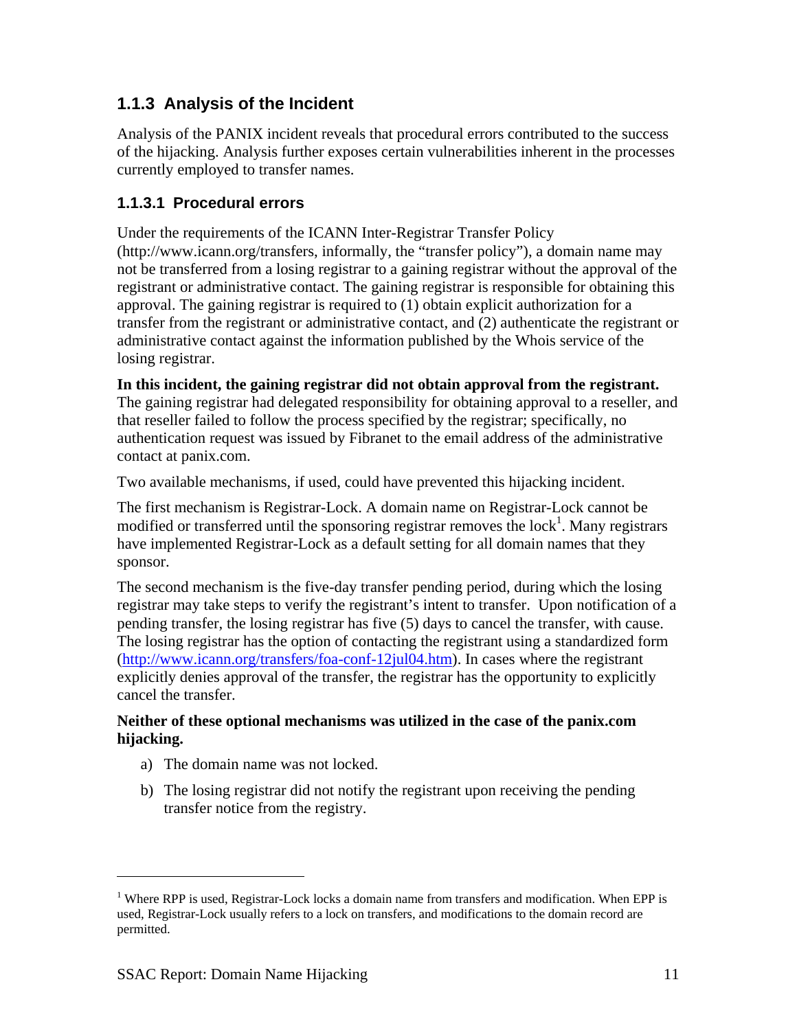### 1.1.3 Analysis of the Incident

Analysis of the PANIX incident reveals that procedural errors contributed to the success of the hijacking. Analysis further exposes certain vulnerabilities inherent in the processes currently employed to transfer names.

#### 1.1.3.1 Procedural errors

Under the requirements of the ICANN Inter-Registrar Transfer Policy (http://www.icann.org/transfers, informally, the "transfer policy"), a domain name may not be transferred from a losing registrar to a gaining registrar without the approval of the registrant or administrative contact. The gaining registrar is responsible for obtaining this approval. The gaining registrar is required to (1) obtain explicit authorization for a transfer from the registrant or administrative contact, and (2) authenticate the registrant or administrative contact against the information published by the Whois service of the losing registrar.

**In this incident, the gaining registrar did not obtain approval from the registrant.** The gaining registrar had delegated responsibility for obtaining approval to a reseller, and that reseller failed to follow the process specified by the registrar; specifically, no authentication request was issued by Fibranet to the email address of the administrative contact at panix.com.

Two available mechanisms, if used, could have prevented this hijacking incident.

The first mechanism is Registrar-Lock. A domain name on Registrar-Lock cannot be modified or transferred until the sponsoring registrar removes the lock[1]. Many registrars have implemented Registrar-Lock as a default setting for all domain names that they sponsor.

The second mechanism is the five-day transfer pending period, during which the losing registrar may take steps to verify the registrant's intent to transfer. Upon notification of a pending transfer, the losing registrar has five (5) days to cancel the transfer, with cause. The losing registrar has the option of contacting the registrant using a standardized form (http://www.icann.org/transfers/foa-conf-12jul04.htm). In cases where the registrant explicitly denies approval of the transfer, the registrar has the opportunity to explicitly cancel the transfer.

**Neither of these optional mechanisms was utilized in the case of the panix.com hijacking.**

a) The domain name was not locked.

b) The losing registrar did not notify the registrant upon receiving the pending transfer notice from the registry.

---

[1] Where RPP is used, Registrar-Lock locks a domain name from transfers and modification. When EPP is used, Registrar-Lock usually refers to a lock on transfers, and modifications to the domain record are permitted.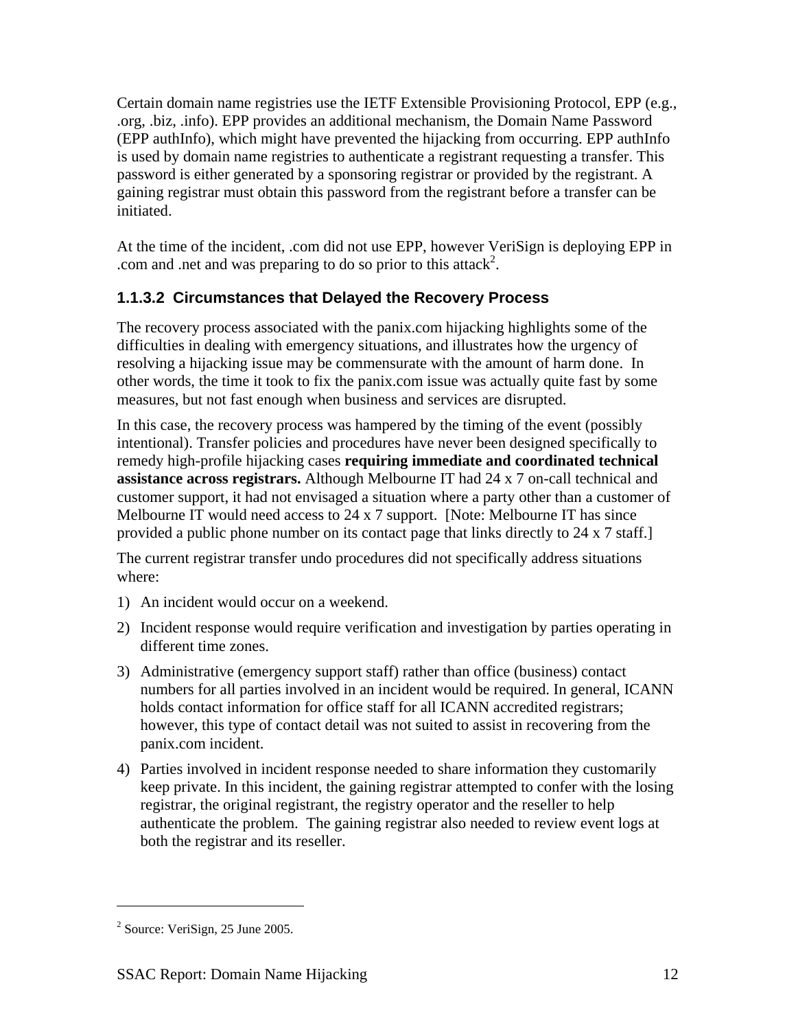Certain domain name registries use the IETF Extensible Provisioning Protocol, EPP (e.g., .org, .biz, .info). EPP provides an additional mechanism, the Domain Name Password (EPP authInfo), which might have prevented the hijacking from occurring. EPP authInfo is used by domain name registries to authenticate a registrant requesting a transfer. This password is either generated by a sponsoring registrar or provided by the registrant. A gaining registrar must obtain this password from the registrant before a transfer can be initiated.

At the time of the incident, .com did not use EPP, however VeriSign is deploying EPP in .com and .net and was preparing to do so prior to this attack[2].

#### 1.1.3.2 Circumstances that Delayed the Recovery Process

The recovery process associated with the panix.com hijacking highlights some of the difficulties in dealing with emergency situations, and illustrates how the urgency of resolving a hijacking issue may be commensurate with the amount of harm done. In other words, the time it took to fix the panix.com issue was actually quite fast by some measures, but not fast enough when business and services are disrupted.

In this case, the recovery process was hampered by the timing of the event (possibly intentional). Transfer policies and procedures have never been designed specifically to remedy high-profile hijacking cases **requiring immediate and coordinated technical assistance across registrars.** Although Melbourne IT had 24 x 7 on-call technical and customer support, it had not envisaged a situation where a party other than a customer of Melbourne IT would need access to 24 x 7 support. [Note: Melbourne IT has since provided a public phone number on its contact page that links directly to 24 x 7 staff.]

The current registrar transfer undo procedures did not specifically address situations where:

1) An incident would occur on a weekend.
2) Incident response would require verification and investigation by parties operating in different time zones.
3) Administrative (emergency support staff) rather than office (business) contact numbers for all parties involved in an incident would be required. In general, ICANN holds contact information for office staff for all ICANN accredited registrars; however, this type of contact detail was not suited to assist in recovering from the panix.com incident.
4) Parties involved in incident response needed to share information they customarily keep private. In this incident, the gaining registrar attempted to confer with the losing registrar, the original registrant, the registry operator and the reseller to help authenticate the problem. The gaining registrar also needed to review event logs at both the registrar and its reseller.

---

[2] Source: VeriSign, 25 June 2005.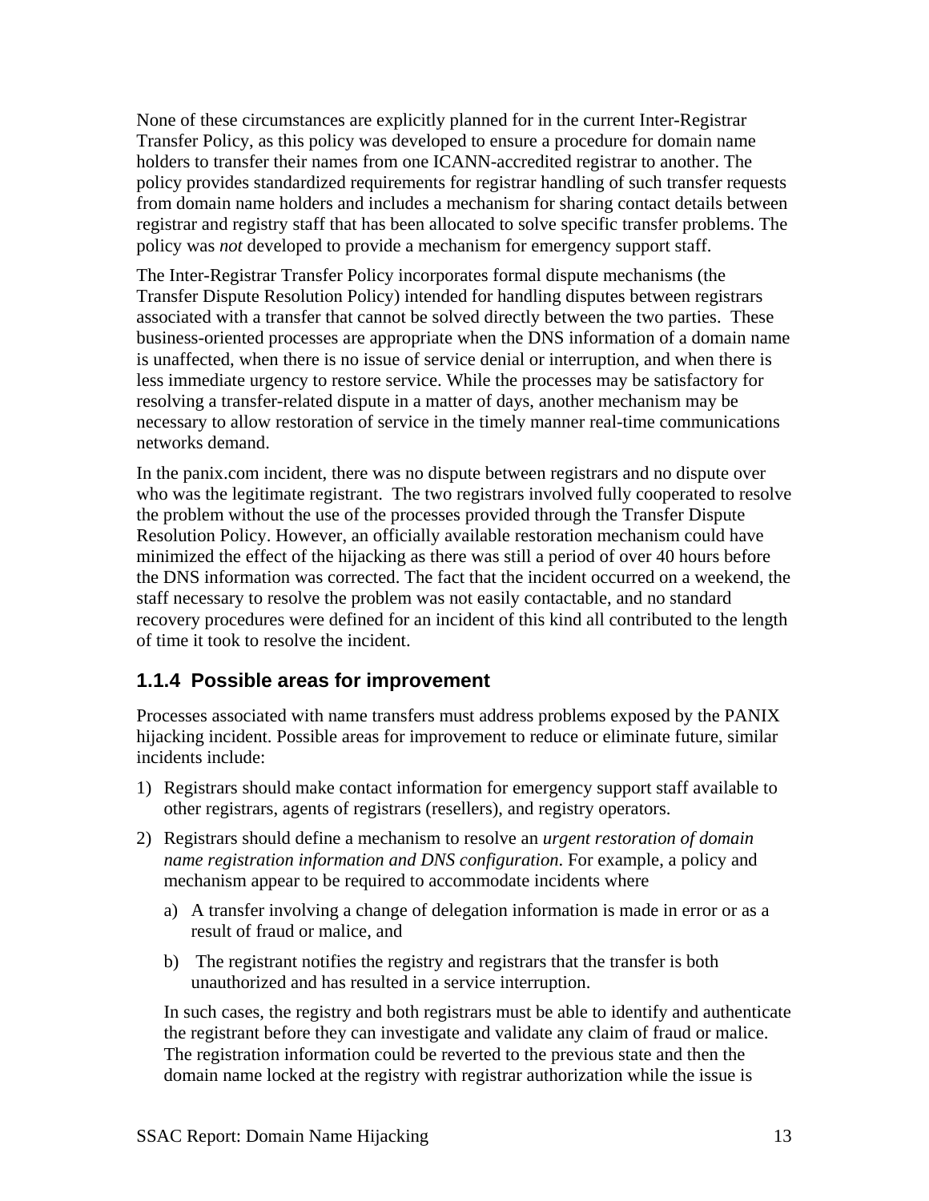None of these circumstances are explicitly planned for in the current Inter-Registrar Transfer Policy, as this policy was developed to ensure a procedure for domain name holders to transfer their names from one ICANN-accredited registrar to another. The policy provides standardized requirements for registrar handling of such transfer requests from domain name holders and includes a mechanism for sharing contact details between registrar and registry staff that has been allocated to solve specific transfer problems. The policy was *not* developed to provide a mechanism for emergency support staff.

The Inter-Registrar Transfer Policy incorporates formal dispute mechanisms (the Transfer Dispute Resolution Policy) intended for handling disputes between registrars associated with a transfer that cannot be solved directly between the two parties. These business-oriented processes are appropriate when the DNS information of a domain name is unaffected, when there is no issue of service denial or interruption, and when there is less immediate urgency to restore service. While the processes may be satisfactory for resolving a transfer-related dispute in a matter of days, another mechanism may be necessary to allow restoration of service in the timely manner real-time communications networks demand.

In the panix.com incident, there was no dispute between registrars and no dispute over who was the legitimate registrant. The two registrars involved fully cooperated to resolve the problem without the use of the processes provided through the Transfer Dispute Resolution Policy. However, an officially available restoration mechanism could have minimized the effect of the hijacking as there was still a period of over 40 hours before the DNS information was corrected. The fact that the incident occurred on a weekend, the staff necessary to resolve the problem was not easily contactable, and no standard recovery procedures were defined for an incident of this kind all contributed to the length of time it took to resolve the incident.

### 1.1.4 Possible areas for improvement

Processes associated with name transfers must address problems exposed by the PANIX hijacking incident. Possible areas for improvement to reduce or eliminate future, similar incidents include:

1) Registrars should make contact information for emergency support staff available to other registrars, agents of registrars (resellers), and registry operators.
2) Registrars should define a mechanism to resolve an *urgent restoration of domain name registration information and DNS configuration*. For example, a policy and mechanism appear to be required to accommodate incidents where
   a) A transfer involving a change of delegation information is made in error or as a result of fraud or malice, and
   b) The registrant notifies the registry and registrars that the transfer is both unauthorized and has resulted in a service interruption.

   In such cases, the registry and both registrars must be able to identify and authenticate the registrant before they can investigate and validate any claim of fraud or malice. The registration information could be reverted to the previous state and then the domain name locked at the registry with registrar authorization while the issue is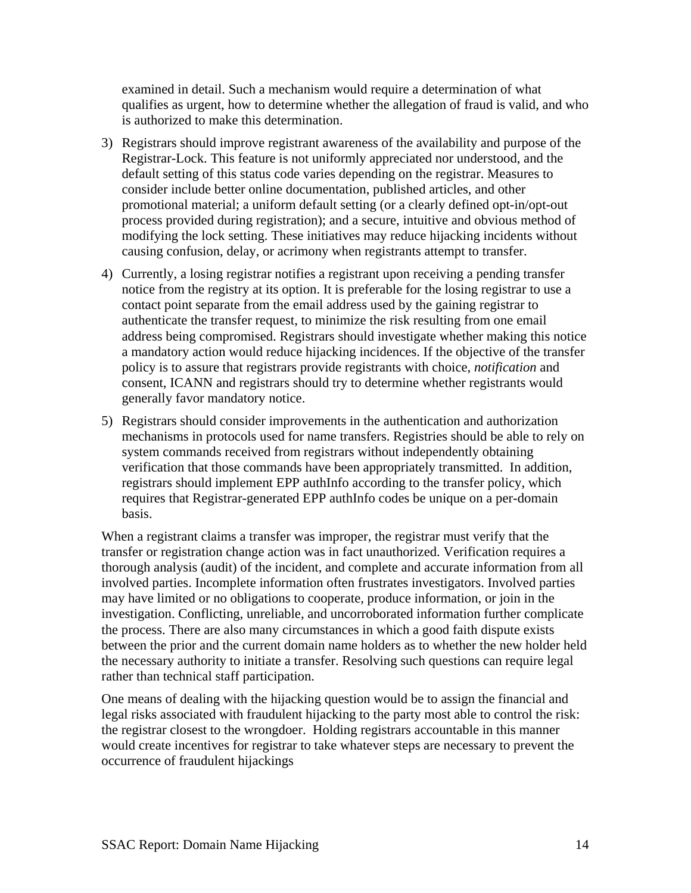examined in detail. Such a mechanism would require a determination of what qualifies as urgent, how to determine whether the allegation of fraud is valid, and who is authorized to make this determination.

3) Registrars should improve registrant awareness of the availability and purpose of the Registrar-Lock. This feature is not uniformly appreciated nor understood, and the default setting of this status code varies depending on the registrar. Measures to consider include better online documentation, published articles, and other promotional material; a uniform default setting (or a clearly defined opt-in/opt-out process provided during registration); and a secure, intuitive and obvious method of modifying the lock setting. These initiatives may reduce hijacking incidents without causing confusion, delay, or acrimony when registrants attempt to transfer.

4) Currently, a losing registrar notifies a registrant upon receiving a pending transfer notice from the registry at its option. It is preferable for the losing registrar to use a contact point separate from the email address used by the gaining registrar to authenticate the transfer request, to minimize the risk resulting from one email address being compromised. Registrars should investigate whether making this notice a mandatory action would reduce hijacking incidences. If the objective of the transfer policy is to assure that registrars provide registrants with choice, *notification* and consent, ICANN and registrars should try to determine whether registrants would generally favor mandatory notice.

5) Registrars should consider improvements in the authentication and authorization mechanisms in protocols used for name transfers. Registries should be able to rely on system commands received from registrars without independently obtaining verification that those commands have been appropriately transmitted. In addition, registrars should implement EPP authInfo according to the transfer policy, which requires that Registrar-generated EPP authInfo codes be unique on a per-domain basis.

When a registrant claims a transfer was improper, the registrar must verify that the transfer or registration change action was in fact unauthorized. Verification requires a thorough analysis (audit) of the incident, and complete and accurate information from all involved parties. Incomplete information often frustrates investigators. Involved parties may have limited or no obligations to cooperate, produce information, or join in the investigation. Conflicting, unreliable, and uncorroborated information further complicate the process. There are also many circumstances in which a good faith dispute exists between the prior and the current domain name holders as to whether the new holder held the necessary authority to initiate a transfer. Resolving such questions can require legal rather than technical staff participation.

One means of dealing with the hijacking question would be to assign the financial and legal risks associated with fraudulent hijacking to the party most able to control the risk: the registrar closest to the wrongdoer. Holding registrars accountable in this manner would create incentives for registrar to take whatever steps are necessary to prevent the occurrence of fraudulent hijackings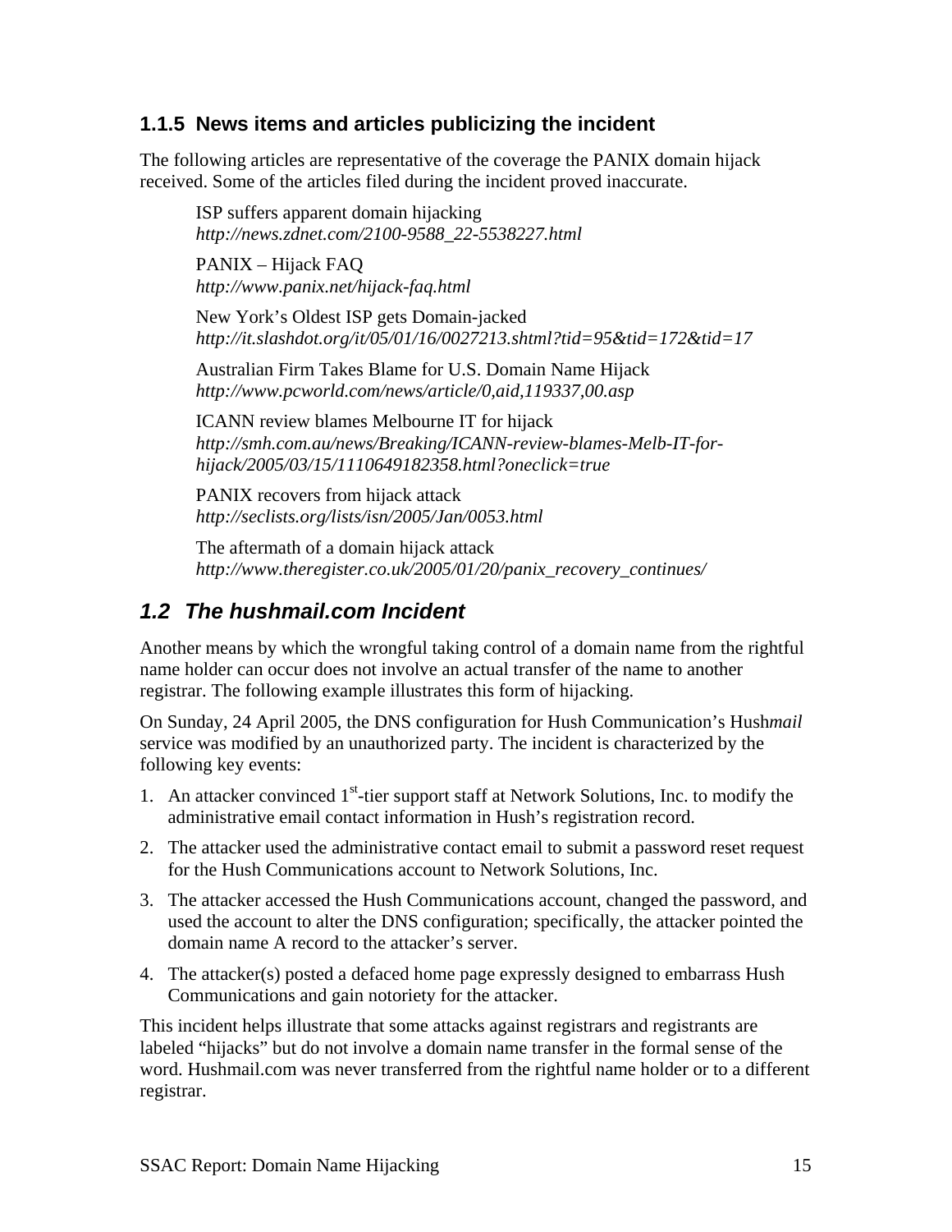### 1.1.5 News items and articles publicizing the incident

The following articles are representative of the coverage the PANIX domain hijack received. Some of the articles filed during the incident proved inaccurate.

ISP suffers apparent domain hijacking
*http://news.zdnet.com/2100-9588_22-5538227.html*

PANIX – Hijack FAQ
*http://www.panix.net/hijack-faq.html*

New York's Oldest ISP gets Domain-jacked
*http://it.slashdot.org/it/05/01/16/0027213.shtml?tid=95&tid=172&tid=17*

Australian Firm Takes Blame for U.S. Domain Name Hijack
*http://www.pcworld.com/news/article/0,aid,119337,00.asp*

ICANN review blames Melbourne IT for hijack
*http://smh.com.au/news/Breaking/ICANN-review-blames-Melb-IT-for-hijack/2005/03/15/1110649182358.html?oneclick=true*

PANIX recovers from hijack attack
*http://seclists.org/lists/isn/2005/Jan/0053.html*

The aftermath of a domain hijack attack
*http://www.theregister.co.uk/2005/01/20/panix_recovery_continues/*

## *1.2 The hushmail.com Incident*

Another means by which the wrongful taking control of a domain name from the rightful name holder can occur does not involve an actual transfer of the name to another registrar. The following example illustrates this form of hijacking.

On Sunday, 24 April 2005, the DNS configuration for Hush Communication's Hush*mail* service was modified by an unauthorized party. The incident is characterized by the following key events:

1. An attacker convinced 1st-tier support staff at Network Solutions, Inc. to modify the administrative email contact information in Hush's registration record.
2. The attacker used the administrative contact email to submit a password reset request for the Hush Communications account to Network Solutions, Inc.
3. The attacker accessed the Hush Communications account, changed the password, and used the account to alter the DNS configuration; specifically, the attacker pointed the domain name A record to the attacker's server.
4. The attacker(s) posted a defaced home page expressly designed to embarrass Hush Communications and gain notoriety for the attacker.

This incident helps illustrate that some attacks against registrars and registrants are labeled "hijacks" but do not involve a domain name transfer in the formal sense of the word. Hushmail.com was never transferred from the rightful name holder or to a different registrar.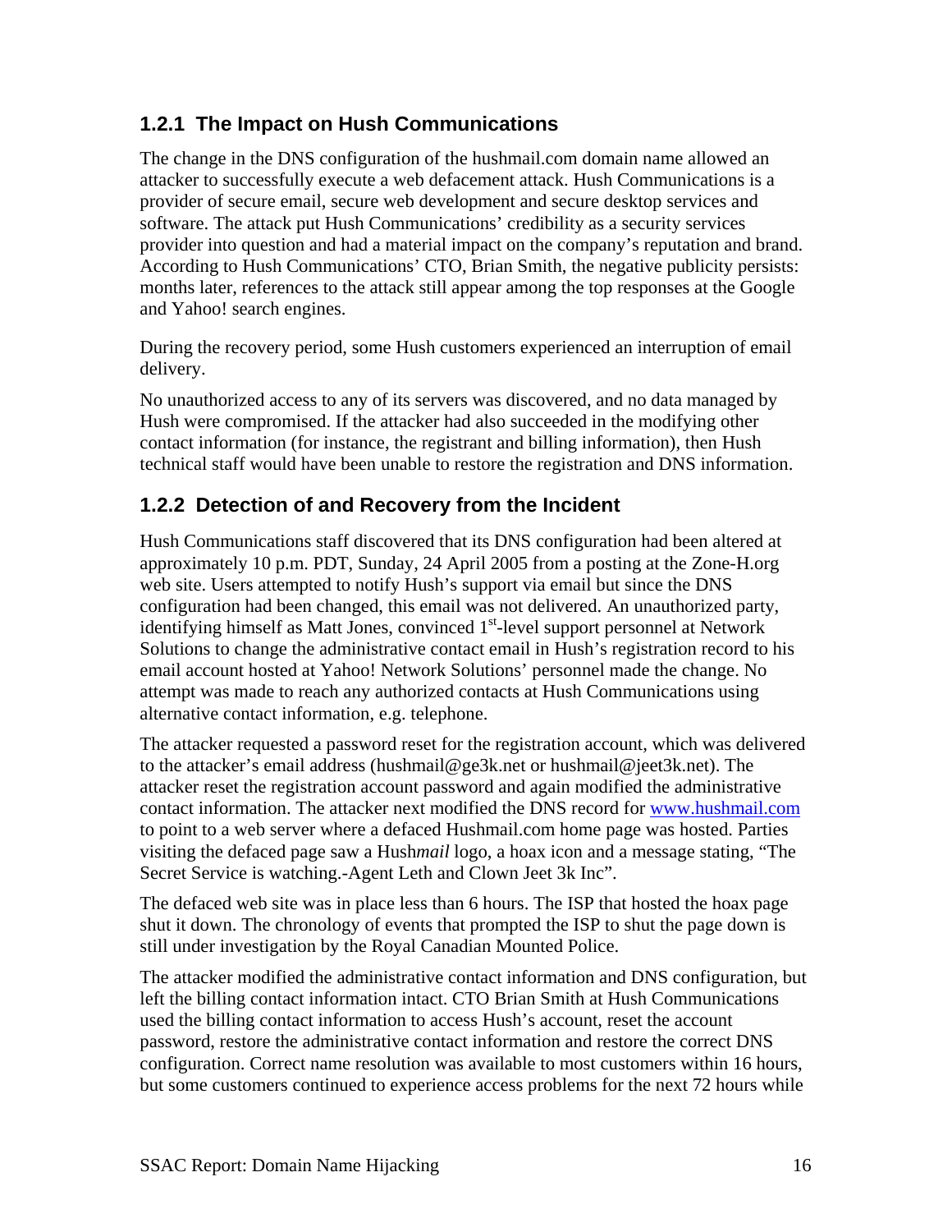### 1.2.1 The Impact on Hush Communications

The change in the DNS configuration of the hushmail.com domain name allowed an attacker to successfully execute a web defacement attack. Hush Communications is a provider of secure email, secure web development and secure desktop services and software. The attack put Hush Communications' credibility as a security services provider into question and had a material impact on the company's reputation and brand. According to Hush Communications' CTO, Brian Smith, the negative publicity persists: months later, references to the attack still appear among the top responses at the Google and Yahoo! search engines.

During the recovery period, some Hush customers experienced an interruption of email delivery.

No unauthorized access to any of its servers was discovered, and no data managed by Hush were compromised. If the attacker had also succeeded in the modifying other contact information (for instance, the registrant and billing information), then Hush technical staff would have been unable to restore the registration and DNS information.

### 1.2.2 Detection of and Recovery from the Incident

Hush Communications staff discovered that its DNS configuration had been altered at approximately 10 p.m. PDT, Sunday, 24 April 2005 from a posting at the Zone-H.org web site. Users attempted to notify Hush's support via email but since the DNS configuration had been changed, this email was not delivered. An unauthorized party, identifying himself as Matt Jones, convinced 1st-level support personnel at Network Solutions to change the administrative contact email in Hush's registration record to his email account hosted at Yahoo! Network Solutions' personnel made the change. No attempt was made to reach any authorized contacts at Hush Communications using alternative contact information, e.g. telephone.

The attacker requested a password reset for the registration account, which was delivered to the attacker's email address (hushmail@ge3k.net or hushmail@jeet3k.net). The attacker reset the registration account password and again modified the administrative contact information. The attacker next modified the DNS record for www.hushmail.com to point to a web server where a defaced Hushmail.com home page was hosted. Parties visiting the defaced page saw a Hush*mail* logo, a hoax icon and a message stating, "The Secret Service is watching.-Agent Leth and Clown Jeet 3k Inc".

The defaced web site was in place less than 6 hours. The ISP that hosted the hoax page shut it down. The chronology of events that prompted the ISP to shut the page down is still under investigation by the Royal Canadian Mounted Police.

The attacker modified the administrative contact information and DNS configuration, but left the billing contact information intact. CTO Brian Smith at Hush Communications used the billing contact information to access Hush's account, reset the account password, restore the administrative contact information and restore the correct DNS configuration. Correct name resolution was available to most customers within 16 hours, but some customers continued to experience access problems for the next 72 hours while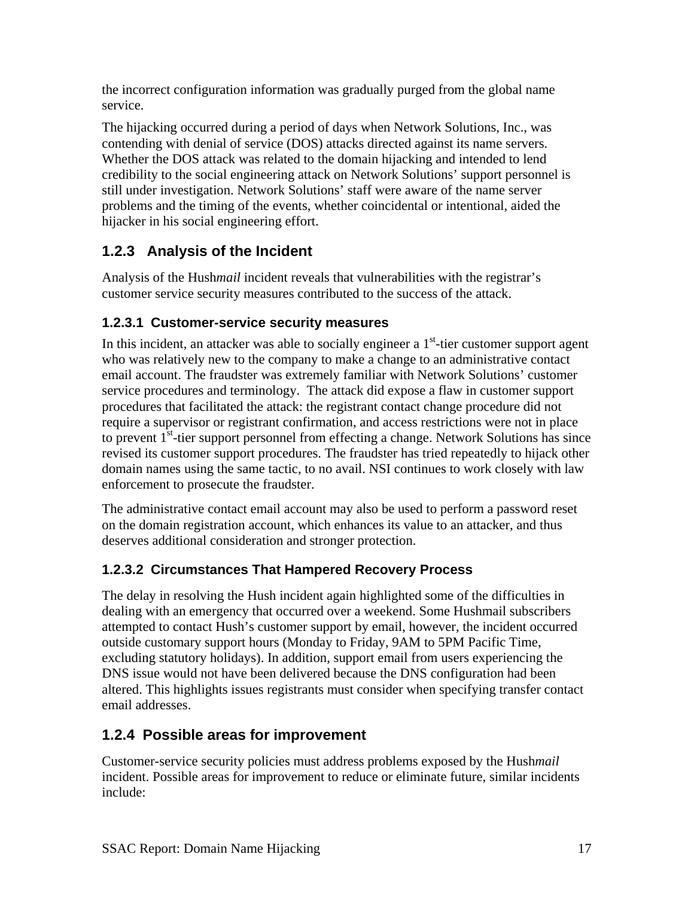the incorrect configuration information was gradually purged from the global name service.

The hijacking occurred during a period of days when Network Solutions, Inc., was contending with denial of service (DOS) attacks directed against its name servers. Whether the DOS attack was related to the domain hijacking and intended to lend credibility to the social engineering attack on Network Solutions' support personnel is still under investigation. Network Solutions' staff were aware of the name server problems and the timing of the events, whether coincidental or intentional, aided the hijacker in his social engineering effort.

### 1.2.3 Analysis of the Incident

Analysis of the Hush*mail* incident reveals that vulnerabilities with the registrar's customer service security measures contributed to the success of the attack.

#### 1.2.3.1 Customer-service security measures

In this incident, an attacker was able to socially engineer a 1st-tier customer support agent who was relatively new to the company to make a change to an administrative contact email account. The fraudster was extremely familiar with Network Solutions' customer service procedures and terminology. The attack did expose a flaw in customer support procedures that facilitated the attack: the registrant contact change procedure did not require a supervisor or registrant confirmation, and access restrictions were not in place to prevent 1st-tier support personnel from effecting a change. Network Solutions has since revised its customer support procedures. The fraudster has tried repeatedly to hijack other domain names using the same tactic, to no avail. NSI continues to work closely with law enforcement to prosecute the fraudster.

The administrative contact email account may also be used to perform a password reset on the domain registration account, which enhances its value to an attacker, and thus deserves additional consideration and stronger protection.

#### 1.2.3.2 Circumstances That Hampered Recovery Process

The delay in resolving the Hush incident again highlighted some of the difficulties in dealing with an emergency that occurred over a weekend. Some Hushmail subscribers attempted to contact Hush's customer support by email, however, the incident occurred outside customary support hours (Monday to Friday, 9AM to 5PM Pacific Time, excluding statutory holidays). In addition, support email from users experiencing the DNS issue would not have been delivered because the DNS configuration had been altered. This highlights issues registrants must consider when specifying transfer contact email addresses.

### 1.2.4 Possible areas for improvement

Customer-service security policies must address problems exposed by the Hush*mail* incident. Possible areas for improvement to reduce or eliminate future, similar incidents include: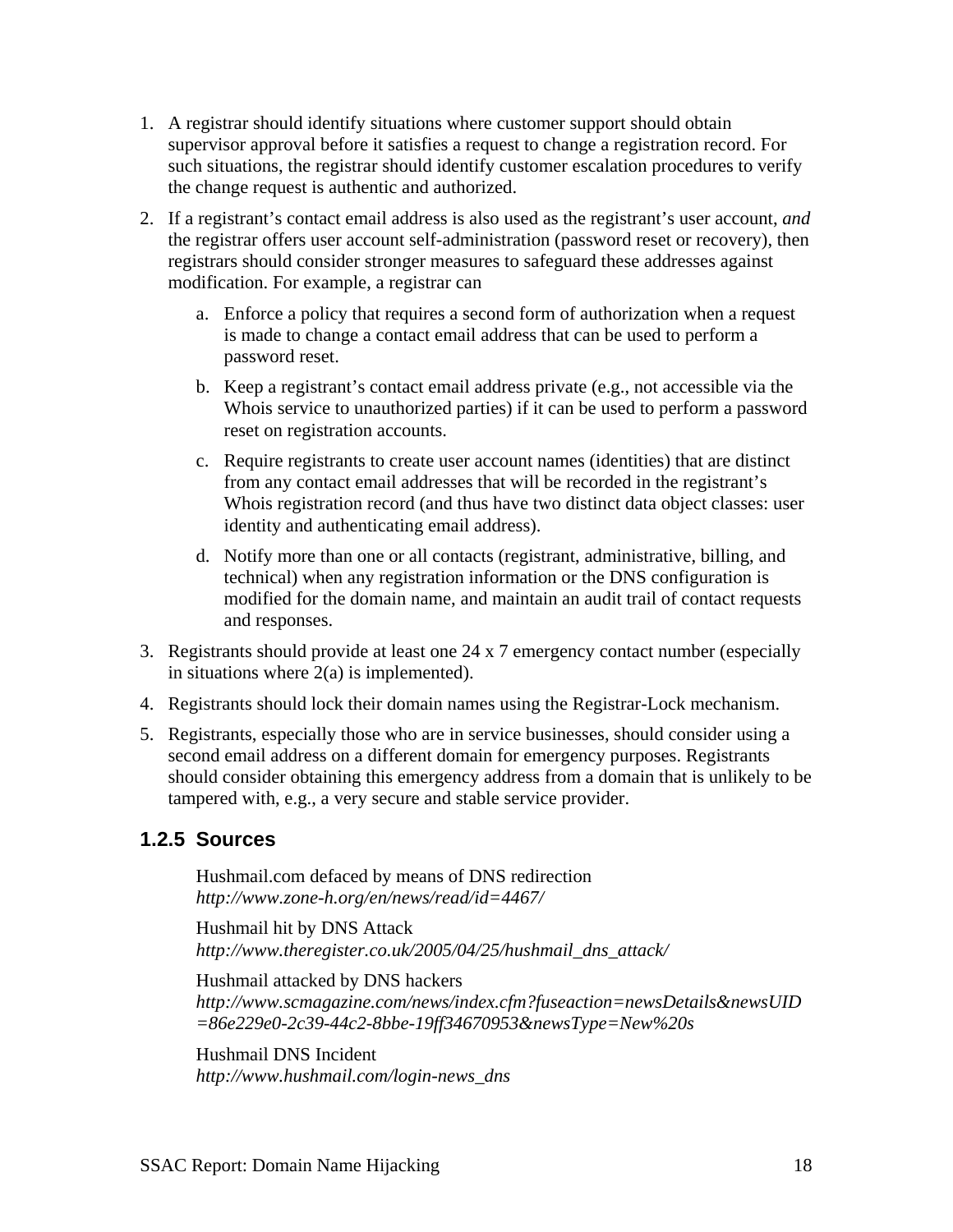1. A registrar should identify situations where customer support should obtain supervisor approval before it satisfies a request to change a registration record. For such situations, the registrar should identify customer escalation procedures to verify the change request is authentic and authorized.

2. If a registrant's contact email address is also used as the registrant's user account, *and* the registrar offers user account self-administration (password reset or recovery), then registrars should consider stronger measures to safeguard these addresses against modification. For example, a registrar can

   a. Enforce a policy that requires a second form of authorization when a request is made to change a contact email address that can be used to perform a password reset.

   b. Keep a registrant's contact email address private (e.g., not accessible via the Whois service to unauthorized parties) if it can be used to perform a password reset on registration accounts.

   c. Require registrants to create user account names (identities) that are distinct from any contact email addresses that will be recorded in the registrant's Whois registration record (and thus have two distinct data object classes: user identity and authenticating email address).

   d. Notify more than one or all contacts (registrant, administrative, billing, and technical) when any registration information or the DNS configuration is modified for the domain name, and maintain an audit trail of contact requests and responses.

3. Registrants should provide at least one 24 x 7 emergency contact number (especially in situations where 2(a) is implemented).

4. Registrants should lock their domain names using the Registrar-Lock mechanism.

5. Registrants, especially those who are in service businesses, should consider using a second email address on a different domain for emergency purposes. Registrants should consider obtaining this emergency address from a domain that is unlikely to be tampered with, e.g., a very secure and stable service provider.

### 1.2.5 Sources

Hushmail.com defaced by means of DNS redirection
*http://www.zone-h.org/en/news/read/id=4467/*

Hushmail hit by DNS Attack
*http://www.theregister.co.uk/2005/04/25/hushmail_dns_attack/*

Hushmail attacked by DNS hackers
*http://www.scmagazine.com/news/index.cfm?fuseaction=newsDetails&newsUID=86e229e0-2c39-44c2-8bbe-19ff34670953&newsType=New%20s*

Hushmail DNS Incident
*http://www.hushmail.com/login-news_dns*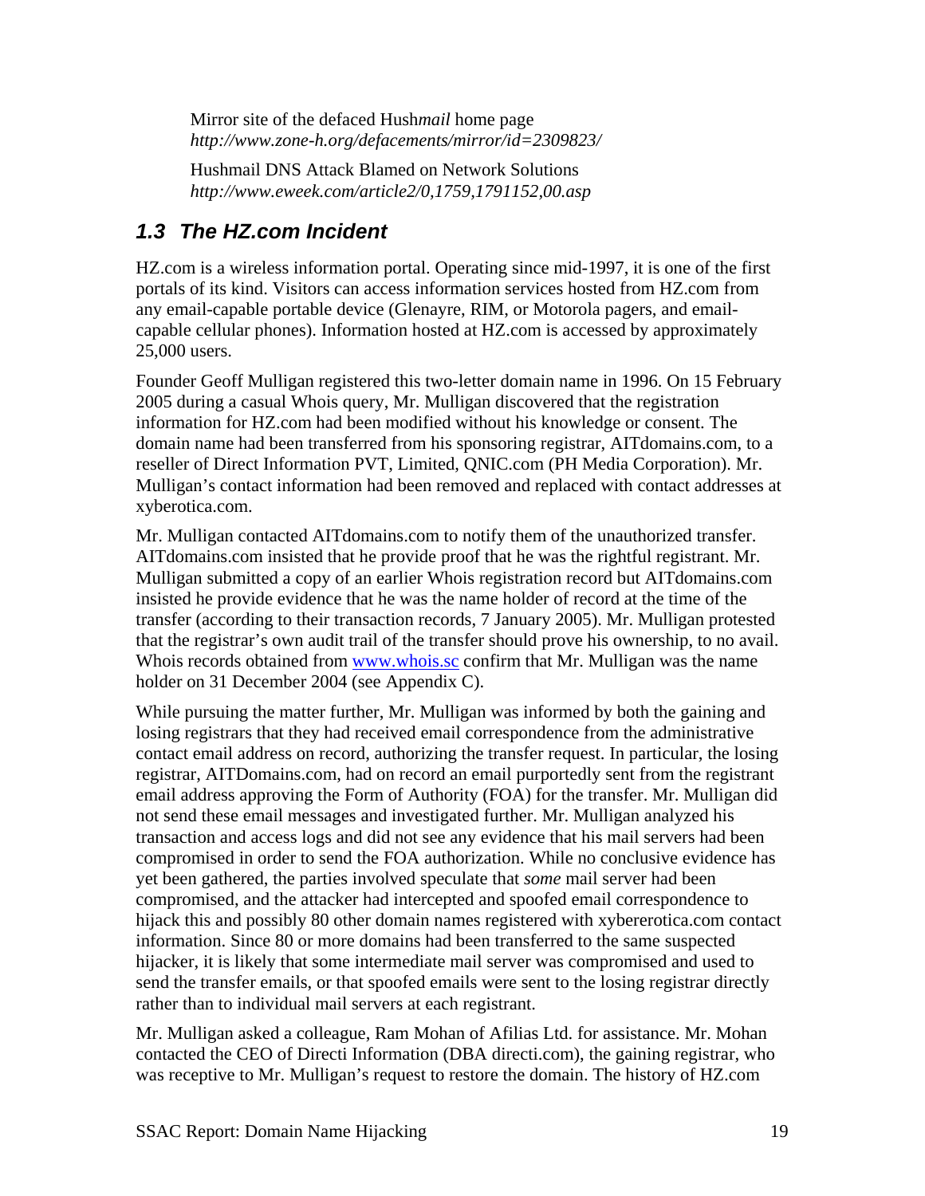Mirror site of the defaced Hush*mail* home page
*http://www.zone-h.org/defacements/mirror/id=2309823/*

Hushmail DNS Attack Blamed on Network Solutions
*http://www.eweek.com/article2/0,1759,1791152,00.asp*

### *1.3 The HZ.com Incident*

HZ.com is a wireless information portal. Operating since mid-1997, it is one of the first portals of its kind. Visitors can access information services hosted from HZ.com from any email-capable portable device (Glenayre, RIM, or Motorola pagers, and email-capable cellular phones). Information hosted at HZ.com is accessed by approximately 25,000 users.

Founder Geoff Mulligan registered this two-letter domain name in 1996. On 15 February 2005 during a casual Whois query, Mr. Mulligan discovered that the registration information for HZ.com had been modified without his knowledge or consent. The domain name had been transferred from his sponsoring registrar, AITdomains.com, to a reseller of Direct Information PVT, Limited, QNIC.com (PH Media Corporation). Mr. Mulligan's contact information had been removed and replaced with contact addresses at xyberotica.com.

Mr. Mulligan contacted AITdomains.com to notify them of the unauthorized transfer. AITdomains.com insisted that he provide proof that he was the rightful registrant. Mr. Mulligan submitted a copy of an earlier Whois registration record but AITdomains.com insisted he provide evidence that he was the name holder of record at the time of the transfer (according to their transaction records, 7 January 2005). Mr. Mulligan protested that the registrar's own audit trail of the transfer should prove his ownership, to no avail. Whois records obtained from [www.whois.sc](www.whois.sc) confirm that Mr. Mulligan was the name holder on 31 December 2004 (see Appendix C).

While pursuing the matter further, Mr. Mulligan was informed by both the gaining and losing registrars that they had received email correspondence from the administrative contact email address on record, authorizing the transfer request. In particular, the losing registrar, AITDomains.com, had on record an email purportedly sent from the registrant email address approving the Form of Authority (FOA) for the transfer. Mr. Mulligan did not send these email messages and investigated further. Mr. Mulligan analyzed his transaction and access logs and did not see any evidence that his mail servers had been compromised in order to send the FOA authorization. While no conclusive evidence has yet been gathered, the parties involved speculate that *some* mail server had been compromised, and the attacker had intercepted and spoofed email correspondence to hijack this and possibly 80 other domain names registered with xybererotica.com contact information. Since 80 or more domains had been transferred to the same suspected hijacker, it is likely that some intermediate mail server was compromised and used to send the transfer emails, or that spoofed emails were sent to the losing registrar directly rather than to individual mail servers at each registrant.

Mr. Mulligan asked a colleague, Ram Mohan of Afilias Ltd. for assistance. Mr. Mohan contacted the CEO of Directi Information (DBA directi.com), the gaining registrar, who was receptive to Mr. Mulligan's request to restore the domain. The history of HZ.com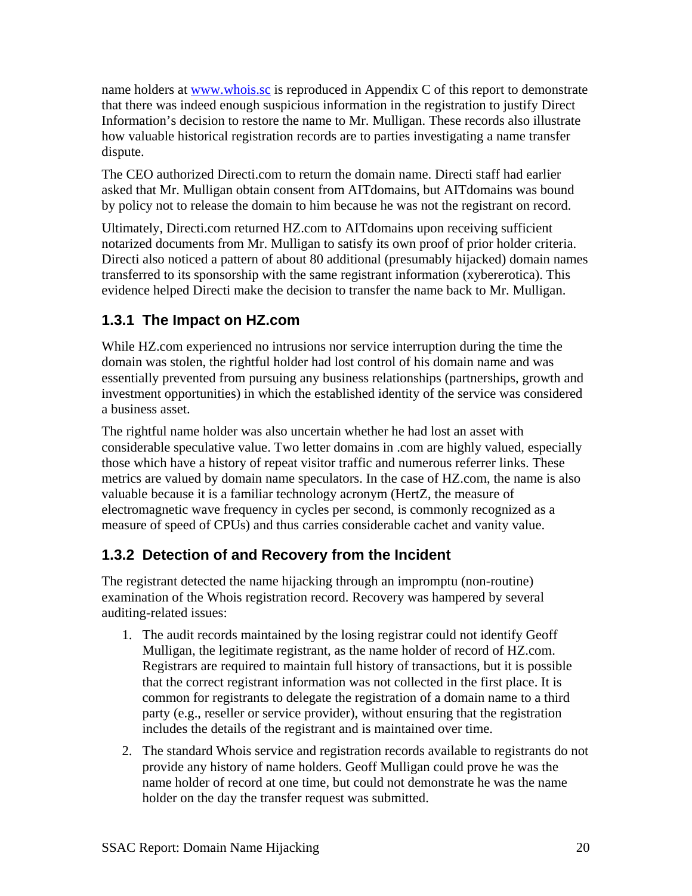name holders at www.whois.sc is reproduced in Appendix C of this report to demonstrate that there was indeed enough suspicious information in the registration to justify Direct Information's decision to restore the name to Mr. Mulligan. These records also illustrate how valuable historical registration records are to parties investigating a name transfer dispute.

The CEO authorized Directi.com to return the domain name. Directi staff had earlier asked that Mr. Mulligan obtain consent from AITdomains, but AITdomains was bound by policy not to release the domain to him because he was not the registrant on record.

Ultimately, Directi.com returned HZ.com to AITdomains upon receiving sufficient notarized documents from Mr. Mulligan to satisfy its own proof of prior holder criteria. Directi also noticed a pattern of about 80 additional (presumably hijacked) domain names transferred to its sponsorship with the same registrant information (xybererotica). This evidence helped Directi make the decision to transfer the name back to Mr. Mulligan.

### 1.3.1 The Impact on HZ.com

While HZ.com experienced no intrusions nor service interruption during the time the domain was stolen, the rightful holder had lost control of his domain name and was essentially prevented from pursuing any business relationships (partnerships, growth and investment opportunities) in which the established identity of the service was considered a business asset.

The rightful name holder was also uncertain whether he had lost an asset with considerable speculative value. Two letter domains in .com are highly valued, especially those which have a history of repeat visitor traffic and numerous referrer links. These metrics are valued by domain name speculators. In the case of HZ.com, the name is also valuable because it is a familiar technology acronym (HertZ, the measure of electromagnetic wave frequency in cycles per second, is commonly recognized as a measure of speed of CPUs) and thus carries considerable cachet and vanity value.

### 1.3.2 Detection of and Recovery from the Incident

The registrant detected the name hijacking through an impromptu (non-routine) examination of the Whois registration record. Recovery was hampered by several auditing-related issues:

1. The audit records maintained by the losing registrar could not identify Geoff Mulligan, the legitimate registrant, as the name holder of record of HZ.com. Registrars are required to maintain full history of transactions, but it is possible that the correct registrant information was not collected in the first place. It is common for registrants to delegate the registration of a domain name to a third party (e.g., reseller or service provider), without ensuring that the registration includes the details of the registrant and is maintained over time.
2. The standard Whois service and registration records available to registrants do not provide any history of name holders. Geoff Mulligan could prove he was the name holder of record at one time, but could not demonstrate he was the name holder on the day the transfer request was submitted.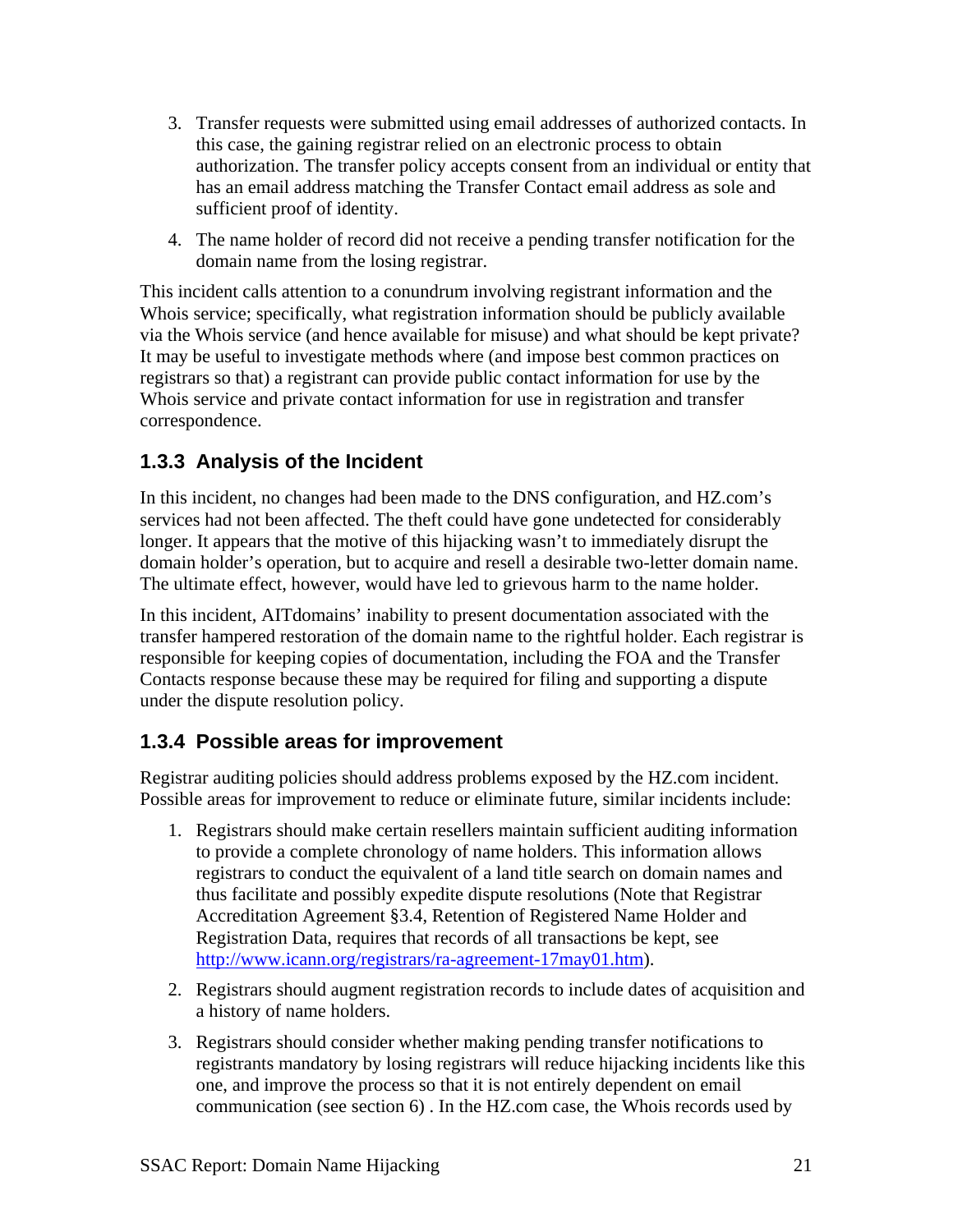3. Transfer requests were submitted using email addresses of authorized contacts. In this case, the gaining registrar relied on an electronic process to obtain authorization. The transfer policy accepts consent from an individual or entity that has an email address matching the Transfer Contact email address as sole and sufficient proof of identity.

4. The name holder of record did not receive a pending transfer notification for the domain name from the losing registrar.

This incident calls attention to a conundrum involving registrant information and the Whois service; specifically, what registration information should be publicly available via the Whois service (and hence available for misuse) and what should be kept private? It may be useful to investigate methods where (and impose best common practices on registrars so that) a registrant can provide public contact information for use by the Whois service and private contact information for use in registration and transfer correspondence.

### 1.3.3 Analysis of the Incident

In this incident, no changes had been made to the DNS configuration, and HZ.com's services had not been affected. The theft could have gone undetected for considerably longer. It appears that the motive of this hijacking wasn't to immediately disrupt the domain holder's operation, but to acquire and resell a desirable two-letter domain name. The ultimate effect, however, would have led to grievous harm to the name holder.

In this incident, AITdomains' inability to present documentation associated with the transfer hampered restoration of the domain name to the rightful holder. Each registrar is responsible for keeping copies of documentation, including the FOA and the Transfer Contacts response because these may be required for filing and supporting a dispute under the dispute resolution policy.

### 1.3.4 Possible areas for improvement

Registrar auditing policies should address problems exposed by the HZ.com incident. Possible areas for improvement to reduce or eliminate future, similar incidents include:

1. Registrars should make certain resellers maintain sufficient auditing information to provide a complete chronology of name holders. This information allows registrars to conduct the equivalent of a land title search on domain names and thus facilitate and possibly expedite dispute resolutions (Note that Registrar Accreditation Agreement §3.4, Retention of Registered Name Holder and Registration Data, requires that records of all transactions be kept, see http://www.icann.org/registrars/ra-agreement-17may01.htm).

2. Registrars should augment registration records to include dates of acquisition and a history of name holders.

3. Registrars should consider whether making pending transfer notifications to registrants mandatory by losing registrars will reduce hijacking incidents like this one, and improve the process so that it is not entirely dependent on email communication (see section 6) . In the HZ.com case, the Whois records used by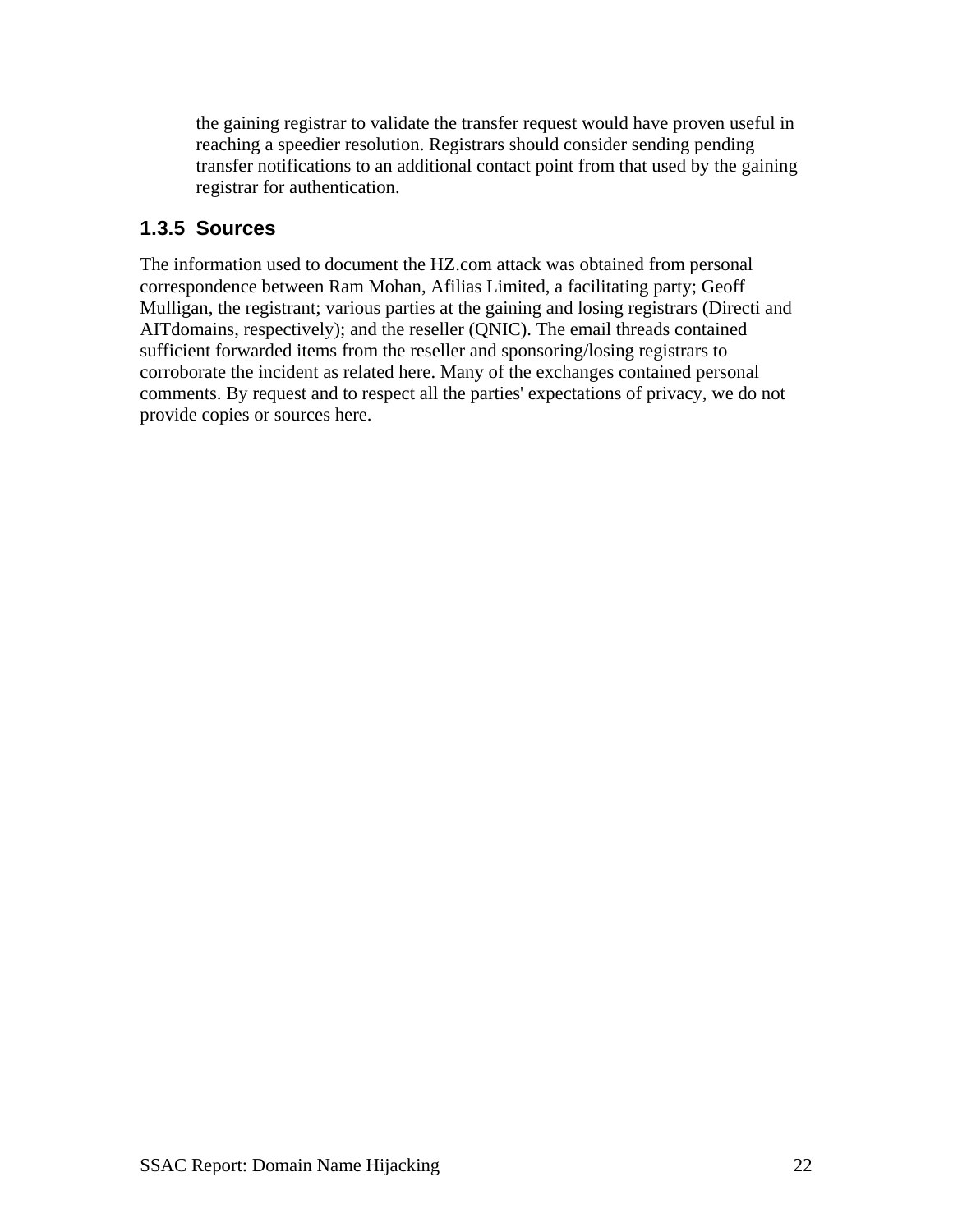the gaining registrar to validate the transfer request would have proven useful in reaching a speedier resolution. Registrars should consider sending pending transfer notifications to an additional contact point from that used by the gaining registrar for authentication.

### 1.3.5 Sources

The information used to document the HZ.com attack was obtained from personal correspondence between Ram Mohan, Afilias Limited, a facilitating party; Geoff Mulligan, the registrant; various parties at the gaining and losing registrars (Directi and AITdomains, respectively); and the reseller (QNIC). The email threads contained sufficient forwarded items from the reseller and sponsoring/losing registrars to corroborate the incident as related here. Many of the exchanges contained personal comments. By request and to respect all the parties' expectations of privacy, we do not provide copies or sources here.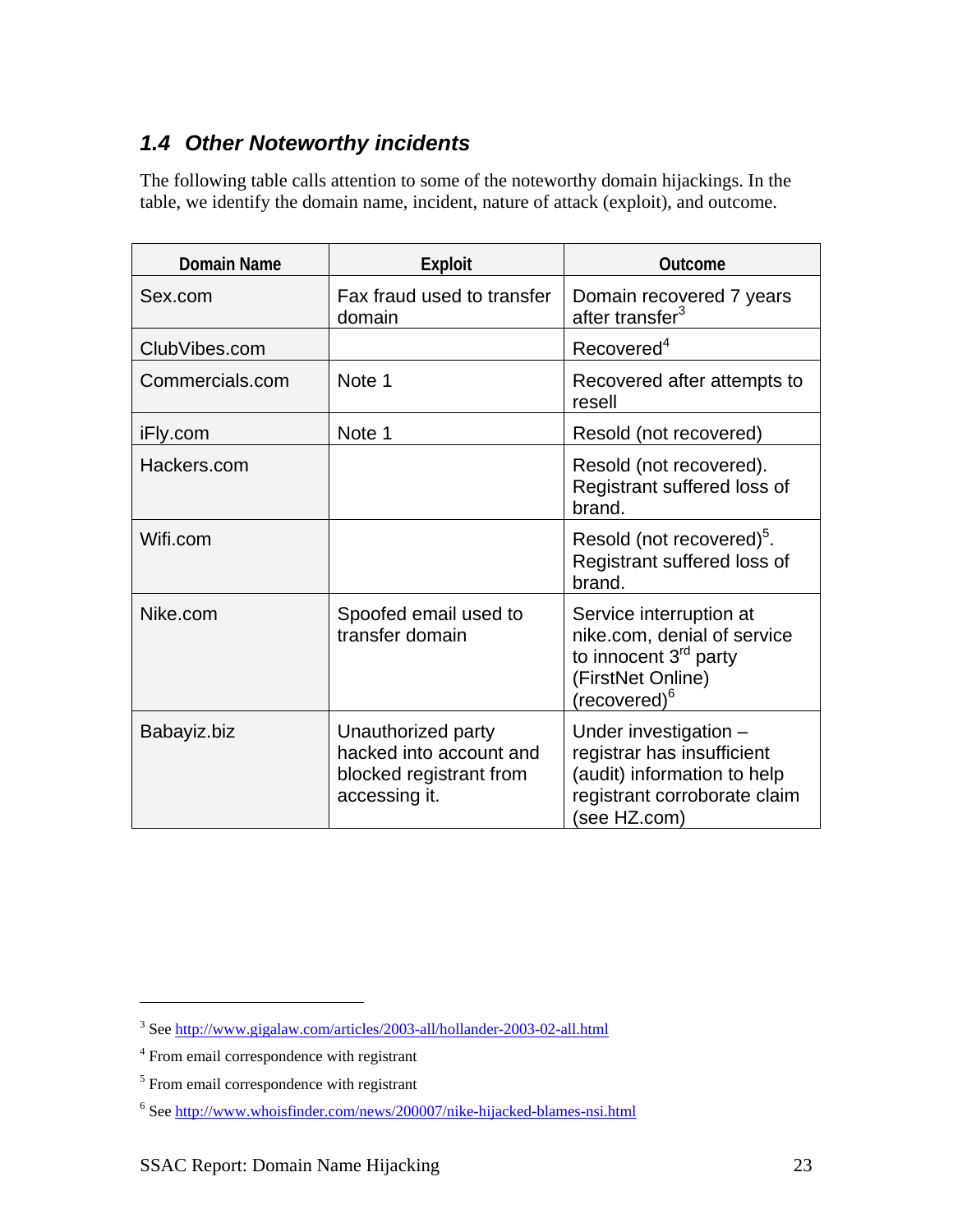### 1.4 Other Noteworthy incidents

The following table calls attention to some of the noteworthy domain hijackings. In the table, we identify the domain name, incident, nature of attack (exploit), and outcome.

| Domain Name | Exploit | Outcome |
|---|---|---|
| Sex.com | Fax fraud used to transfer domain | Domain recovered 7 years after transfer[3] |
| ClubVibes.com | | Recovered[4] |
| Commercials.com | Note 1 | Recovered after attempts to resell |
| iFly.com | Note 1 | Resold (not recovered) |
| Hackers.com | | Resold (not recovered). Registrant suffered loss of brand. |
| Wifi.com | | Resold (not recovered)[5]. Registrant suffered loss of brand. |
| Nike.com | Spoofed email used to transfer domain | Service interruption at nike.com, denial of service to innocent 3rd party (FirstNet Online) (recovered)[6] |
| Babayiz.biz | Unauthorized party hacked into account and blocked registrant from accessing it. | Under investigation – registrar has insufficient (audit) information to help registrant corroborate claim (see HZ.com) |

---

[3] See http://www.gigalaw.com/articles/2003-all/hollander-2003-02-all.html

[4] From email correspondence with registrant

[5] From email correspondence with registrant

[6] See http://www.whoisfinder.com/news/200007/nike-hijacked-blames-nsi.html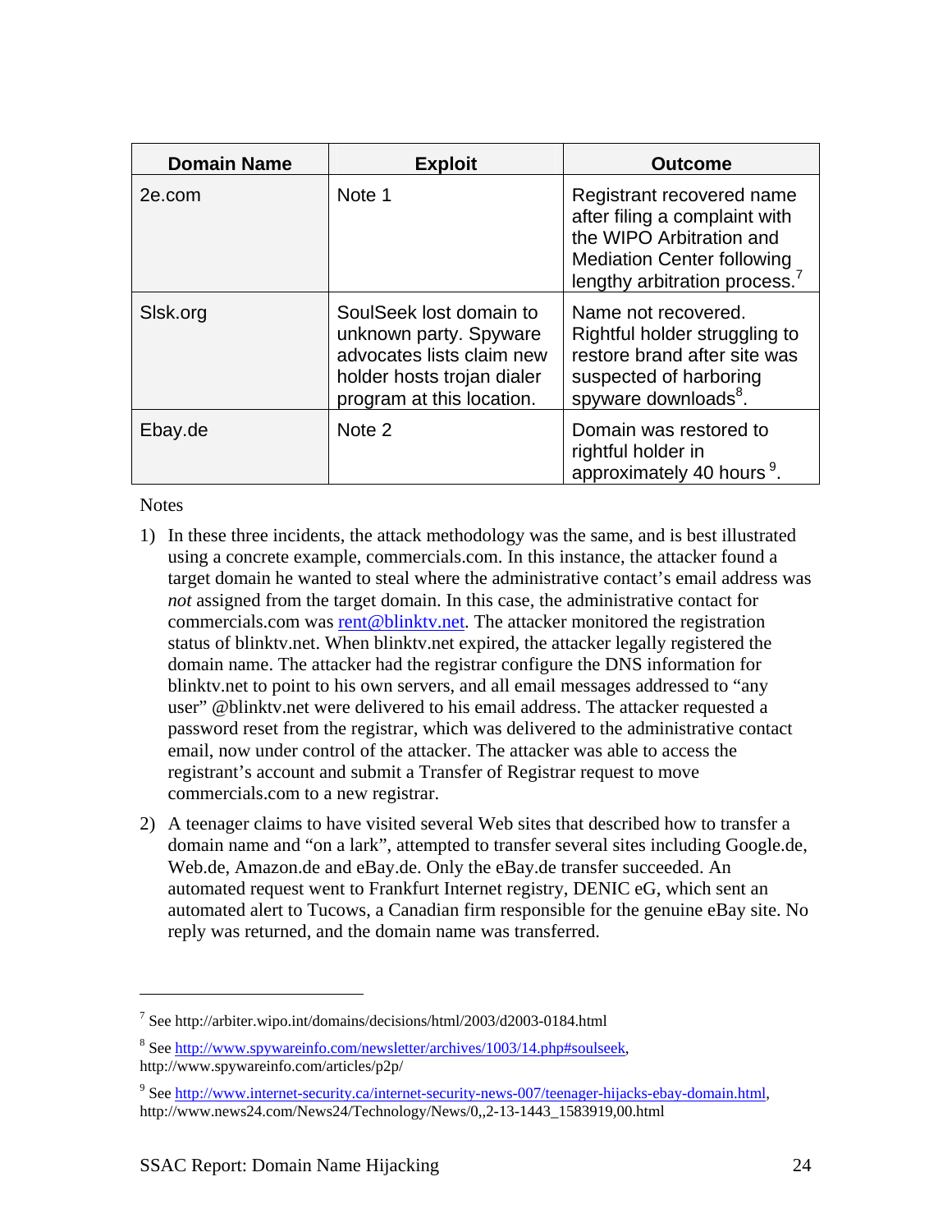| Domain Name | Exploit | Outcome |
| --- | --- | --- |
| 2e.com | Note 1 | Registrant recovered name after filing a complaint with the WIPO Arbitration and Mediation Center following lengthy arbitration process.[7] |
| Slsk.org | SoulSeek lost domain to unknown party. Spyware advocates lists claim new holder hosts trojan dialer program at this location. | Name not recovered. Rightful holder struggling to restore brand after site was suspected of harboring spyware downloads[8]. |
| Ebay.de | Note 2 | Domain was restored to rightful holder in approximately 40 hours [9]. |

Notes

1) In these three incidents, the attack methodology was the same, and is best illustrated using a concrete example, commercials.com. In this instance, the attacker found a target domain he wanted to steal where the administrative contact's email address was *not* assigned from the target domain. In this case, the administrative contact for commercials.com was rent@blinktv.net. The attacker monitored the registration status of blinktv.net. When blinktv.net expired, the attacker legally registered the domain name. The attacker had the registrar configure the DNS information for blinktv.net to point to his own servers, and all email messages addressed to "any user" @blinktv.net were delivered to his email address. The attacker requested a password reset from the registrar, which was delivered to the administrative contact email, now under control of the attacker. The attacker was able to access the registrant's account and submit a Transfer of Registrar request to move commercials.com to a new registrar.

2) A teenager claims to have visited several Web sites that described how to transfer a domain name and "on a lark", attempted to transfer several sites including Google.de, Web.de, Amazon.de and eBay.de. Only the eBay.de transfer succeeded. An automated request went to Frankfurt Internet registry, DENIC eG, which sent an automated alert to Tucows, a Canadian firm responsible for the genuine eBay site. No reply was returned, and the domain name was transferred.

---

[7] See http://arbiter.wipo.int/domains/decisions/html/2003/d2003-0184.html

[8] See http://www.spywareinfo.com/newsletter/archives/1003/14.php#soulseek, http://www.spywareinfo.com/articles/p2p/

[9] See http://www.internet-security.ca/internet-security-news-007/teenager-hijacks-ebay-domain.html, http://www.news24.com/News24/Technology/News/0,,2-13-1443_1583919,00.html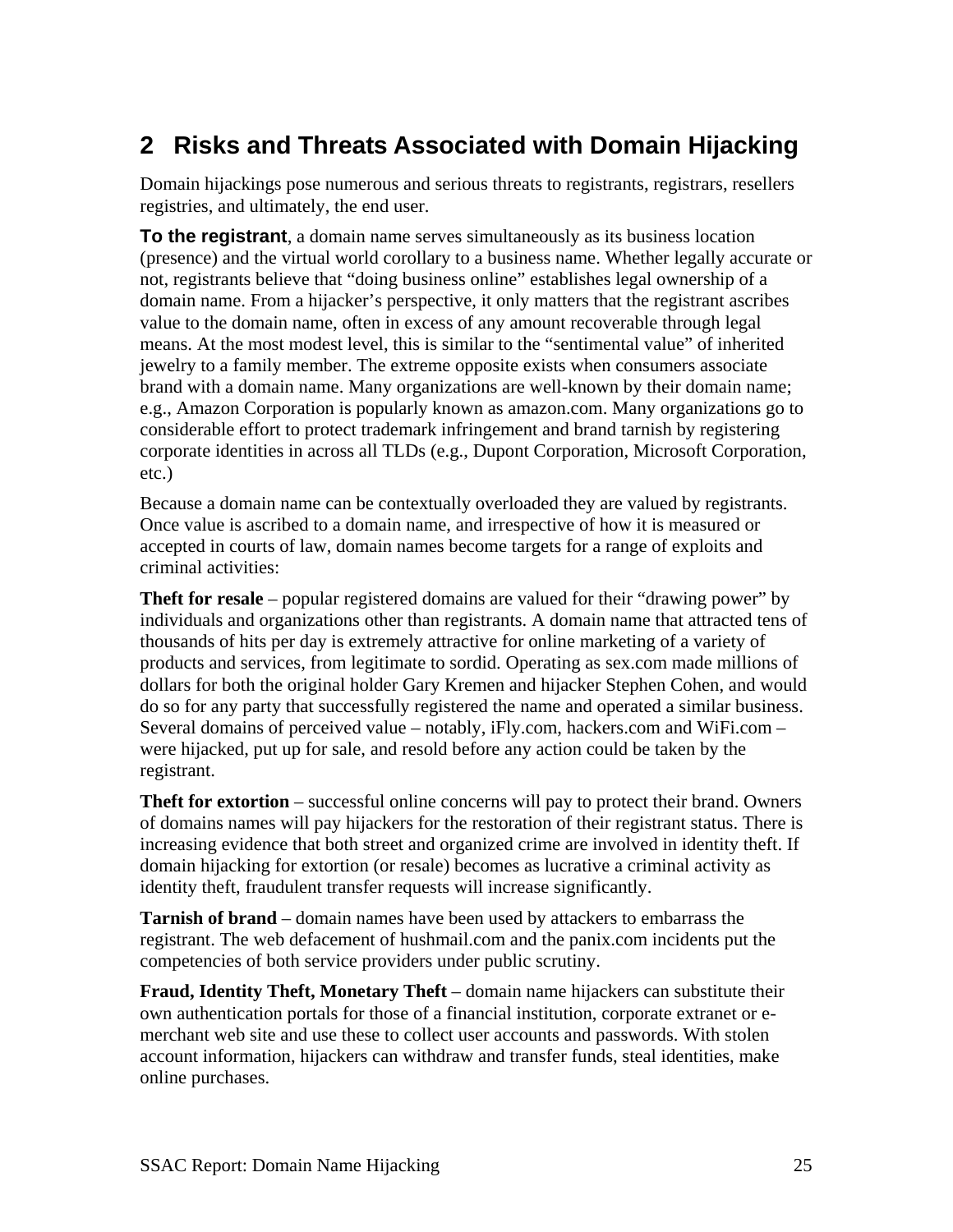# 2 Risks and Threats Associated with Domain Hijacking

Domain hijackings pose numerous and serious threats to registrants, registrars, resellers registries, and ultimately, the end user.

**To the registrant**, a domain name serves simultaneously as its business location (presence) and the virtual world corollary to a business name. Whether legally accurate or not, registrants believe that "doing business online" establishes legal ownership of a domain name. From a hijacker's perspective, it only matters that the registrant ascribes value to the domain name, often in excess of any amount recoverable through legal means. At the most modest level, this is similar to the "sentimental value" of inherited jewelry to a family member. The extreme opposite exists when consumers associate brand with a domain name. Many organizations are well-known by their domain name; e.g., Amazon Corporation is popularly known as amazon.com. Many organizations go to considerable effort to protect trademark infringement and brand tarnish by registering corporate identities in across all TLDs (e.g., Dupont Corporation, Microsoft Corporation, etc.)

Because a domain name can be contextually overloaded they are valued by registrants. Once value is ascribed to a domain name, and irrespective of how it is measured or accepted in courts of law, domain names become targets for a range of exploits and criminal activities:

**Theft for resale** – popular registered domains are valued for their "drawing power" by individuals and organizations other than registrants. A domain name that attracted tens of thousands of hits per day is extremely attractive for online marketing of a variety of products and services, from legitimate to sordid. Operating as sex.com made millions of dollars for both the original holder Gary Kremen and hijacker Stephen Cohen, and would do so for any party that successfully registered the name and operated a similar business. Several domains of perceived value – notably, iFly.com, hackers.com and WiFi.com – were hijacked, put up for sale, and resold before any action could be taken by the registrant.

**Theft for extortion** – successful online concerns will pay to protect their brand. Owners of domains names will pay hijackers for the restoration of their registrant status. There is increasing evidence that both street and organized crime are involved in identity theft. If domain hijacking for extortion (or resale) becomes as lucrative a criminal activity as identity theft, fraudulent transfer requests will increase significantly.

**Tarnish of brand** – domain names have been used by attackers to embarrass the registrant. The web defacement of hushmail.com and the panix.com incidents put the competencies of both service providers under public scrutiny.

**Fraud, Identity Theft, Monetary Theft** – domain name hijackers can substitute their own authentication portals for those of a financial institution, corporate extranet or e-merchant web site and use these to collect user accounts and passwords. With stolen account information, hijackers can withdraw and transfer funds, steal identities, make online purchases.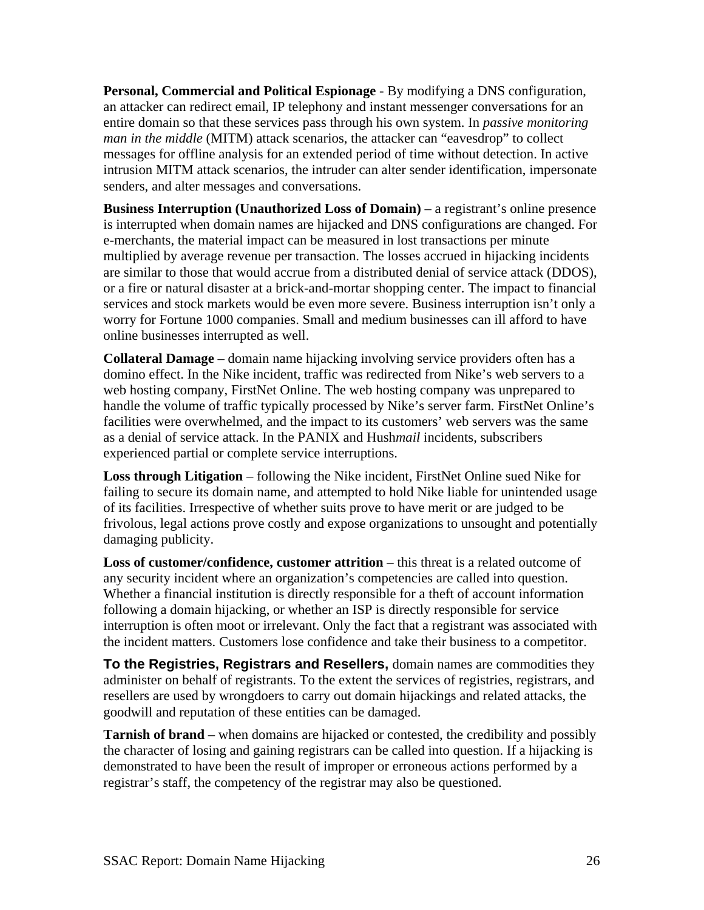**Personal, Commercial and Political Espionage** - By modifying a DNS configuration, an attacker can redirect email, IP telephony and instant messenger conversations for an entire domain so that these services pass through his own system. In *passive monitoring man in the middle* (MITM) attack scenarios, the attacker can "eavesdrop" to collect messages for offline analysis for an extended period of time without detection. In active intrusion MITM attack scenarios, the intruder can alter sender identification, impersonate senders, and alter messages and conversations.

**Business Interruption (Unauthorized Loss of Domain)** – a registrant's online presence is interrupted when domain names are hijacked and DNS configurations are changed. For e-merchants, the material impact can be measured in lost transactions per minute multiplied by average revenue per transaction. The losses accrued in hijacking incidents are similar to those that would accrue from a distributed denial of service attack (DDOS), or a fire or natural disaster at a brick-and-mortar shopping center. The impact to financial services and stock markets would be even more severe. Business interruption isn't only a worry for Fortune 1000 companies. Small and medium businesses can ill afford to have online businesses interrupted as well.

**Collateral Damage** – domain name hijacking involving service providers often has a domino effect. In the Nike incident, traffic was redirected from Nike's web servers to a web hosting company, FirstNet Online. The web hosting company was unprepared to handle the volume of traffic typically processed by Nike's server farm. FirstNet Online's facilities were overwhelmed, and the impact to its customers' web servers was the same as a denial of service attack. In the PANIX and Hush*mail* incidents, subscribers experienced partial or complete service interruptions.

**Loss through Litigation** – following the Nike incident, FirstNet Online sued Nike for failing to secure its domain name, and attempted to hold Nike liable for unintended usage of its facilities. Irrespective of whether suits prove to have merit or are judged to be frivolous, legal actions prove costly and expose organizations to unsought and potentially damaging publicity.

**Loss of customer/confidence, customer attrition** – this threat is a related outcome of any security incident where an organization's competencies are called into question. Whether a financial institution is directly responsible for a theft of account information following a domain hijacking, or whether an ISP is directly responsible for service interruption is often moot or irrelevant. Only the fact that a registrant was associated with the incident matters. Customers lose confidence and take their business to a competitor.

**To the Registries, Registrars and Resellers,** domain names are commodities they administer on behalf of registrants. To the extent the services of registries, registrars, and resellers are used by wrongdoers to carry out domain hijackings and related attacks, the goodwill and reputation of these entities can be damaged.

**Tarnish of brand** – when domains are hijacked or contested, the credibility and possibly the character of losing and gaining registrars can be called into question. If a hijacking is demonstrated to have been the result of improper or erroneous actions performed by a registrar's staff, the competency of the registrar may also be questioned.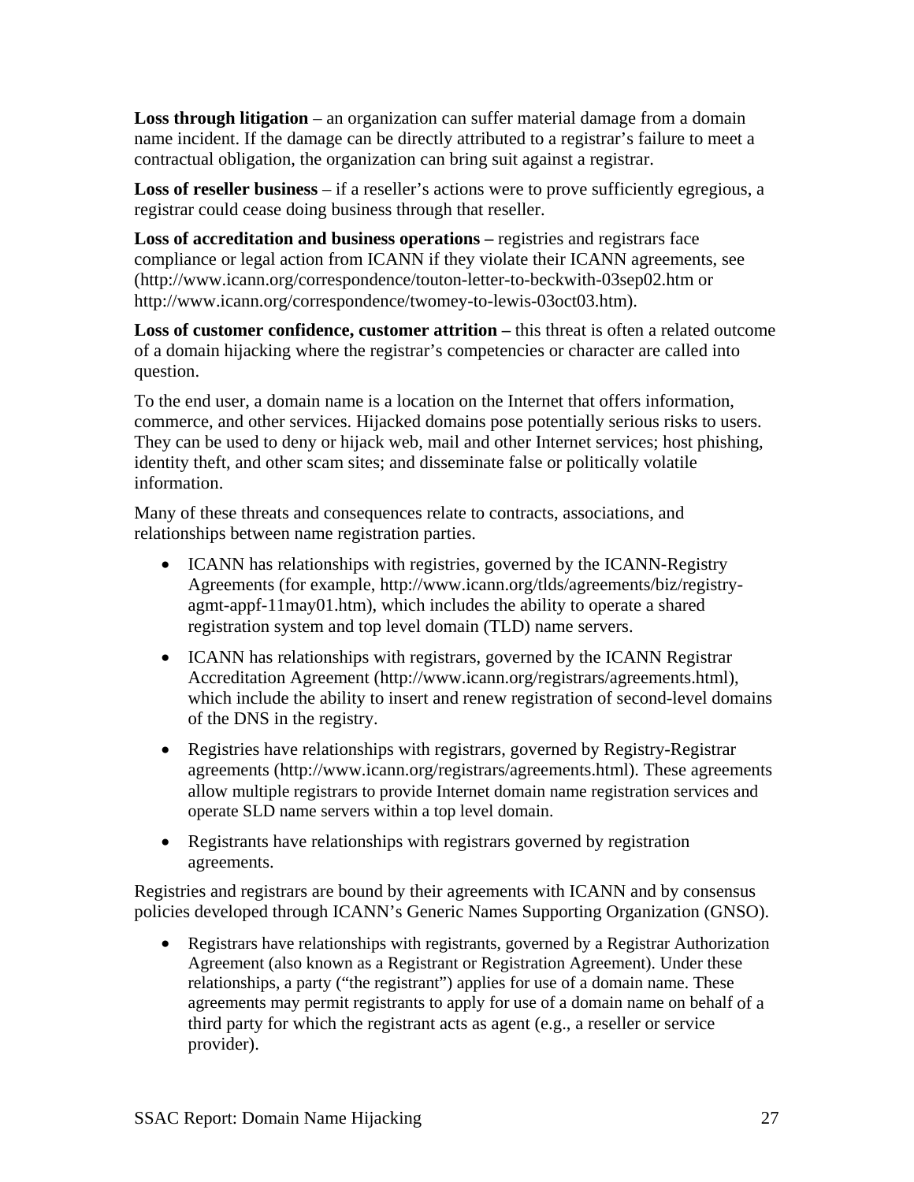**Loss through litigation** – an organization can suffer material damage from a domain name incident. If the damage can be directly attributed to a registrar's failure to meet a contractual obligation, the organization can bring suit against a registrar.

**Loss of reseller business** – if a reseller's actions were to prove sufficiently egregious, a registrar could cease doing business through that reseller.

**Loss of accreditation and business operations –** registries and registrars face compliance or legal action from ICANN if they violate their ICANN agreements, see (http://www.icann.org/correspondence/touton-letter-to-beckwith-03sep02.htm or http://www.icann.org/correspondence/twomey-to-lewis-03oct03.htm).

**Loss of customer confidence, customer attrition –** this threat is often a related outcome of a domain hijacking where the registrar's competencies or character are called into question.

To the end user, a domain name is a location on the Internet that offers information, commerce, and other services. Hijacked domains pose potentially serious risks to users. They can be used to deny or hijack web, mail and other Internet services; host phishing, identity theft, and other scam sites; and disseminate false or politically volatile information.

Many of these threats and consequences relate to contracts, associations, and relationships between name registration parties.

- ICANN has relationships with registries, governed by the ICANN-Registry Agreements (for example, http://www.icann.org/tlds/agreements/biz/registry-agmt-appf-11may01.htm), which includes the ability to operate a shared registration system and top level domain (TLD) name servers.
- ICANN has relationships with registrars, governed by the ICANN Registrar Accreditation Agreement (http://www.icann.org/registrars/agreements.html), which include the ability to insert and renew registration of second-level domains of the DNS in the registry.
- Registries have relationships with registrars, governed by Registry-Registrar agreements (http://www.icann.org/registrars/agreements.html). These agreements allow multiple registrars to provide Internet domain name registration services and operate SLD name servers within a top level domain.
- Registrants have relationships with registrars governed by registration agreements.

Registries and registrars are bound by their agreements with ICANN and by consensus policies developed through ICANN's Generic Names Supporting Organization (GNSO).

- Registrars have relationships with registrants, governed by a Registrar Authorization Agreement (also known as a Registrant or Registration Agreement). Under these relationships, a party ("the registrant") applies for use of a domain name. These agreements may permit registrants to apply for use of a domain name on behalf of a third party for which the registrant acts as agent (e.g., a reseller or service provider).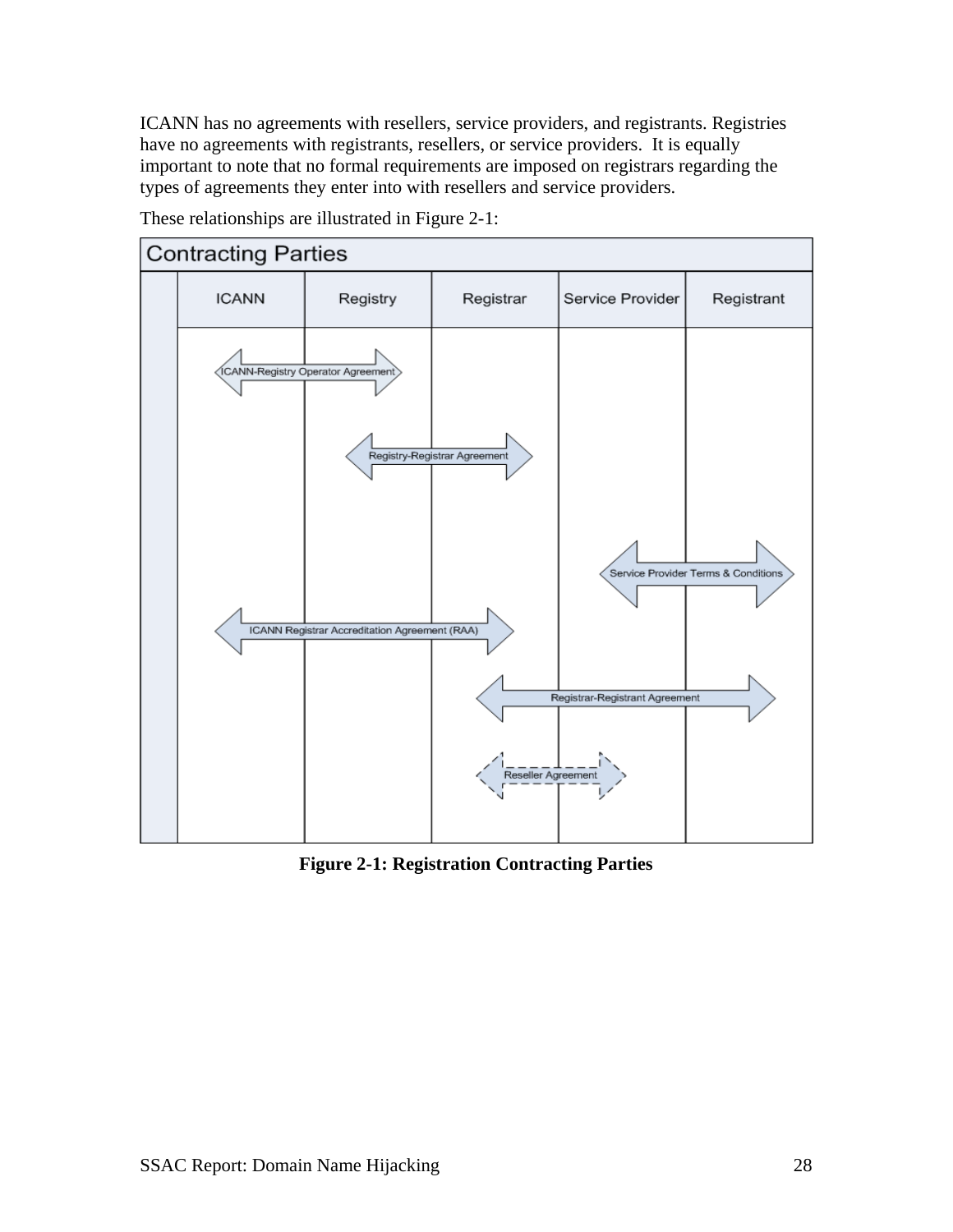ICANN has no agreements with resellers, service providers, and registrants. Registries have no agreements with registrants, resellers, or service providers. It is equally important to note that no formal requirements are imposed on registrars regarding the types of agreements they enter into with resellers and service providers.

These relationships are illustrated in Figure 2-1:

**Figure 2-1: Registration Contracting Parties**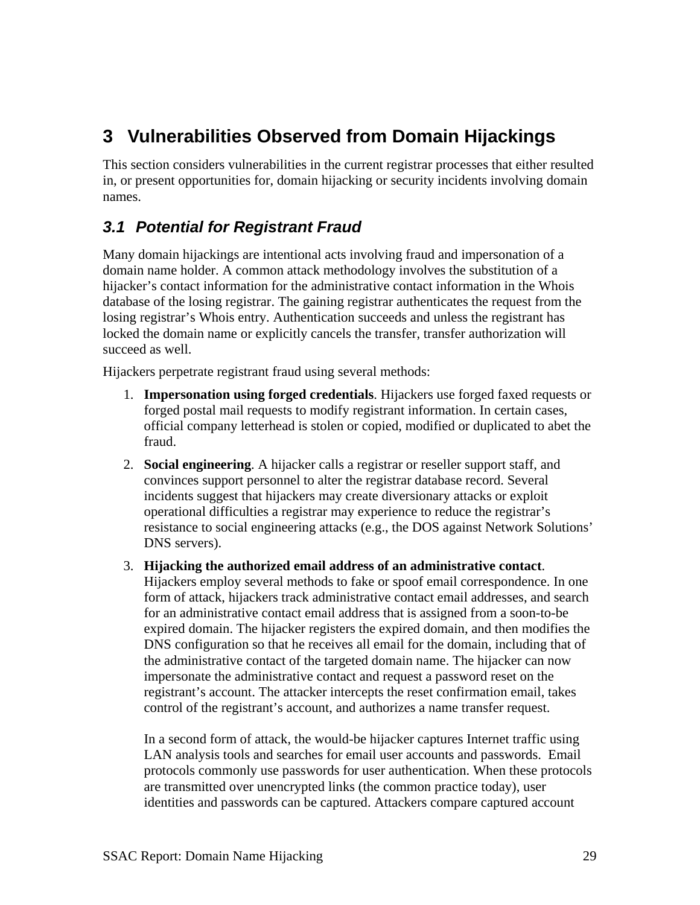# 3 Vulnerabilities Observed from Domain Hijackings

This section considers vulnerabilities in the current registrar processes that either resulted in, or present opportunities for, domain hijacking or security incidents involving domain names.

## *3.1 Potential for Registrant Fraud*

Many domain hijackings are intentional acts involving fraud and impersonation of a domain name holder. A common attack methodology involves the substitution of a hijacker's contact information for the administrative contact information in the Whois database of the losing registrar. The gaining registrar authenticates the request from the losing registrar's Whois entry. Authentication succeeds and unless the registrant has locked the domain name or explicitly cancels the transfer, transfer authorization will succeed as well.

Hijackers perpetrate registrant fraud using several methods:

1. **Impersonation using forged credentials**. Hijackers use forged faxed requests or forged postal mail requests to modify registrant information. In certain cases, official company letterhead is stolen or copied, modified or duplicated to abet the fraud.

2. **Social engineering**. A hijacker calls a registrar or reseller support staff, and convinces support personnel to alter the registrar database record. Several incidents suggest that hijackers may create diversionary attacks or exploit operational difficulties a registrar may experience to reduce the registrar's resistance to social engineering attacks (e.g., the DOS against Network Solutions' DNS servers).

3. **Hijacking the authorized email address of an administrative contact**. Hijackers employ several methods to fake or spoof email correspondence. In one form of attack, hijackers track administrative contact email addresses, and search for an administrative contact email address that is assigned from a soon-to-be expired domain. The hijacker registers the expired domain, and then modifies the DNS configuration so that he receives all email for the domain, including that of the administrative contact of the targeted domain name. The hijacker can now impersonate the administrative contact and request a password reset on the registrant's account. The attacker intercepts the reset confirmation email, takes control of the registrant's account, and authorizes a name transfer request.

   In a second form of attack, the would-be hijacker captures Internet traffic using LAN analysis tools and searches for email user accounts and passwords. Email protocols commonly use passwords for user authentication. When these protocols are transmitted over unencrypted links (the common practice today), user identities and passwords can be captured. Attackers compare captured account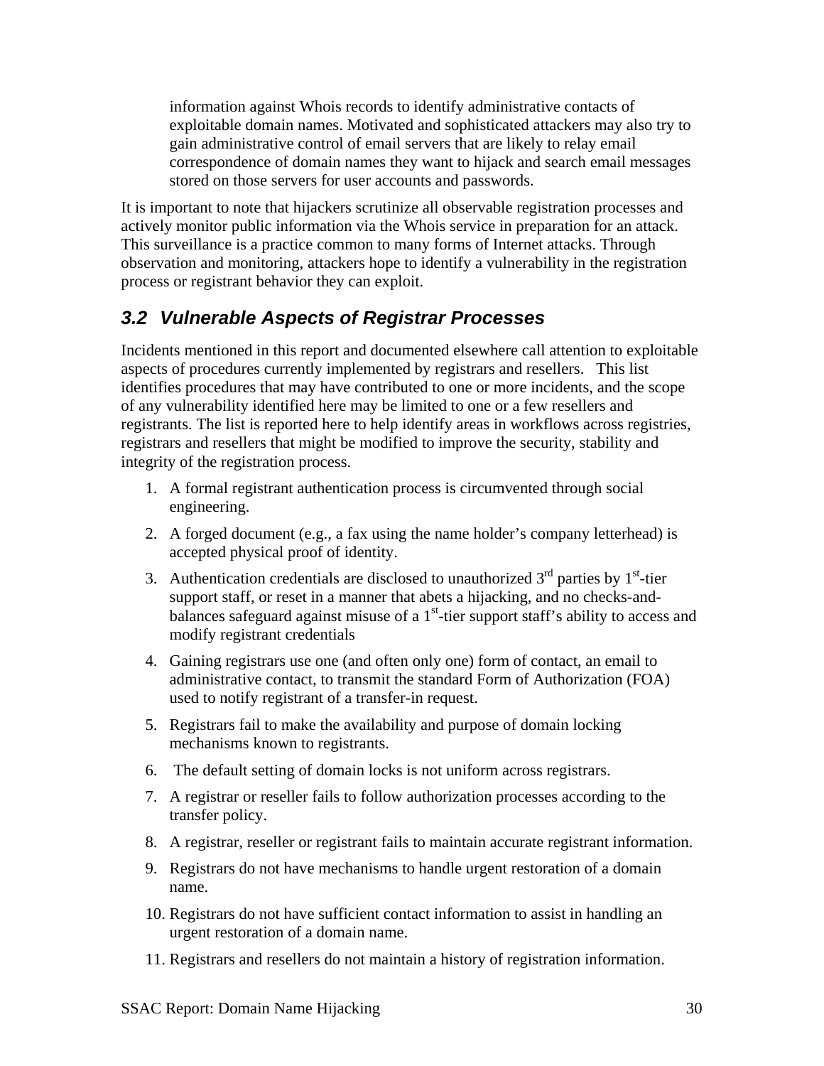information against Whois records to identify administrative contacts of exploitable domain names. Motivated and sophisticated attackers may also try to gain administrative control of email servers that are likely to relay email correspondence of domain names they want to hijack and search email messages stored on those servers for user accounts and passwords.

It is important to note that hijackers scrutinize all observable registration processes and actively monitor public information via the Whois service in preparation for an attack. This surveillance is a practice common to many forms of Internet attacks. Through observation and monitoring, attackers hope to identify a vulnerability in the registration process or registrant behavior they can exploit.

### *3.2 Vulnerable Aspects of Registrar Processes*

Incidents mentioned in this report and documented elsewhere call attention to exploitable aspects of procedures currently implemented by registrars and resellers. This list identifies procedures that may have contributed to one or more incidents, and the scope of any vulnerability identified here may be limited to one or a few resellers and registrants. The list is reported here to help identify areas in workflows across registries, registrars and resellers that might be modified to improve the security, stability and integrity of the registration process.

1. A formal registrant authentication process is circumvented through social engineering.
2. A forged document (e.g., a fax using the name holder's company letterhead) is accepted physical proof of identity.
3. Authentication credentials are disclosed to unauthorized 3rd parties by 1st-tier support staff, or reset in a manner that abets a hijacking, and no checks-and-balances safeguard against misuse of a 1st-tier support staff's ability to access and modify registrant credentials
4. Gaining registrars use one (and often only one) form of contact, an email to administrative contact, to transmit the standard Form of Authorization (FOA) used to notify registrant of a transfer-in request.
5. Registrars fail to make the availability and purpose of domain locking mechanisms known to registrants.
6. The default setting of domain locks is not uniform across registrars.
7. A registrar or reseller fails to follow authorization processes according to the transfer policy.
8. A registrar, reseller or registrant fails to maintain accurate registrant information.
9. Registrars do not have mechanisms to handle urgent restoration of a domain name.
10. Registrars do not have sufficient contact information to assist in handling an urgent restoration of a domain name.
11. Registrars and resellers do not maintain a history of registration information.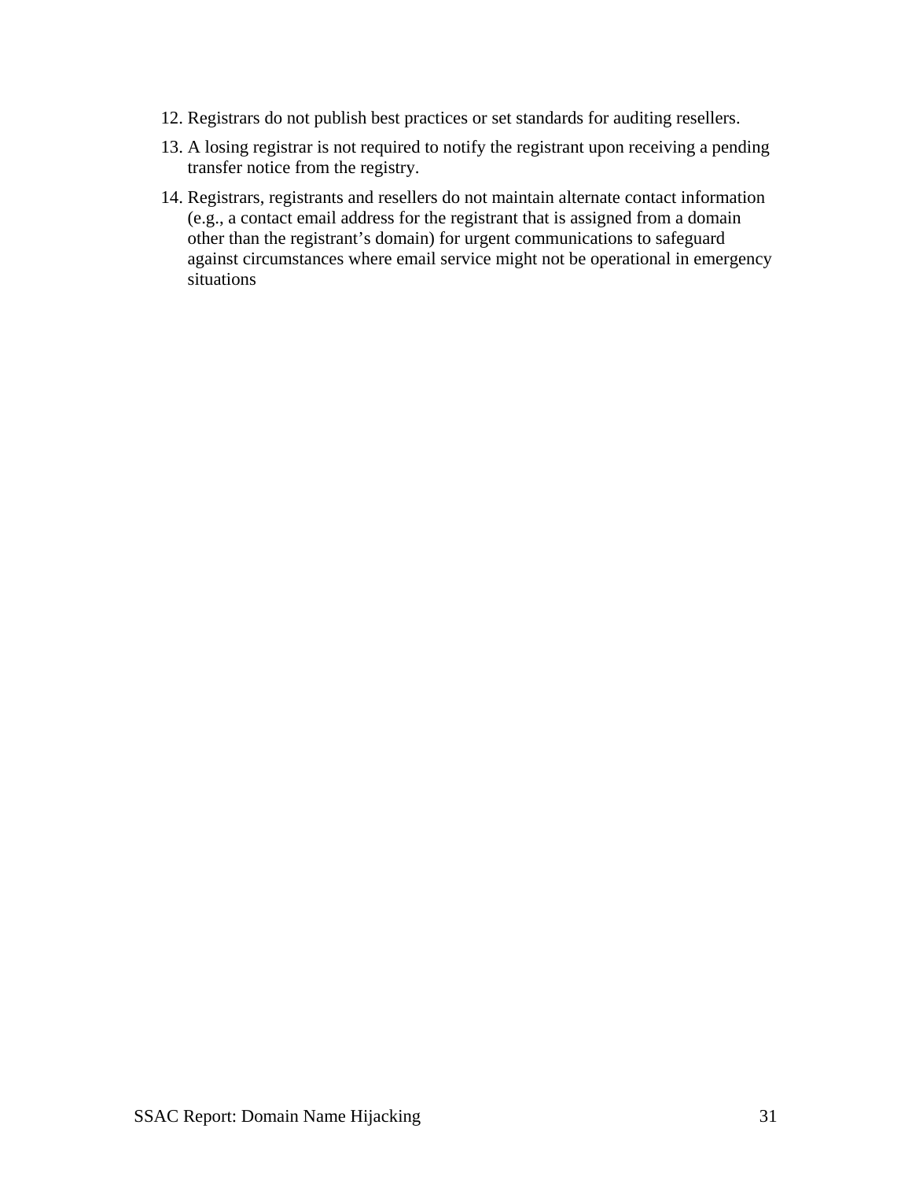12. Registrars do not publish best practices or set standards for auditing resellers.
13. A losing registrar is not required to notify the registrant upon receiving a pending transfer notice from the registry.
14. Registrars, registrants and resellers do not maintain alternate contact information (e.g., a contact email address for the registrant that is assigned from a domain other than the registrant's domain) for urgent communications to safeguard against circumstances where email service might not be operational in emergency situations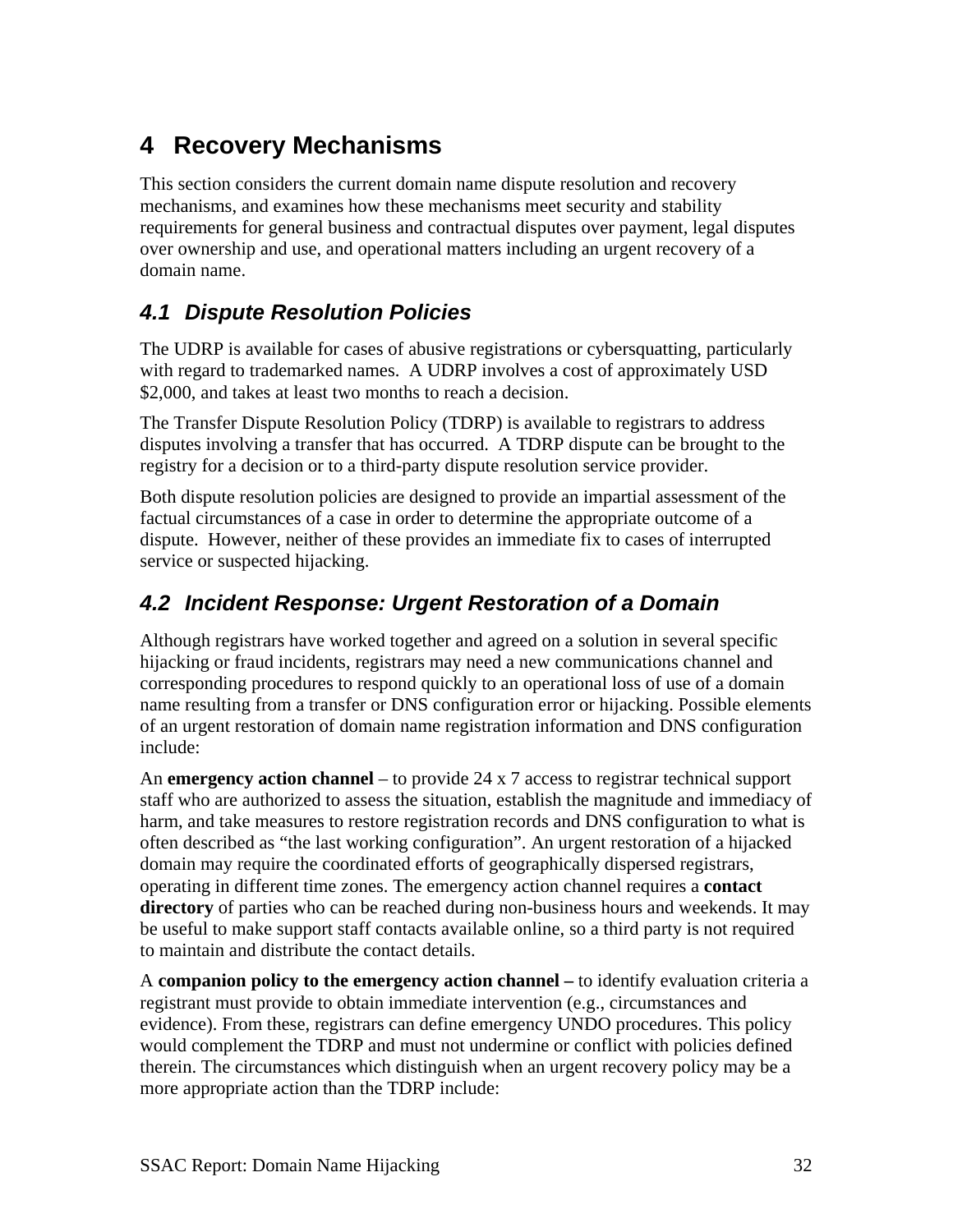# 4 Recovery Mechanisms

This section considers the current domain name dispute resolution and recovery mechanisms, and examines how these mechanisms meet security and stability requirements for general business and contractual disputes over payment, legal disputes over ownership and use, and operational matters including an urgent recovery of a domain name.

## *4.1 Dispute Resolution Policies*

The UDRP is available for cases of abusive registrations or cybersquatting, particularly with regard to trademarked names. A UDRP involves a cost of approximately USD $2,000, and takes at least two months to reach a decision.

The Transfer Dispute Resolution Policy (TDRP) is available to registrars to address disputes involving a transfer that has occurred. A TDRP dispute can be brought to the registry for a decision or to a third-party dispute resolution service provider.

Both dispute resolution policies are designed to provide an impartial assessment of the factual circumstances of a case in order to determine the appropriate outcome of a dispute. However, neither of these provides an immediate fix to cases of interrupted service or suspected hijacking.

## *4.2 Incident Response: Urgent Restoration of a Domain*

Although registrars have worked together and agreed on a solution in several specific hijacking or fraud incidents, registrars may need a new communications channel and corresponding procedures to respond quickly to an operational loss of use of a domain name resulting from a transfer or DNS configuration error or hijacking. Possible elements of an urgent restoration of domain name registration information and DNS configuration include:

An **emergency action channel** – to provide 24 x 7 access to registrar technical support staff who are authorized to assess the situation, establish the magnitude and immediacy of harm, and take measures to restore registration records and DNS configuration to what is often described as "the last working configuration". An urgent restoration of a hijacked domain may require the coordinated efforts of geographically dispersed registrars, operating in different time zones. The emergency action channel requires a **contact directory** of parties who can be reached during non-business hours and weekends. It may be useful to make support staff contacts available online, so a third party is not required to maintain and distribute the contact details.

A **companion policy to the emergency action channel –** to identify evaluation criteria a registrant must provide to obtain immediate intervention (e.g., circumstances and evidence). From these, registrars can define emergency UNDO procedures. This policy would complement the TDRP and must not undermine or conflict with policies defined therein. The circumstances which distinguish when an urgent recovery policy may be a more appropriate action than the TDRP include: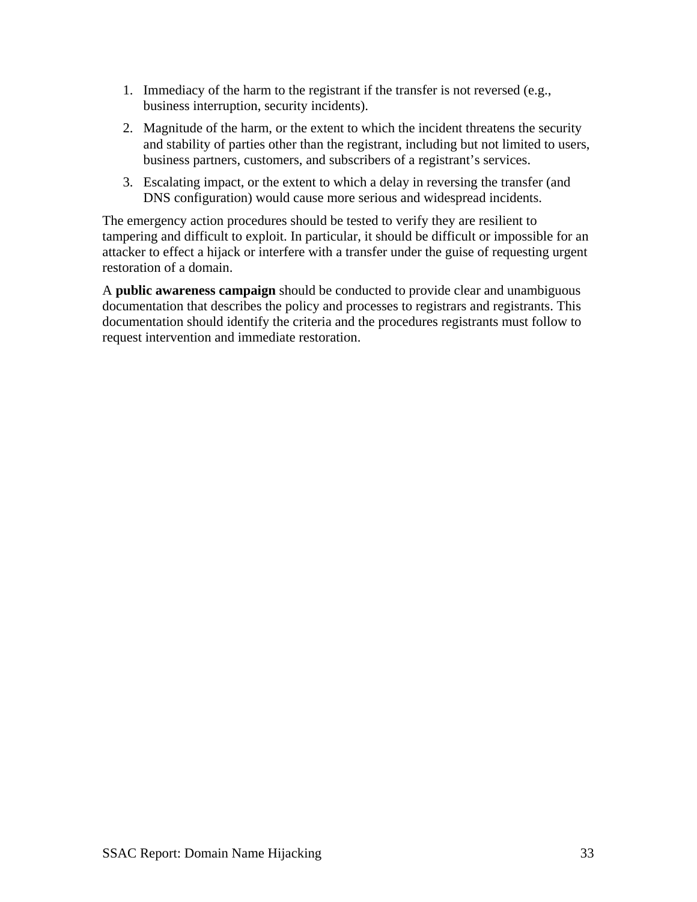1. Immediacy of the harm to the registrant if the transfer is not reversed (e.g., business interruption, security incidents).
2. Magnitude of the harm, or the extent to which the incident threatens the security and stability of parties other than the registrant, including but not limited to users, business partners, customers, and subscribers of a registrant's services.
3. Escalating impact, or the extent to which a delay in reversing the transfer (and DNS configuration) would cause more serious and widespread incidents.

The emergency action procedures should be tested to verify they are resilient to tampering and difficult to exploit. In particular, it should be difficult or impossible for an attacker to effect a hijack or interfere with a transfer under the guise of requesting urgent restoration of a domain.

A **public awareness campaign** should be conducted to provide clear and unambiguous documentation that describes the policy and processes to registrars and registrants. This documentation should identify the criteria and the procedures registrants must follow to request intervention and immediate restoration.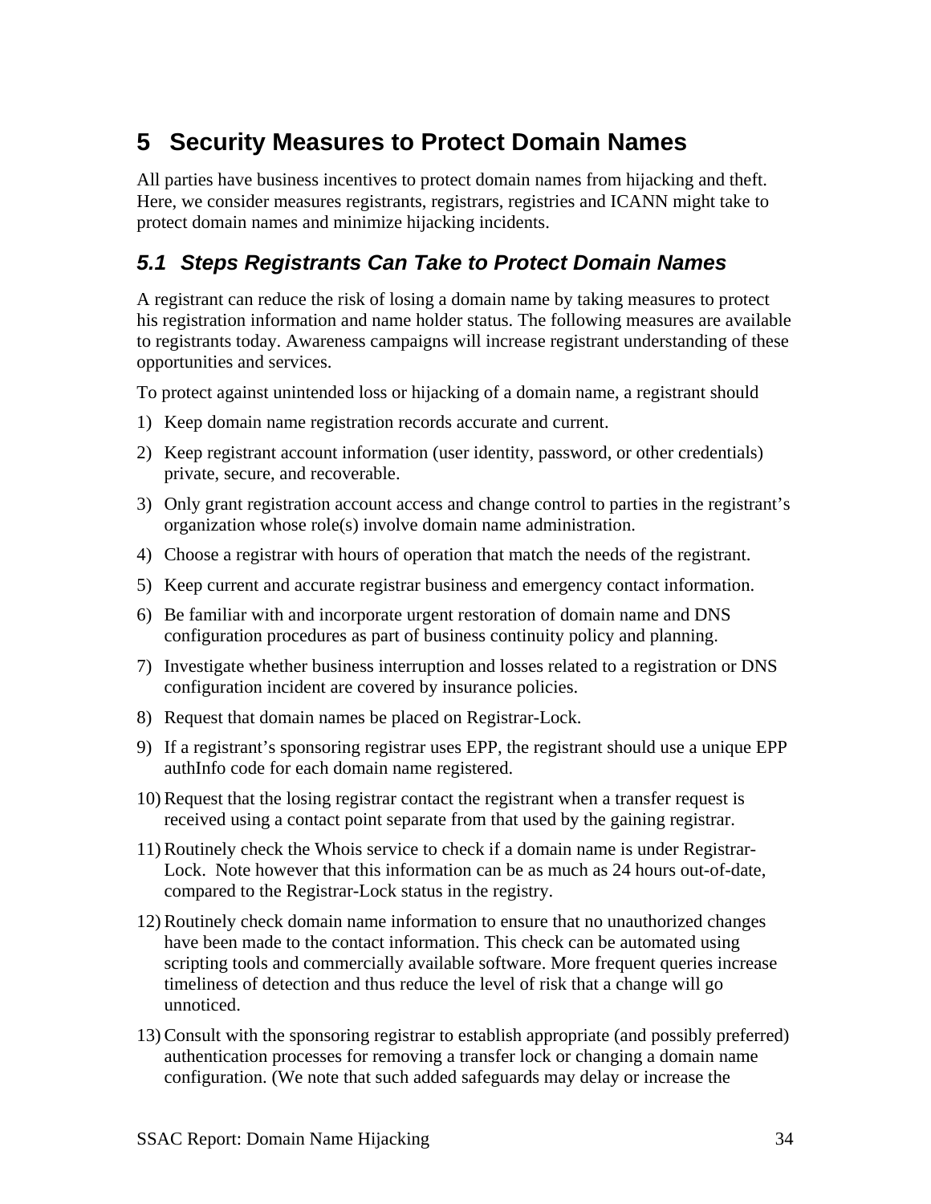# 5 Security Measures to Protect Domain Names

All parties have business incentives to protect domain names from hijacking and theft. Here, we consider measures registrants, registrars, registries and ICANN might take to protect domain names and minimize hijacking incidents.

## 5.1 Steps Registrants Can Take to Protect Domain Names

A registrant can reduce the risk of losing a domain name by taking measures to protect his registration information and name holder status. The following measures are available to registrants today. Awareness campaigns will increase registrant understanding of these opportunities and services.

To protect against unintended loss or hijacking of a domain name, a registrant should

1) Keep domain name registration records accurate and current.
2) Keep registrant account information (user identity, password, or other credentials) private, secure, and recoverable.
3) Only grant registration account access and change control to parties in the registrant's organization whose role(s) involve domain name administration.
4) Choose a registrar with hours of operation that match the needs of the registrant.
5) Keep current and accurate registrar business and emergency contact information.
6) Be familiar with and incorporate urgent restoration of domain name and DNS configuration procedures as part of business continuity policy and planning.
7) Investigate whether business interruption and losses related to a registration or DNS configuration incident are covered by insurance policies.
8) Request that domain names be placed on Registrar-Lock.
9) If a registrant's sponsoring registrar uses EPP, the registrant should use a unique EPP authInfo code for each domain name registered.
10) Request that the losing registrar contact the registrant when a transfer request is received using a contact point separate from that used by the gaining registrar.
11) Routinely check the Whois service to check if a domain name is under Registrar-Lock. Note however that this information can be as much as 24 hours out-of-date, compared to the Registrar-Lock status in the registry.
12) Routinely check domain name information to ensure that no unauthorized changes have been made to the contact information. This check can be automated using scripting tools and commercially available software. More frequent queries increase timeliness of detection and thus reduce the level of risk that a change will go unnoticed.
13) Consult with the sponsoring registrar to establish appropriate (and possibly preferred) authentication processes for removing a transfer lock or changing a domain name configuration. (We note that such added safeguards may delay or increase the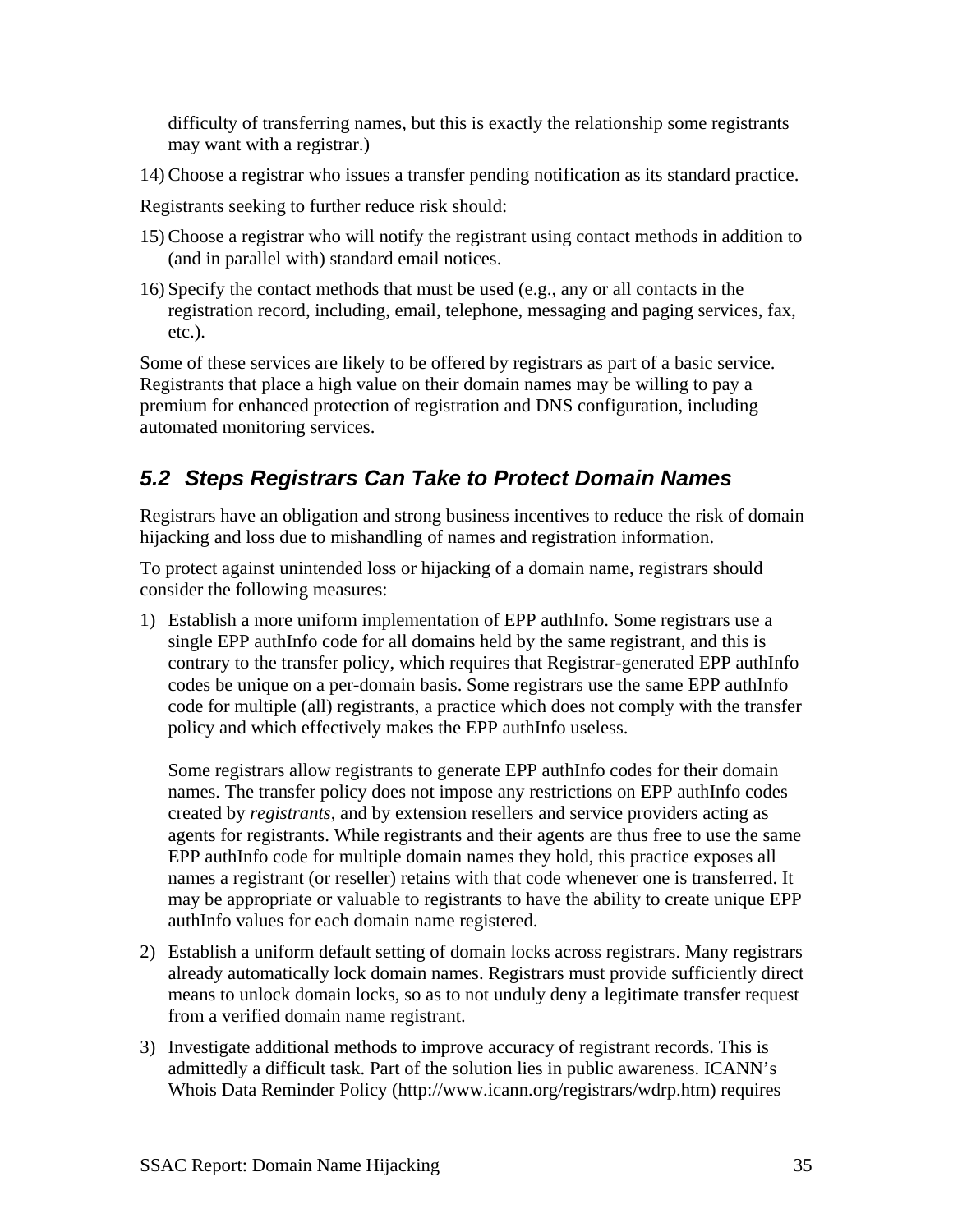difficulty of transferring names, but this is exactly the relationship some registrants may want with a registrar.)

14) Choose a registrar who issues a transfer pending notification as its standard practice.

Registrants seeking to further reduce risk should:

15) Choose a registrar who will notify the registrant using contact methods in addition to (and in parallel with) standard email notices.

16) Specify the contact methods that must be used (e.g., any or all contacts in the registration record, including, email, telephone, messaging and paging services, fax, etc.).

Some of these services are likely to be offered by registrars as part of a basic service. Registrants that place a high value on their domain names may be willing to pay a premium for enhanced protection of registration and DNS configuration, including automated monitoring services.

## 5.2 Steps Registrars Can Take to Protect Domain Names

Registrars have an obligation and strong business incentives to reduce the risk of domain hijacking and loss due to mishandling of names and registration information.

To protect against unintended loss or hijacking of a domain name, registrars should consider the following measures:

1) Establish a more uniform implementation of EPP authInfo. Some registrars use a single EPP authInfo code for all domains held by the same registrant, and this is contrary to the transfer policy, which requires that Registrar-generated EPP authInfo codes be unique on a per-domain basis. Some registrars use the same EPP authInfo code for multiple (all) registrants, a practice which does not comply with the transfer policy and which effectively makes the EPP authInfo useless.

   Some registrars allow registrants to generate EPP authInfo codes for their domain names. The transfer policy does not impose any restrictions on EPP authInfo codes created by *registrants*, and by extension resellers and service providers acting as agents for registrants. While registrants and their agents are thus free to use the same EPP authInfo code for multiple domain names they hold, this practice exposes all names a registrant (or reseller) retains with that code whenever one is transferred. It may be appropriate or valuable to registrants to have the ability to create unique EPP authInfo values for each domain name registered.

2) Establish a uniform default setting of domain locks across registrars. Many registrars already automatically lock domain names. Registrars must provide sufficiently direct means to unlock domain locks, so as to not unduly deny a legitimate transfer request from a verified domain name registrant.

3) Investigate additional methods to improve accuracy of registrant records. This is admittedly a difficult task. Part of the solution lies in public awareness. ICANN's Whois Data Reminder Policy (http://www.icann.org/registrars/wdrp.htm) requires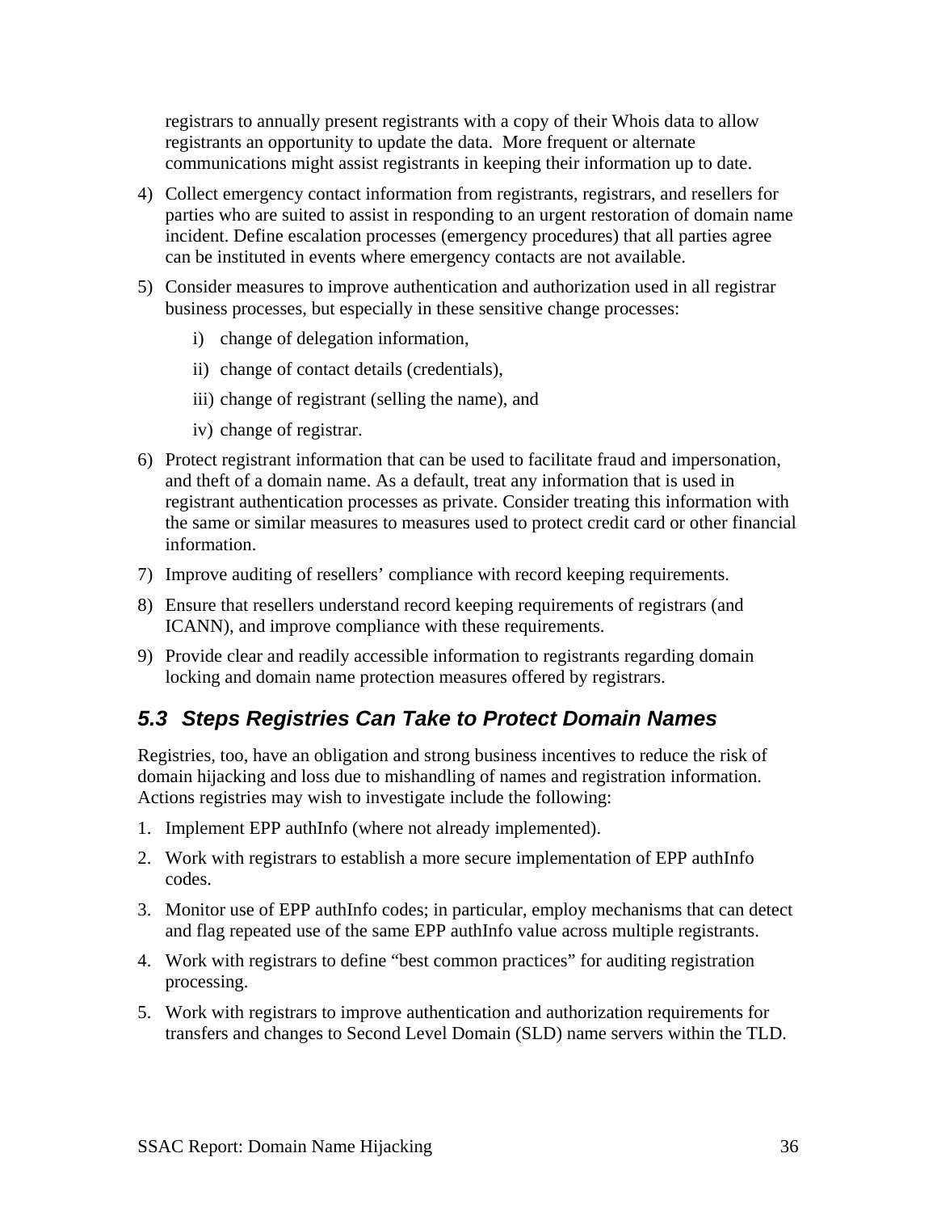registrars to annually present registrants with a copy of their Whois data to allow registrants an opportunity to update the data. More frequent or alternate communications might assist registrants in keeping their information up to date.

4) Collect emergency contact information from registrants, registrars, and resellers for parties who are suited to assist in responding to an urgent restoration of domain name incident. Define escalation processes (emergency procedures) that all parties agree can be instituted in events where emergency contacts are not available.

5) Consider measures to improve authentication and authorization used in all registrar business processes, but especially in these sensitive change processes:

   i) change of delegation information,

   ii) change of contact details (credentials),

   iii) change of registrant (selling the name), and

   iv) change of registrar.

6) Protect registrant information that can be used to facilitate fraud and impersonation, and theft of a domain name. As a default, treat any information that is used in registrant authentication processes as private. Consider treating this information with the same or similar measures to measures used to protect credit card or other financial information.

7) Improve auditing of resellers' compliance with record keeping requirements.

8) Ensure that resellers understand record keeping requirements of registrars (and ICANN), and improve compliance with these requirements.

9) Provide clear and readily accessible information to registrants regarding domain locking and domain name protection measures offered by registrars.

## 5.3 Steps Registries Can Take to Protect Domain Names

Registries, too, have an obligation and strong business incentives to reduce the risk of domain hijacking and loss due to mishandling of names and registration information. Actions registries may wish to investigate include the following:

1. Implement EPP authInfo (where not already implemented).
2. Work with registrars to establish a more secure implementation of EPP authInfo codes.
3. Monitor use of EPP authInfo codes; in particular, employ mechanisms that can detect and flag repeated use of the same EPP authInfo value across multiple registrants.
4. Work with registrars to define "best common practices" for auditing registration processing.
5. Work with registrars to improve authentication and authorization requirements for transfers and changes to Second Level Domain (SLD) name servers within the TLD.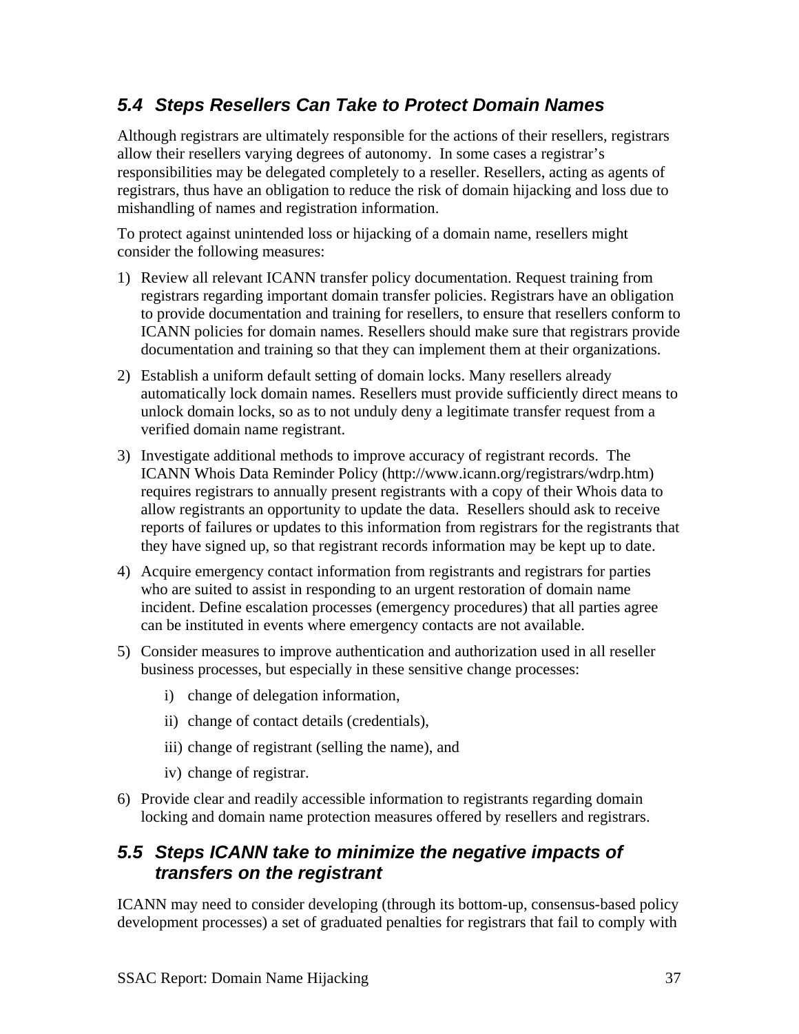### 5.4 Steps Resellers Can Take to Protect Domain Names

Although registrars are ultimately responsible for the actions of their resellers, registrars allow their resellers varying degrees of autonomy. In some cases a registrar's responsibilities may be delegated completely to a reseller. Resellers, acting as agents of registrars, thus have an obligation to reduce the risk of domain hijacking and loss due to mishandling of names and registration information.

To protect against unintended loss or hijacking of a domain name, resellers might consider the following measures:

1) Review all relevant ICANN transfer policy documentation. Request training from registrars regarding important domain transfer policies. Registrars have an obligation to provide documentation and training for resellers, to ensure that resellers conform to ICANN policies for domain names. Resellers should make sure that registrars provide documentation and training so that they can implement them at their organizations.

2) Establish a uniform default setting of domain locks. Many resellers already automatically lock domain names. Resellers must provide sufficiently direct means to unlock domain locks, so as to not unduly deny a legitimate transfer request from a verified domain name registrant.

3) Investigate additional methods to improve accuracy of registrant records. The ICANN Whois Data Reminder Policy (http://www.icann.org/registrars/wdrp.htm) requires registrars to annually present registrants with a copy of their Whois data to allow registrants an opportunity to update the data. Resellers should ask to receive reports of failures or updates to this information from registrars for the registrants that they have signed up, so that registrant records information may be kept up to date.

4) Acquire emergency contact information from registrants and registrars for parties who are suited to assist in responding to an urgent restoration of domain name incident. Define escalation processes (emergency procedures) that all parties agree can be instituted in events where emergency contacts are not available.

5) Consider measures to improve authentication and authorization used in all reseller business processes, but especially in these sensitive change processes:

   i) change of delegation information,

   ii) change of contact details (credentials),

   iii) change of registrant (selling the name), and

   iv) change of registrar.

6) Provide clear and readily accessible information to registrants regarding domain locking and domain name protection measures offered by resellers and registrars.

### 5.5 Steps ICANN take to minimize the negative impacts of transfers on the registrant

ICANN may need to consider developing (through its bottom-up, consensus-based policy development processes) a set of graduated penalties for registrars that fail to comply with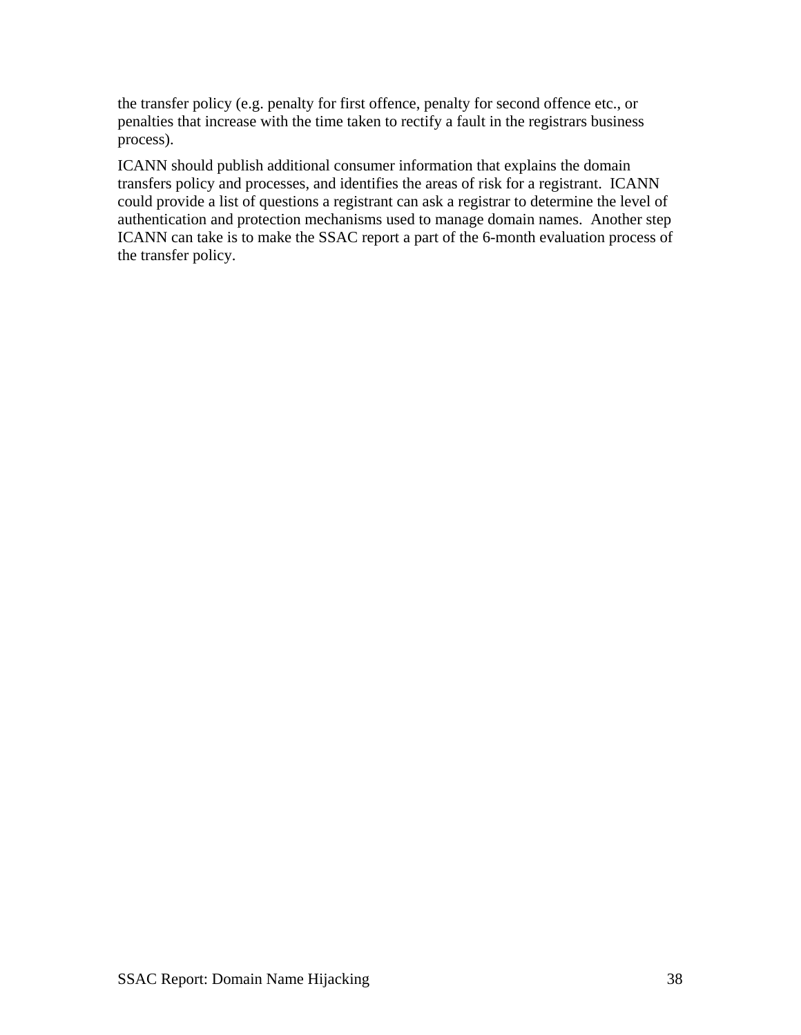the transfer policy (e.g. penalty for first offence, penalty for second offence etc., or penalties that increase with the time taken to rectify a fault in the registrars business process).

ICANN should publish additional consumer information that explains the domain transfers policy and processes, and identifies the areas of risk for a registrant. ICANN could provide a list of questions a registrant can ask a registrar to determine the level of authentication and protection mechanisms used to manage domain names. Another step ICANN can take is to make the SSAC report a part of the 6-month evaluation process of the transfer policy.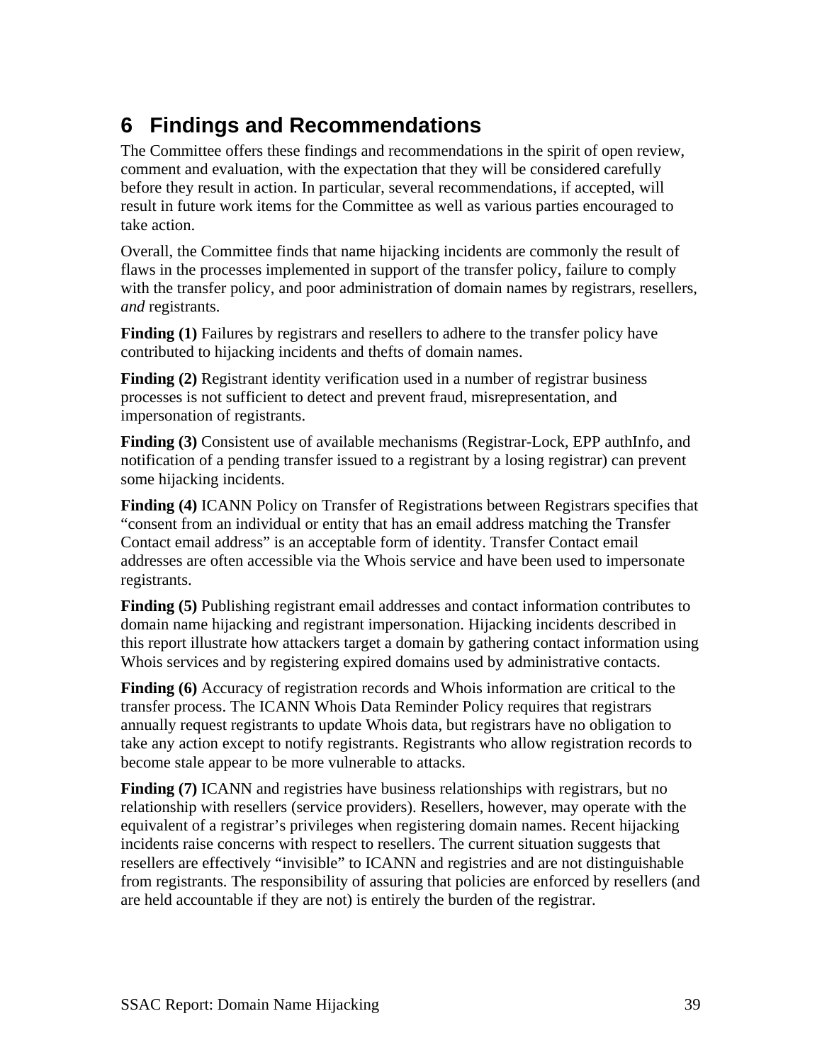# 6 Findings and Recommendations

The Committee offers these findings and recommendations in the spirit of open review, comment and evaluation, with the expectation that they will be considered carefully before they result in action. In particular, several recommendations, if accepted, will result in future work items for the Committee as well as various parties encouraged to take action.

Overall, the Committee finds that name hijacking incidents are commonly the result of flaws in the processes implemented in support of the transfer policy, failure to comply with the transfer policy, and poor administration of domain names by registrars, resellers, *and* registrants.

**Finding (1)** Failures by registrars and resellers to adhere to the transfer policy have contributed to hijacking incidents and thefts of domain names.

**Finding (2)** Registrant identity verification used in a number of registrar business processes is not sufficient to detect and prevent fraud, misrepresentation, and impersonation of registrants.

**Finding (3)** Consistent use of available mechanisms (Registrar-Lock, EPP authInfo, and notification of a pending transfer issued to a registrant by a losing registrar) can prevent some hijacking incidents.

**Finding (4)** ICANN Policy on Transfer of Registrations between Registrars specifies that "consent from an individual or entity that has an email address matching the Transfer Contact email address" is an acceptable form of identity. Transfer Contact email addresses are often accessible via the Whois service and have been used to impersonate registrants.

**Finding (5)** Publishing registrant email addresses and contact information contributes to domain name hijacking and registrant impersonation. Hijacking incidents described in this report illustrate how attackers target a domain by gathering contact information using Whois services and by registering expired domains used by administrative contacts.

**Finding (6)** Accuracy of registration records and Whois information are critical to the transfer process. The ICANN Whois Data Reminder Policy requires that registrars annually request registrants to update Whois data, but registrars have no obligation to take any action except to notify registrants. Registrants who allow registration records to become stale appear to be more vulnerable to attacks.

**Finding (7)** ICANN and registries have business relationships with registrars, but no relationship with resellers (service providers). Resellers, however, may operate with the equivalent of a registrar's privileges when registering domain names. Recent hijacking incidents raise concerns with respect to resellers. The current situation suggests that resellers are effectively "invisible" to ICANN and registries and are not distinguishable from registrants. The responsibility of assuring that policies are enforced by resellers (and are held accountable if they are not) is entirely the burden of the registrar.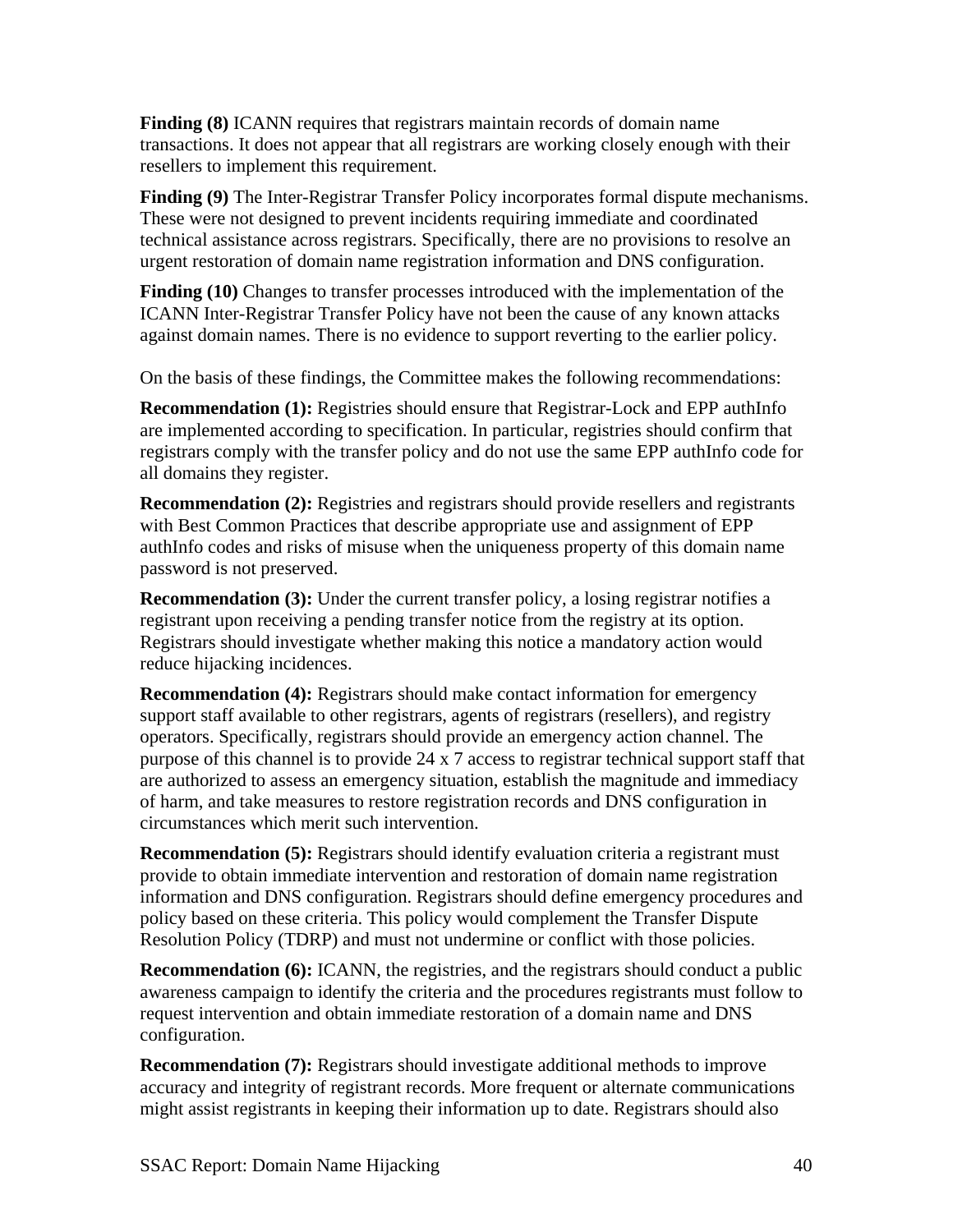**Finding (8)** ICANN requires that registrars maintain records of domain name transactions. It does not appear that all registrars are working closely enough with their resellers to implement this requirement.

**Finding (9)** The Inter-Registrar Transfer Policy incorporates formal dispute mechanisms. These were not designed to prevent incidents requiring immediate and coordinated technical assistance across registrars. Specifically, there are no provisions to resolve an urgent restoration of domain name registration information and DNS configuration.

**Finding (10)** Changes to transfer processes introduced with the implementation of the ICANN Inter-Registrar Transfer Policy have not been the cause of any known attacks against domain names. There is no evidence to support reverting to the earlier policy.

On the basis of these findings, the Committee makes the following recommendations:

**Recommendation (1):** Registries should ensure that Registrar-Lock and EPP authInfo are implemented according to specification. In particular, registries should confirm that registrars comply with the transfer policy and do not use the same EPP authInfo code for all domains they register.

**Recommendation (2):** Registries and registrars should provide resellers and registrants with Best Common Practices that describe appropriate use and assignment of EPP authInfo codes and risks of misuse when the uniqueness property of this domain name password is not preserved.

**Recommendation (3):** Under the current transfer policy, a losing registrar notifies a registrant upon receiving a pending transfer notice from the registry at its option. Registrars should investigate whether making this notice a mandatory action would reduce hijacking incidences.

**Recommendation (4):** Registrars should make contact information for emergency support staff available to other registrars, agents of registrars (resellers), and registry operators. Specifically, registrars should provide an emergency action channel. The purpose of this channel is to provide 24 x 7 access to registrar technical support staff that are authorized to assess an emergency situation, establish the magnitude and immediacy of harm, and take measures to restore registration records and DNS configuration in circumstances which merit such intervention.

**Recommendation (5):** Registrars should identify evaluation criteria a registrant must provide to obtain immediate intervention and restoration of domain name registration information and DNS configuration. Registrars should define emergency procedures and policy based on these criteria. This policy would complement the Transfer Dispute Resolution Policy (TDRP) and must not undermine or conflict with those policies.

**Recommendation (6):** ICANN, the registries, and the registrars should conduct a public awareness campaign to identify the criteria and the procedures registrants must follow to request intervention and obtain immediate restoration of a domain name and DNS configuration.

**Recommendation (7):** Registrars should investigate additional methods to improve accuracy and integrity of registrant records. More frequent or alternate communications might assist registrants in keeping their information up to date. Registrars should also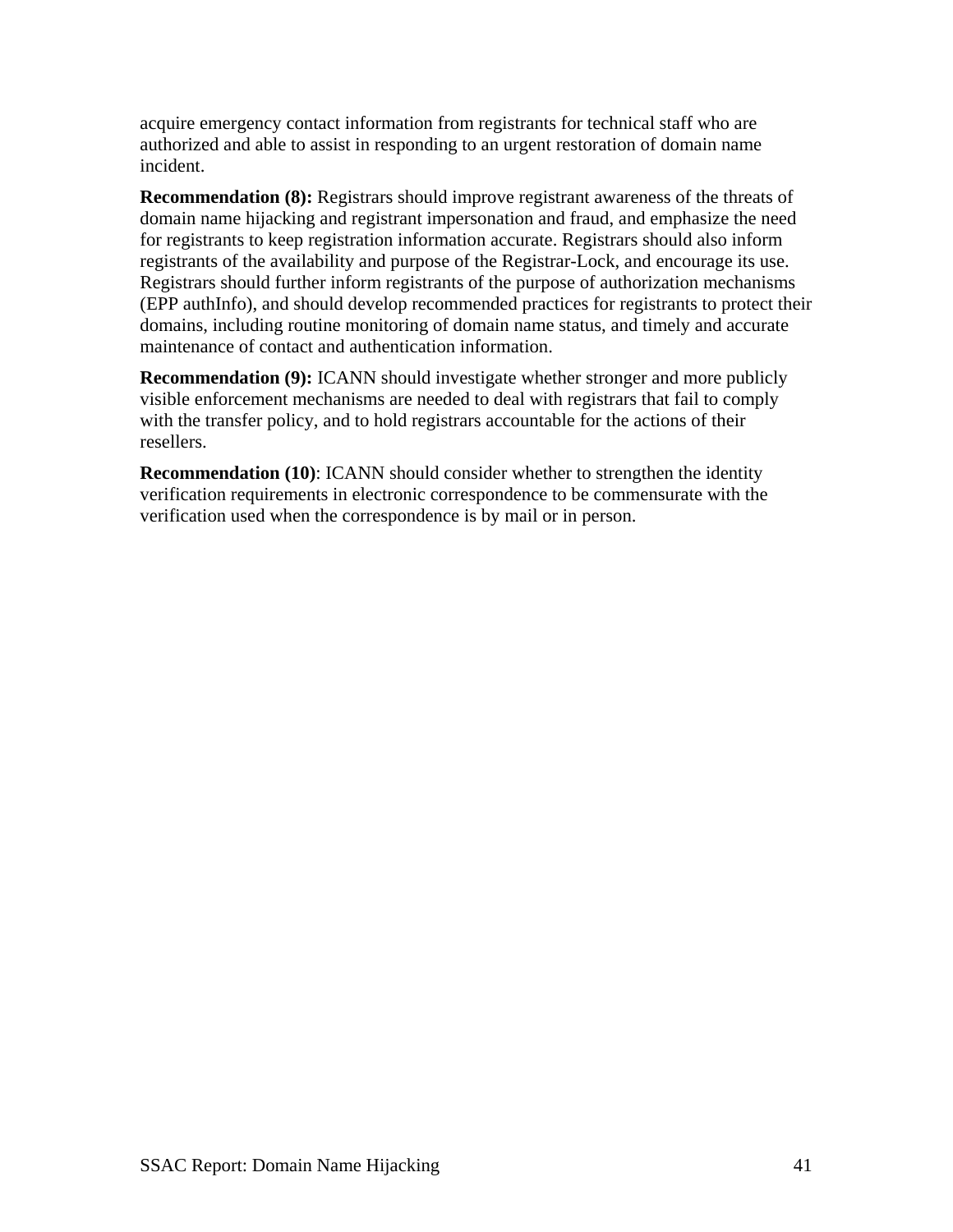acquire emergency contact information from registrants for technical staff who are authorized and able to assist in responding to an urgent restoration of domain name incident.

**Recommendation (8):** Registrars should improve registrant awareness of the threats of domain name hijacking and registrant impersonation and fraud, and emphasize the need for registrants to keep registration information accurate. Registrars should also inform registrants of the availability and purpose of the Registrar-Lock, and encourage its use. Registrars should further inform registrants of the purpose of authorization mechanisms (EPP authInfo), and should develop recommended practices for registrants to protect their domains, including routine monitoring of domain name status, and timely and accurate maintenance of contact and authentication information.

**Recommendation (9):** ICANN should investigate whether stronger and more publicly visible enforcement mechanisms are needed to deal with registrars that fail to comply with the transfer policy, and to hold registrars accountable for the actions of their resellers.

**Recommendation (10)**: ICANN should consider whether to strengthen the identity verification requirements in electronic correspondence to be commensurate with the verification used when the correspondence is by mail or in person.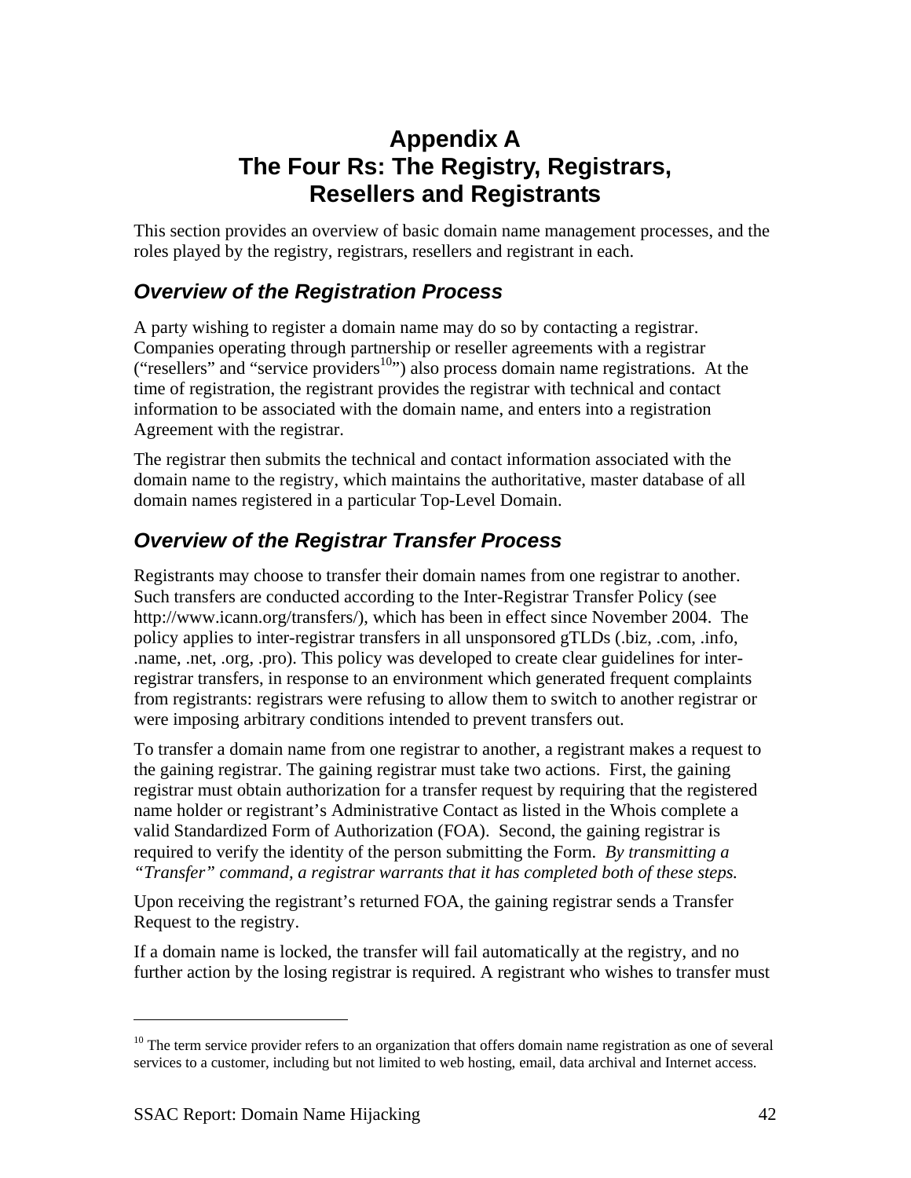# Appendix A
# The Four Rs: The Registry, Registrars, Resellers and Registrants

This section provides an overview of basic domain name management processes, and the roles played by the registry, registrars, resellers and registrant in each.

## *Overview of the Registration Process*

A party wishing to register a domain name may do so by contacting a registrar. Companies operating through partnership or reseller agreements with a registrar ("resellers" and "service providers[10]") also process domain name registrations. At the time of registration, the registrant provides the registrar with technical and contact information to be associated with the domain name, and enters into a registration Agreement with the registrar.

The registrar then submits the technical and contact information associated with the domain name to the registry, which maintains the authoritative, master database of all domain names registered in a particular Top-Level Domain.

## *Overview of the Registrar Transfer Process*

Registrants may choose to transfer their domain names from one registrar to another. Such transfers are conducted according to the Inter-Registrar Transfer Policy (see http://www.icann.org/transfers/), which has been in effect since November 2004. The policy applies to inter-registrar transfers in all unsponsored gTLDs (.biz, .com, .info, .name, .net, .org, .pro). This policy was developed to create clear guidelines for inter-registrar transfers, in response to an environment which generated frequent complaints from registrants: registrars were refusing to allow them to switch to another registrar or were imposing arbitrary conditions intended to prevent transfers out.

To transfer a domain name from one registrar to another, a registrant makes a request to the gaining registrar. The gaining registrar must take two actions. First, the gaining registrar must obtain authorization for a transfer request by requiring that the registered name holder or registrant's Administrative Contact as listed in the Whois complete a valid Standardized Form of Authorization (FOA). Second, the gaining registrar is required to verify the identity of the person submitting the Form. *By transmitting a "Transfer" command, a registrar warrants that it has completed both of these steps.*

Upon receiving the registrant's returned FOA, the gaining registrar sends a Transfer Request to the registry.

If a domain name is locked, the transfer will fail automatically at the registry, and no further action by the losing registrar is required. A registrant who wishes to transfer must

[10] The term service provider refers to an organization that offers domain name registration as one of several services to a customer, including but not limited to web hosting, email, data archival and Internet access.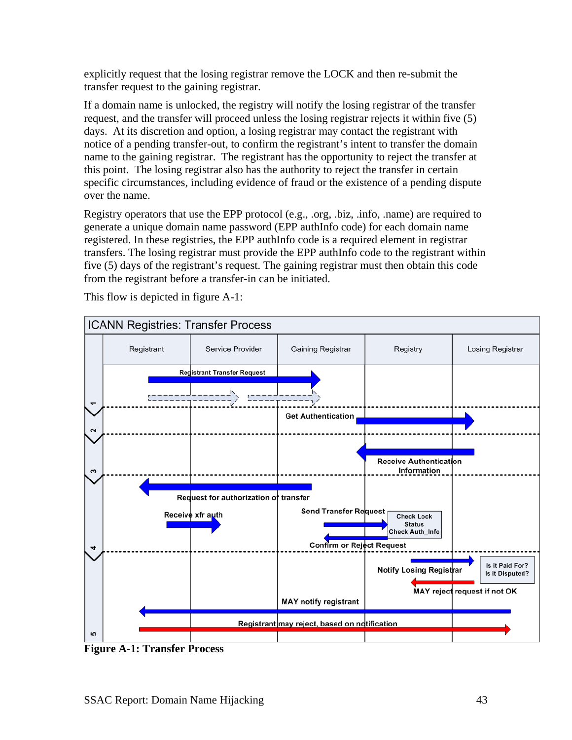explicitly request that the losing registrar remove the LOCK and then re-submit the transfer request to the gaining registrar.

If a domain name is unlocked, the registry will notify the losing registrar of the transfer request, and the transfer will proceed unless the losing registrar rejects it within five (5) days. At its discretion and option, a losing registrar may contact the registrant with notice of a pending transfer-out, to confirm the registrant's intent to transfer the domain name to the gaining registrar. The registrant has the opportunity to reject the transfer at this point. The losing registrar also has the authority to reject the transfer in certain specific circumstances, including evidence of fraud or the existence of a pending dispute over the name.

Registry operators that use the EPP protocol (e.g., .org, .biz, .info, .name) are required to generate a unique domain name password (EPP authInfo code) for each domain name registered. In these registries, the EPP authInfo code is a required element in registrar transfers. The losing registrar must provide the EPP authInfo code to the registrant within five (5) days of the registrant's request. The gaining registrar must then obtain this code from the registrant before a transfer-in can be initiated.

This flow is depicted in figure A-1:

**Figure A-1: Transfer Process**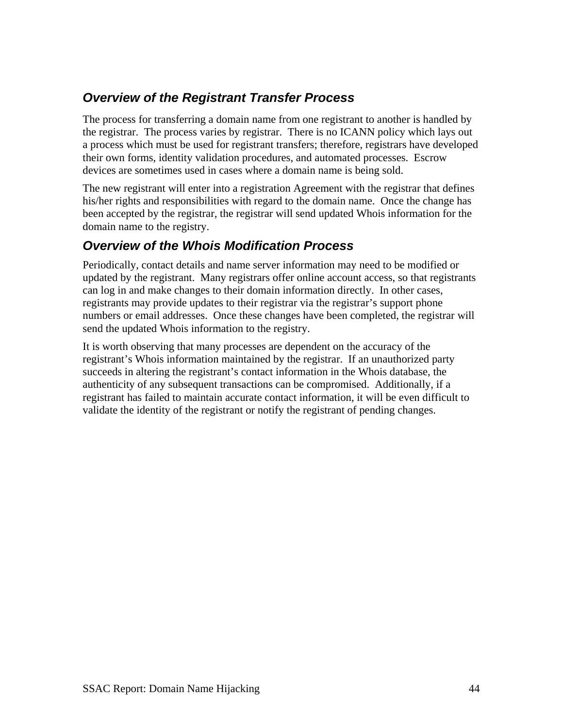### *Overview of the Registrant Transfer Process*

The process for transferring a domain name from one registrant to another is handled by the registrar. The process varies by registrar. There is no ICANN policy which lays out a process which must be used for registrant transfers; therefore, registrars have developed their own forms, identity validation procedures, and automated processes. Escrow devices are sometimes used in cases where a domain name is being sold.

The new registrant will enter into a registration Agreement with the registrar that defines his/her rights and responsibilities with regard to the domain name. Once the change has been accepted by the registrar, the registrar will send updated Whois information for the domain name to the registry.

### *Overview of the Whois Modification Process*

Periodically, contact details and name server information may need to be modified or updated by the registrant. Many registrars offer online account access, so that registrants can log in and make changes to their domain information directly. In other cases, registrants may provide updates to their registrar via the registrar's support phone numbers or email addresses. Once these changes have been completed, the registrar will send the updated Whois information to the registry.

It is worth observing that many processes are dependent on the accuracy of the registrant's Whois information maintained by the registrar. If an unauthorized party succeeds in altering the registrant's contact information in the Whois database, the authenticity of any subsequent transactions can be compromised. Additionally, if a registrant has failed to maintain accurate contact information, it will be even difficult to validate the identity of the registrant or notify the registrant of pending changes.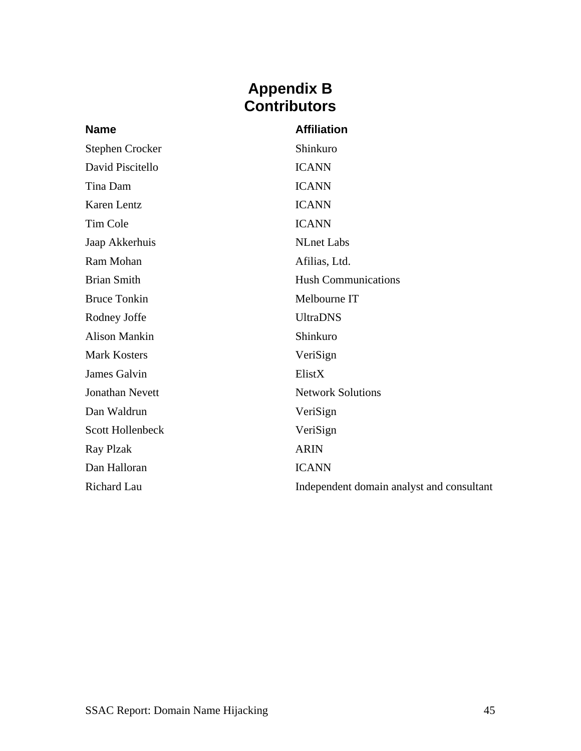# Appendix B
# Contributors

| Name | Affiliation |
| --- | --- |
| Stephen Crocker | Shinkuro |
| David Piscitello | ICANN |
| Tina Dam | ICANN |
| Karen Lentz | ICANN |
| Tim Cole | ICANN |
| Jaap Akkerhuis | NLnet Labs |
| Ram Mohan | Afilias, Ltd. |
| Brian Smith | Hush Communications |
| Bruce Tonkin | Melbourne IT |
| Rodney Joffe | UltraDNS |
| Alison Mankin | Shinkuro |
| Mark Kosters | VeriSign |
| James Galvin | ElistX |
| Jonathan Nevett | Network Solutions |
| Dan Waldrun | VeriSign |
| Scott Hollenbeck | VeriSign |
| Ray Plzak | ARIN |
| Dan Halloran | ICANN |
| Richard Lau | Independent domain analyst and consultant |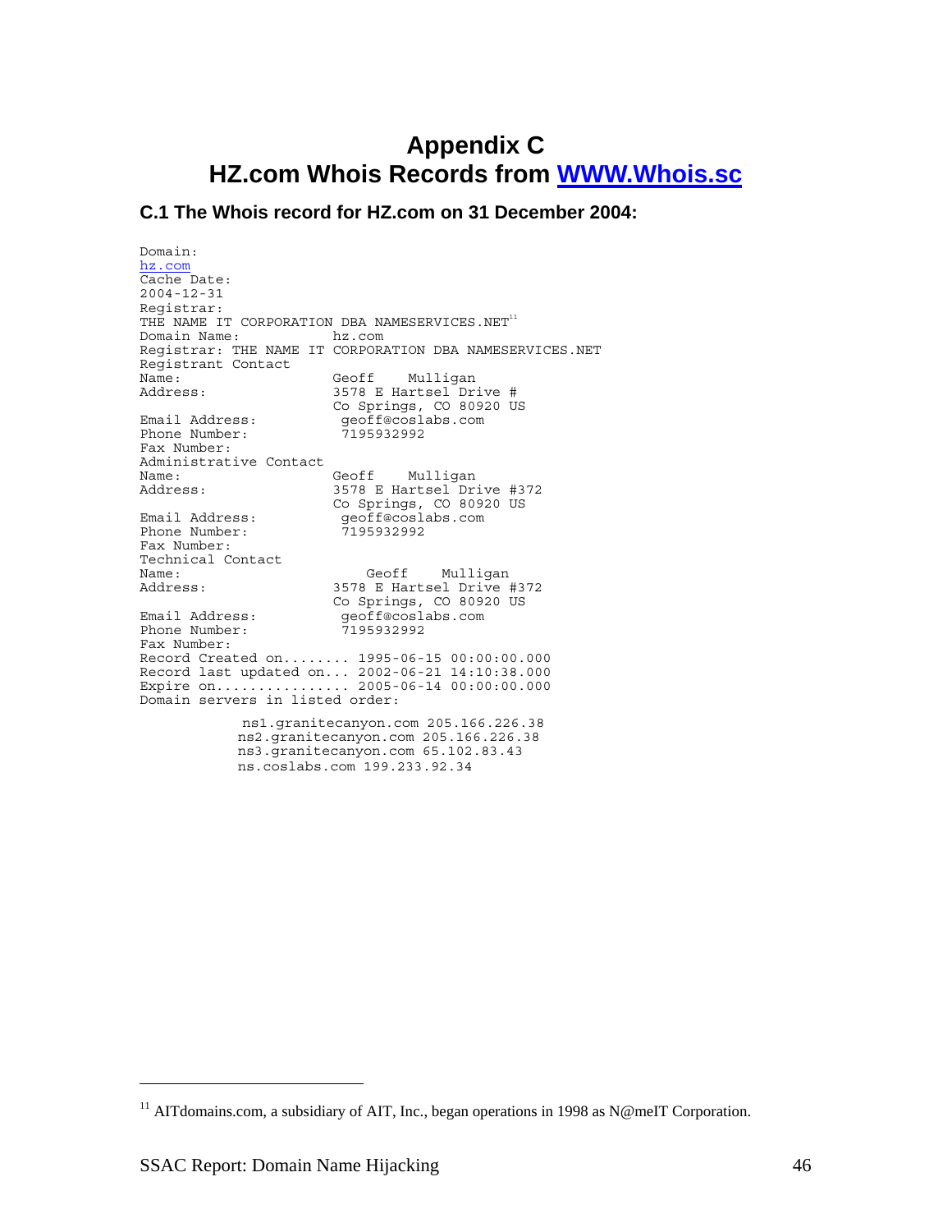# Appendix C
# HZ.com Whois Records from WWW.Whois.sc

### C.1 The Whois record for HZ.com on 31 December 2004:

```
Domain:
hz.com
Cache Date:
2004-12-31
Registrar:
THE NAME IT CORPORATION DBA NAMESERVICES.NET[11]
Domain Name:            hz.com
Registrar: THE NAME IT CORPORATION DBA NAMESERVICES.NET
Registrant Contact
Name:                   Geoff    Mulligan
Address:                3578 E Hartsel Drive #
                        Co Springs, CO 80920 US
Email Address:           geoff@coslabs.com
Phone Number:            7195932992
Fax Number:
Administrative Contact
Name:                   Geoff    Mulligan
Address:                3578 E Hartsel Drive #372
                        Co Springs, CO 80920 US
Email Address:           geoff@coslabs.com
Phone Number:            7195932992
Fax Number:
Technical Contact
Name:                       Geoff    Mulligan
Address:                3578 E Hartsel Drive #372
                        Co Springs, CO 80920 US
Email Address:           geoff@coslabs.com
Phone Number:            7195932992
Fax Number:
Record Created on........ 1995-06-15 00:00:00.000
Record last updated on... 2002-06-21 14:10:38.000
Expire on................ 2005-06-14 00:00:00.000
Domain servers in listed order:

            ns1.granitecanyon.com 205.166.226.38
            ns2.granitecanyon.com 205.166.226.38
            ns3.granitecanyon.com 65.102.83.43
            ns.coslabs.com 199.233.92.34
```

[11] AITdomains.com, a subsidiary of AIT, Inc., began operations in 1998 as N@meIT Corporation.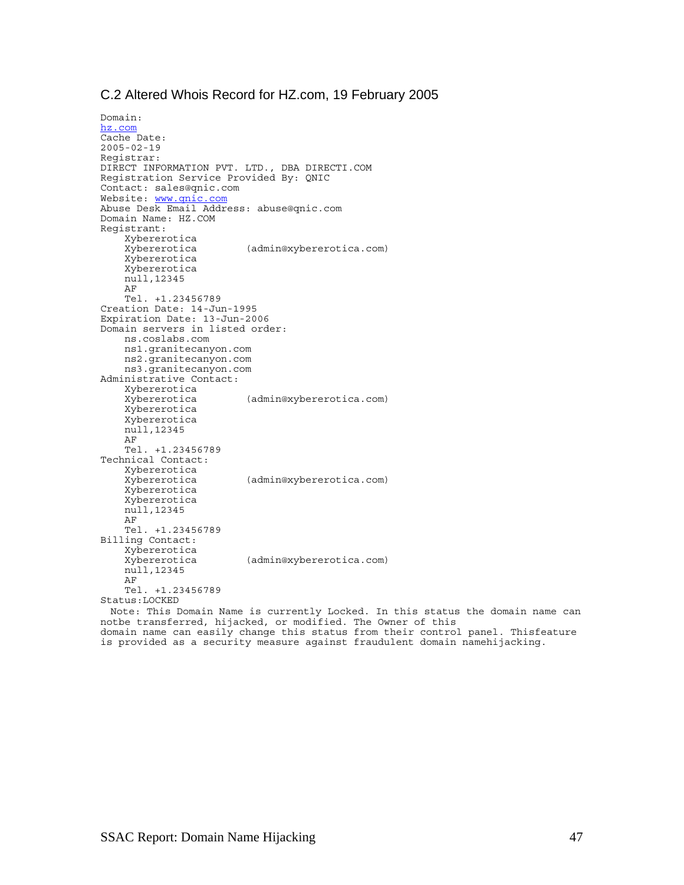## C.2 Altered Whois Record for HZ.com, 19 February 2005

```
Domain:
hz.com
Cache Date:
2005-02-19
Registrar:
DIRECT INFORMATION PVT. LTD., DBA DIRECTI.COM
Registration Service Provided By: QNIC
Contact: sales@qnic.com
Website: www.qnic.com
Abuse Desk Email Address: abuse@qnic.com
Domain Name: HZ.COM
Registrant:
    Xybererotica
    Xybererotica        (admin@xybererotica.com)
    Xybererotica
    Xybererotica
    null,12345
    AF
    Tel. +1.23456789
Creation Date: 14-Jun-1995
Expiration Date: 13-Jun-2006
Domain servers in listed order:
    ns.coslabs.com
    ns1.granitecanyon.com
    ns2.granitecanyon.com
    ns3.granitecanyon.com
Administrative Contact:
    Xybererotica
    Xybererotica        (admin@xybererotica.com)
    Xybererotica
    Xybererotica
    null,12345
    AF
    Tel. +1.23456789
Technical Contact:
    Xybererotica
    Xybererotica        (admin@xybererotica.com)
    Xybererotica
    Xybererotica
    null,12345
    AF
    Tel. +1.23456789
Billing Contact:
    Xybererotica
    Xybererotica        (admin@xybererotica.com)
    null,12345
    AF
    Tel. +1.23456789
Status:LOCKED
  Note: This Domain Name is currently Locked. In this status the domain name can
notbe transferred, hijacked, or modified. The Owner of this
domain name can easily change this status from their control panel. Thisfeature
is provided as a security measure against fraudulent domain namehijacking.
```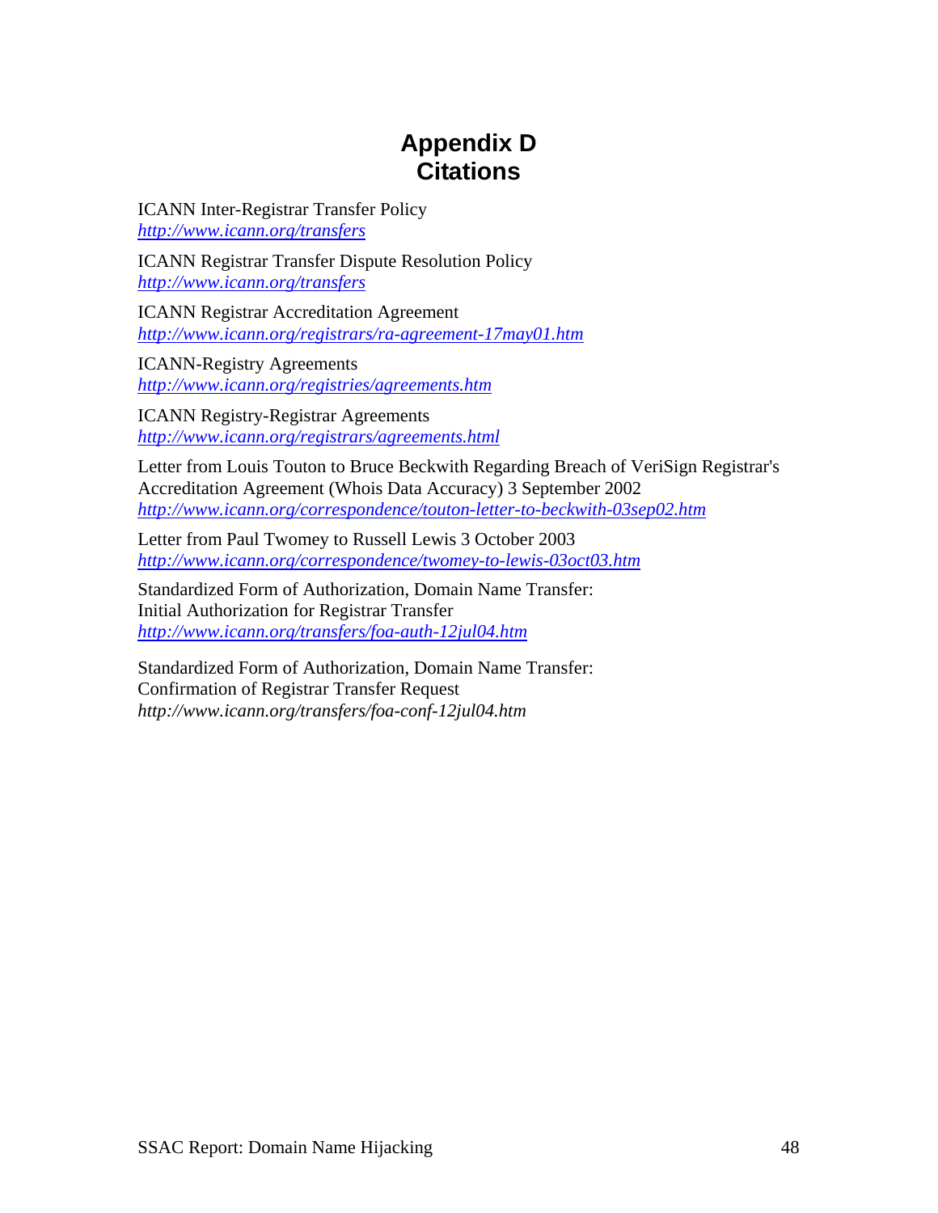# Appendix D
# Citations

ICANN Inter-Registrar Transfer Policy
*http://www.icann.org/transfers*

ICANN Registrar Transfer Dispute Resolution Policy
*http://www.icann.org/transfers*

ICANN Registrar Accreditation Agreement
*http://www.icann.org/registrars/ra-agreement-17may01.htm*

ICANN-Registry Agreements
*http://www.icann.org/registries/agreements.htm*

ICANN Registry-Registrar Agreements
*http://www.icann.org/registrars/agreements.html*

Letter from Louis Touton to Bruce Beckwith Regarding Breach of VeriSign Registrar's Accreditation Agreement (Whois Data Accuracy) 3 September 2002
*http://www.icann.org/correspondence/touton-letter-to-beckwith-03sep02.htm*

Letter from Paul Twomey to Russell Lewis 3 October 2003
*http://www.icann.org/correspondence/twomey-to-lewis-03oct03.htm*

Standardized Form of Authorization, Domain Name Transfer:
Initial Authorization for Registrar Transfer
*http://www.icann.org/transfers/foa-auth-12jul04.htm*

Standardized Form of Authorization, Domain Name Transfer:
Confirmation of Registrar Transfer Request
*http://www.icann.org/transfers/foa-conf-12jul04.htm*